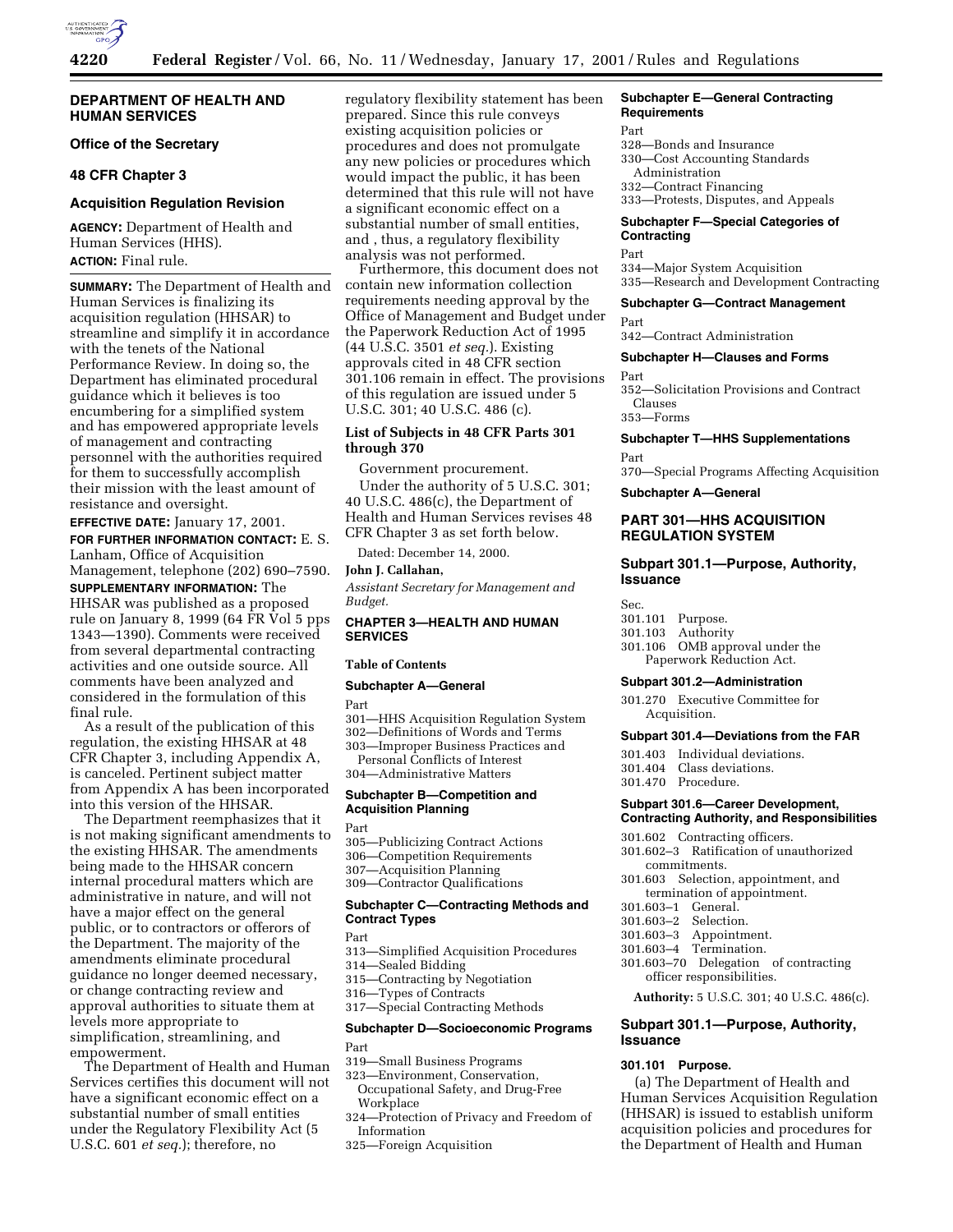## DEPARTMENT OF HEALTH AND HUMAN SERVICES

### Office of the Secretary

### 48 CFR Chapter 3

### Acquisition Regulation Revision

**AGENCY:** Department of Health and Human Services (HHS).

**ACTION:** Final rule.

**SUMMARY:** The Department of Health and Human Services is finalizing its acquisition regulation (HHSAR) to streamline and simplify it in accordance with the tenets of the National Performance Review. In doing so, the Department has eliminated procedural guidance which it believes is too encumbering for a simplified system and has empowered appropriate levels of management and contracting personnel with the authorities required for them to successfully accomplish their mission with the least amount of resistance and oversight.

**EFFECTIVE DATE:** January 17, 2001.

**FOR FURTHER INFORMATION CONTACT:** E. S. Lanham, Office of Acquisition Management, telephone (202) 690–7590.

**SUPPLEMENTARY INFORMATION:** The HHSAR was published as a proposed rule on January 8, 1999 (64 FR Vol 5 pps 1343—1390). Comments were received from several departmental contracting activities and one outside source. All comments have been analyzed and considered in the formulation of this final rule.

As a result of the publication of this regulation, the existing HHSAR at 48 CFR Chapter 3, including Appendix A, is canceled. Pertinent subject matter from Appendix A has been incorporated into this version of the HHSAR.

The Department reemphasizes that it is not making significant amendments to the existing HHSAR. The amendments being made to the HHSAR concern internal procedural matters which are administrative in nature, and will not have a major effect on the general public, or to contractors or offerors of the Department. The majority of the amendments eliminate procedural guidance no longer deemed necessary, or change contracting review and approval authorities to situate them at levels more appropriate to simplification, streamlining, and empowerment.

The Department of Health and Human Services certifies this document will not have a significant economic effect on a substantial number of small entities under the Regulatory Flexibility Act (5 U.S.C. 601 *et seq.*); therefore, no regulatory flexibility statement has been prepared. Since this rule conveys existing acquisition policies or procedures and does not promulgate any new policies or procedures which would impact the public, it has been determined that this rule will not have a significant economic effect on a substantial number of small entities, and , thus, a regulatory flexibility analysis was not performed.

Furthermore, this document does not contain new information collection requirements needing approval by the Office of Management and Budget under the Paperwork Reduction Act of 1995 (44 U.S.C. 3501 *et seq.*). Existing approvals cited in 48 CFR section 301.106 remain in effect. The provisions of this regulation are issued under 5 U.S.C. 301; 40 U.S.C. 486 (c).

### List of Subjects in 48 CFR Parts 301 through 370

Government procurement.

Under the authority of 5 U.S.C. 301; 40 U.S.C. 486(c), the Department of Health and Human Services revises 48 CFR Chapter 3 as set forth below.

Dated: December 14, 2000.

**John J. Callahan,**

*Assistant Secretary for Management and Budget.*

## CHAPTER 3—HEALTH AND HUMAN SERVICES

**Table of Contents**

**Subchapter A—General**

Part
301—HHS Acquisition Regulation System
302—Definitions of Words and Terms
303—Improper Business Practices and Personal Conflicts of Interest
304—Administrative Matters

**Subchapter B—Competition and Acquisition Planning**

Part
305—Publicizing Contract Actions
306—Competition Requirements
307—Acquisition Planning
309—Contractor Qualifications

**Subchapter C—Contracting Methods and Contract Types**

Part
313—Simplified Acquisition Procedures
314—Sealed Bidding
315—Contracting by Negotiation
316—Types of Contracts
317—Special Contracting Methods

**Subchapter D—Socioeconomic Programs**

Part
319—Small Business Programs
323—Environment, Conservation, Occupational Safety, and Drug-Free Workplace
324—Protection of Privacy and Freedom of Information
325—Foreign Acquisition

**Subchapter E—General Contracting Requirements**

Part
328—Bonds and Insurance
330—Cost Accounting Standards Administration
332—Contract Financing
333—Protests, Disputes, and Appeals

**Subchapter F—Special Categories of Contracting**

Part
334—Major System Acquisition
335—Research and Development Contracting

**Subchapter G—Contract Management**

Part
342—Contract Administration

**Subchapter H—Clauses and Forms**

Part
352—Solicitation Provisions and Contract Clauses
353—Forms

**Subchapter T—HHS Supplementations**

Part
370—Special Programs Affecting Acquisition

**Subchapter A—General**

## PART 301—HHS ACQUISITION REGULATION SYSTEM

### Subpart 301.1—Purpose, Authority, Issuance

Sec.
301.101 Purpose.
301.103 Authority
301.106 OMB approval under the Paperwork Reduction Act.

**Subpart 301.2—Administration**

301.270 Executive Committee for Acquisition.

**Subpart 301.4—Deviations from the FAR**

301.403 Individual deviations.
301.404 Class deviations.
301.470 Procedure.

**Subpart 301.6—Career Development, Contracting Authority, and Responsibilities**

301.602 Contracting officers.
301.602–3 Ratification of unauthorized commitments.
301.603 Selection, appointment, and termination of appointment.
301.603–1 General.
301.603–2 Selection.
301.603–3 Appointment.
301.603–4 Termination.
301.603–70 Delegation of contracting officer responsibilities.

**Authority:** 5 U.S.C. 301; 40 U.S.C. 486(c).

### Subpart 301.1—Purpose, Authority, Issuance

#### 301.101 Purpose.

(a) The Department of Health and Human Services Acquisition Regulation (HHSAR) is issued to establish uniform acquisition policies and procedures for the Department of Health and Human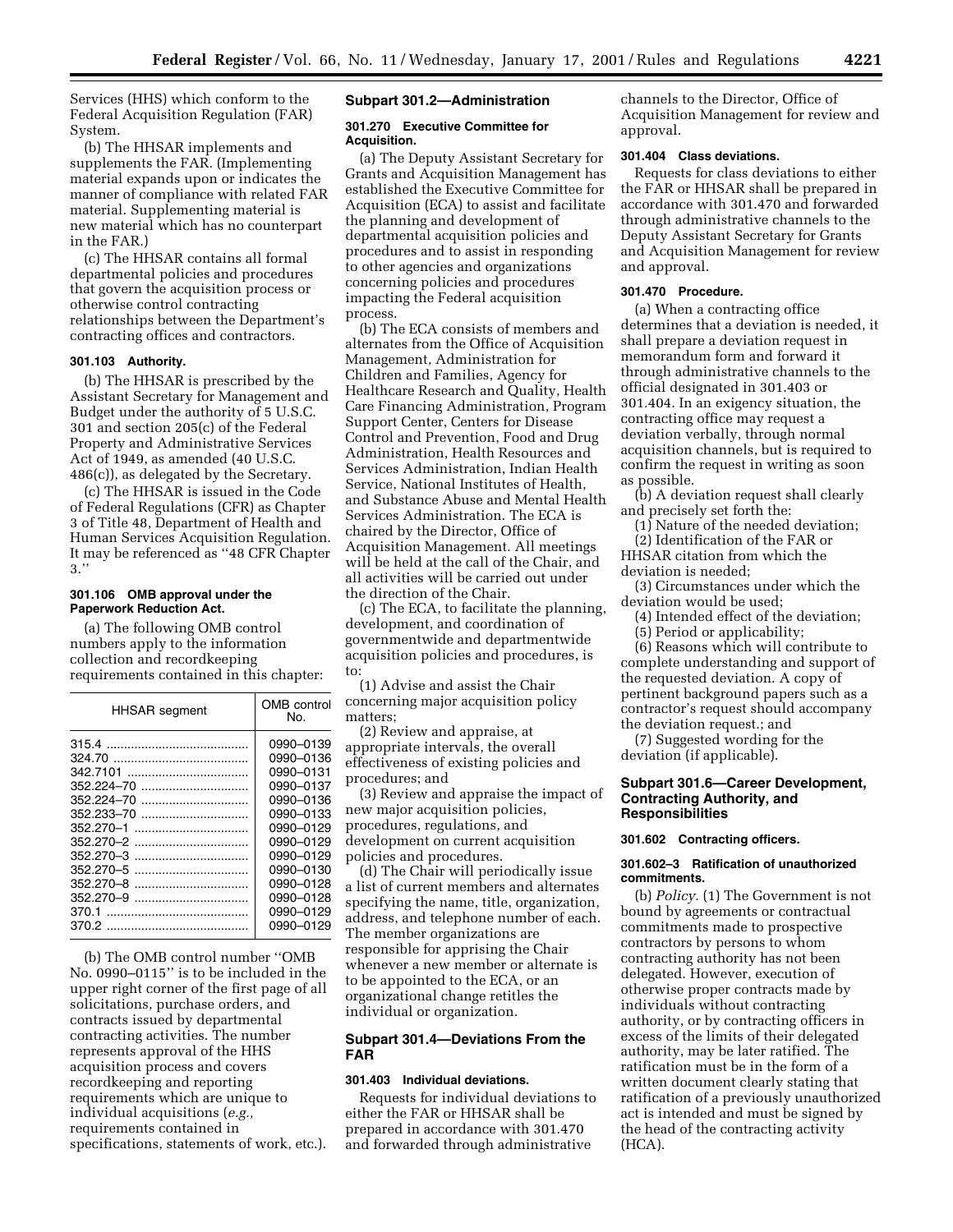Services (HHS) which conform to the Federal Acquisition Regulation (FAR) System.

(b) The HHSAR implements and supplements the FAR. (Implementing material expands upon or indicates the manner of compliance with related FAR material. Supplementing material is new material which has no counterpart in the FAR.)

(c) The HHSAR contains all formal departmental policies and procedures that govern the acquisition process or otherwise control contracting relationships between the Department's contracting offices and contractors.

#### 301.103 Authority.

(b) The HHSAR is prescribed by the Assistant Secretary for Management and Budget under the authority of 5 U.S.C. 301 and section 205(c) of the Federal Property and Administrative Services Act of 1949, as amended (40 U.S.C. 486(c)), as delegated by the Secretary.

(c) The HHSAR is issued in the Code of Federal Regulations (CFR) as Chapter 3 of Title 48, Department of Health and Human Services Acquisition Regulation. It may be referenced as ''48 CFR Chapter 3.''

#### 301.106 OMB approval under the Paperwork Reduction Act.

(a) The following OMB control numbers apply to the information collection and recordkeeping requirements contained in this chapter:

| HHSAR segment | OMB control No. |
|---|---|
| 315.4 | 0990–0139 |
| 324.70 | 0990–0136 |
| 342.7101 | 0990–0131 |
| 352.224–70 | 0990–0137 |
| 352.224–70 | 0990–0136 |
| 352.233–70 | 0990–0133 |
| 352.270–1 | 0990–0129 |
| 352.270–2 | 0990–0129 |
| 352.270–3 | 0990–0129 |
| 352.270–5 | 0990–0130 |
| 352.270–8 | 0990–0128 |
| 352.270–9 | 0990–0128 |
| 370.1 | 0990–0129 |
| 370.2 | 0990–0129 |

(b) The OMB control number ''OMB No. 0990–0115'' is to be included in the upper right corner of the first page of all solicitations, purchase orders, and contracts issued by departmental contracting activities. The number represents approval of the HHS acquisition process and covers recordkeeping and reporting requirements which are unique to individual acquisitions (*e.g.,* requirements contained in specifications, statements of work, etc.).

### Subpart 301.2—Administration

#### 301.270 Executive Committee for Acquisition.

(a) The Deputy Assistant Secretary for Grants and Acquisition Management has established the Executive Committee for Acquisition (ECA) to assist and facilitate the planning and development of departmental acquisition policies and procedures and to assist in responding to other agencies and organizations concerning policies and procedures impacting the Federal acquisition process.

(b) The ECA consists of members and alternates from the Office of Acquisition Management, Administration for Children and Families, Agency for Healthcare Research and Quality, Health Care Financing Administration, Program Support Center, Centers for Disease Control and Prevention, Food and Drug Administration, Health Resources and Services Administration, Indian Health Service, National Institutes of Health, and Substance Abuse and Mental Health Services Administration. The ECA is chaired by the Director, Office of Acquisition Management. All meetings will be held at the call of the Chair, and all activities will be carried out under the direction of the Chair.

(c) The ECA, to facilitate the planning, development, and coordination of governmentwide and departmentwide acquisition policies and procedures, is to:

(1) Advise and assist the Chair concerning major acquisition policy matters;

(2) Review and appraise, at appropriate intervals, the overall effectiveness of existing policies and procedures; and

(3) Review and appraise the impact of new major acquisition policies, procedures, regulations, and development on current acquisition policies and procedures.

(d) The Chair will periodically issue a list of current members and alternates specifying the name, title, organization, address, and telephone number of each. The member organizations are responsible for apprising the Chair whenever a new member or alternate is to be appointed to the ECA, or an organizational change retitles the individual or organization.

### Subpart 301.4—Deviations From the FAR

#### 301.403 Individual deviations.

Requests for individual deviations to either the FAR or HHSAR shall be prepared in accordance with 301.470 and forwarded through administrative channels to the Director, Office of Acquisition Management for review and approval.

#### 301.404 Class deviations.

Requests for class deviations to either the FAR or HHSAR shall be prepared in accordance with 301.470 and forwarded through administrative channels to the Deputy Assistant Secretary for Grants and Acquisition Management for review and approval.

#### 301.470 Procedure.

(a) When a contracting office determines that a deviation is needed, it shall prepare a deviation request in memorandum form and forward it through administrative channels to the official designated in 301.403 or 301.404. In an exigency situation, the contracting office may request a deviation verbally, through normal acquisition channels, but is required to confirm the request in writing as soon as possible.

(b) A deviation request shall clearly and precisely set forth the:

(1) Nature of the needed deviation;

(2) Identification of the FAR or HHSAR citation from which the deviation is needed;

(3) Circumstances under which the deviation would be used;

(4) Intended effect of the deviation;

(5) Period or applicability;

(6) Reasons which will contribute to complete understanding and support of the requested deviation. A copy of pertinent background papers such as a contractor's request should accompany the deviation request.; and

(7) Suggested wording for the deviation (if applicable).

### Subpart 301.6—Career Development, Contracting Authority, and Responsibilities

#### 301.602 Contracting officers.

#### 301.602–3 Ratification of unauthorized commitments.

(b) *Policy.* (1) The Government is not bound by agreements or contractual commitments made to prospective contractors by persons to whom contracting authority has not been delegated. However, execution of otherwise proper contracts made by individuals without contracting authority, or by contracting officers in excess of the limits of their delegated authority, may be later ratified. The ratification must be in the form of a written document clearly stating that ratification of a previously unauthorized act is intended and must be signed by the head of the contracting activity (HCA).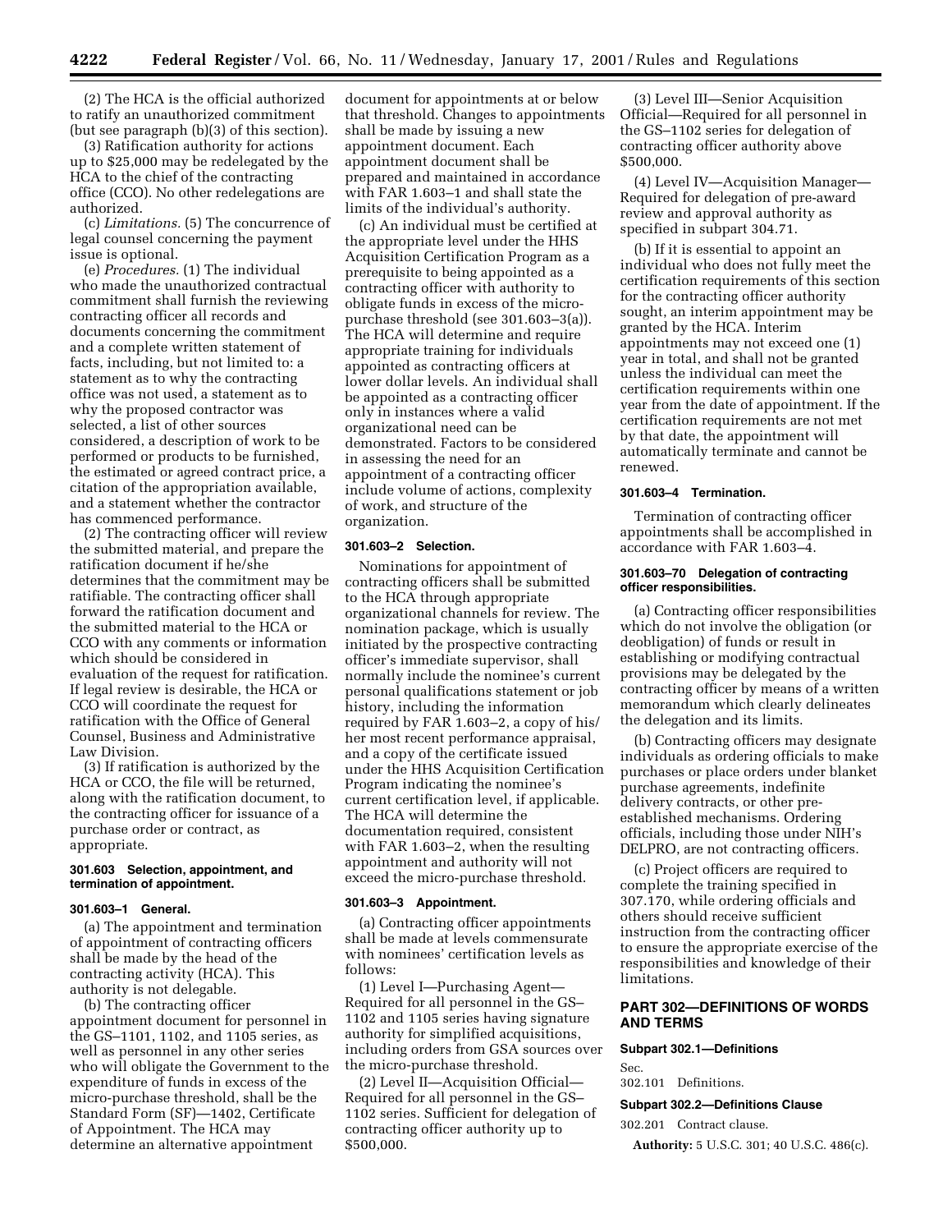(2) The HCA is the official authorized to ratify an unauthorized commitment (but see paragraph (b)(3) of this section).

(3) Ratification authority for actions up to $25,000 may be redelegated by the HCA to the chief of the contracting office (CCO). No other redelegations are authorized.

(c) *Limitations.* (5) The concurrence of legal counsel concerning the payment issue is optional.

(e) *Procedures.* (1) The individual who made the unauthorized contractual commitment shall furnish the reviewing contracting officer all records and documents concerning the commitment and a complete written statement of facts, including, but not limited to: a statement as to why the contracting office was not used, a statement as to why the proposed contractor was selected, a list of other sources considered, a description of work to be performed or products to be furnished, the estimated or agreed contract price, a citation of the appropriation available, and a statement whether the contractor has commenced performance.

(2) The contracting officer will review the submitted material, and prepare the ratification document if he/she determines that the commitment may be ratifiable. The contracting officer shall forward the ratification document and the submitted material to the HCA or CCO with any comments or information which should be considered in evaluation of the request for ratification. If legal review is desirable, the HCA or CCO will coordinate the request for ratification with the Office of General Counsel, Business and Administrative Law Division.

(3) If ratification is authorized by the HCA or CCO, the file will be returned, along with the ratification document, to the contracting officer for issuance of a purchase order or contract, as appropriate.

#### 301.603 Selection, appointment, and termination of appointment.

#### 301.603–1 General.

(a) The appointment and termination of appointment of contracting officers shall be made by the head of the contracting activity (HCA). This authority is not delegable.

(b) The contracting officer appointment document for personnel in the GS–1101, 1102, and 1105 series, as well as personnel in any other series who will obligate the Government to the expenditure of funds in excess of the micro-purchase threshold, shall be the Standard Form (SF)—1402, Certificate of Appointment. The HCA may determine an alternative appointment document for appointments at or below that threshold. Changes to appointments shall be made by issuing a new appointment document. Each appointment document shall be prepared and maintained in accordance with FAR 1.603–1 and shall state the limits of the individual's authority.

(c) An individual must be certified at the appropriate level under the HHS Acquisition Certification Program as a prerequisite to being appointed as a contracting officer with authority to obligate funds in excess of the micro-purchase threshold (see 301.603–3(a)). The HCA will determine and require appropriate training for individuals appointed as contracting officers at lower dollar levels. An individual shall be appointed as a contracting officer only in instances where a valid organizational need can be demonstrated. Factors to be considered in assessing the need for an appointment of a contracting officer include volume of actions, complexity of work, and structure of the organization.

#### 301.603–2 Selection.

Nominations for appointment of contracting officers shall be submitted to the HCA through appropriate organizational channels for review. The nomination package, which is usually initiated by the prospective contracting officer's immediate supervisor, shall normally include the nominee's current personal qualifications statement or job history, including the information required by FAR 1.603–2, a copy of his/her most recent performance appraisal, and a copy of the certificate issued under the HHS Acquisition Certification Program indicating the nominee's current certification level, if applicable. The HCA will determine the documentation required, consistent with FAR 1.603–2, when the resulting appointment and authority will not exceed the micro-purchase threshold.

#### 301.603–3 Appointment.

(a) Contracting officer appointments shall be made at levels commensurate with nominees' certification levels as follows:

(1) Level I—Purchasing Agent—Required for all personnel in the GS–1102 and 1105 series having signature authority for simplified acquisitions, including orders from GSA sources over the micro-purchase threshold.

(2) Level II—Acquisition Official—Required for all personnel in the GS–1102 series. Sufficient for delegation of contracting officer authority up to $500,000.

(3) Level III—Senior Acquisition Official—Required for all personnel in the GS–1102 series for delegation of contracting officer authority above $500,000.

(4) Level IV—Acquisition Manager—Required for delegation of pre-award review and approval authority as specified in subpart 304.71.

(b) If it is essential to appoint an individual who does not fully meet the certification requirements of this section for the contracting officer authority sought, an interim appointment may be granted by the HCA. Interim appointments may not exceed one (1) year in total, and shall not be granted unless the individual can meet the certification requirements within one year from the date of appointment. If the certification requirements are not met by that date, the appointment will automatically terminate and cannot be renewed.

#### 301.603–4 Termination.

Termination of contracting officer appointments shall be accomplished in accordance with FAR 1.603–4.

#### 301.603–70 Delegation of contracting officer responsibilities.

(a) Contracting officer responsibilities which do not involve the obligation (or deobligation) of funds or result in establishing or modifying contractual provisions may be delegated by the contracting officer by means of a written memorandum which clearly delineates the delegation and its limits.

(b) Contracting officers may designate individuals as ordering officials to make purchases or place orders under blanket purchase agreements, indefinite delivery contracts, or other pre-established mechanisms. Ordering officials, including those under NIH's DELPRO, are not contracting officers.

(c) Project officers are required to complete the training specified in 307.170, while ordering officials and others should receive sufficient instruction from the contracting officer to ensure the appropriate exercise of the responsibilities and knowledge of their limitations.

## PART 302—DEFINITIONS OF WORDS AND TERMS

#### Subpart 302.1—Definitions

Sec.
302.101 Definitions.

#### Subpart 302.2—Definitions Clause

302.201 Contract clause.

**Authority:** 5 U.S.C. 301; 40 U.S.C. 486(c).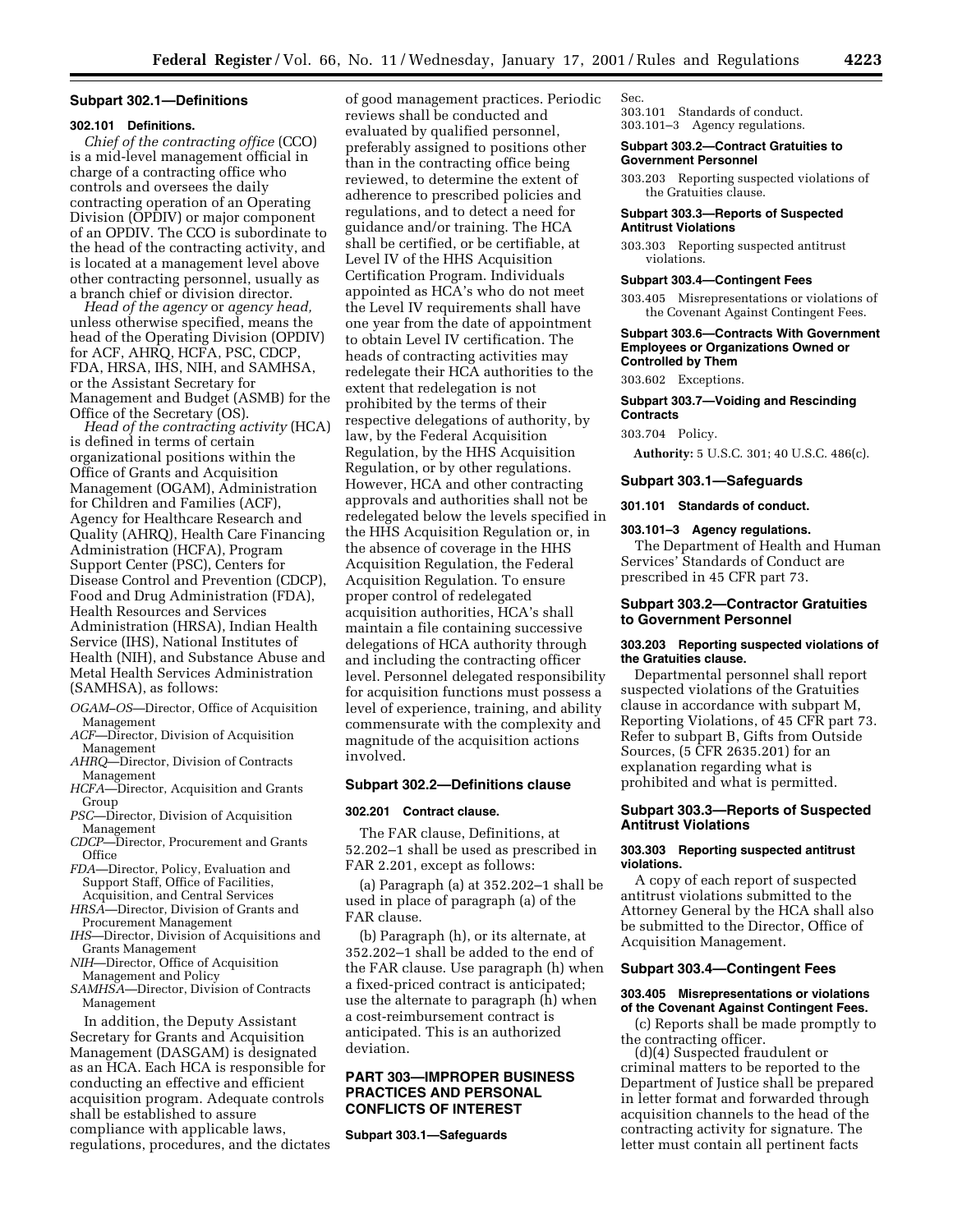## Subpart 302.1—Definitions

### 302.101 Definitions.

*Chief of the contracting office* (CCO) is a mid-level management official in charge of a contracting office who controls and oversees the daily contracting operation of an Operating Division (OPDIV) or major component of an OPDIV. The CCO is subordinate to the head of the contracting activity, and is located at a management level above other contracting personnel, usually as a branch chief or division director.

*Head of the agency* or *agency head,* unless otherwise specified, means the head of the Operating Division (OPDIV) for ACF, AHRQ, HCFA, PSC, CDCP, FDA, HRSA, IHS, NIH, and SAMHSA, or the Assistant Secretary for Management and Budget (ASMB) for the Office of the Secretary (OS).

*Head of the contracting activity* (HCA) is defined in terms of certain organizational positions within the Office of Grants and Acquisition Management (OGAM), Administration for Children and Families (ACF), Agency for Healthcare Research and Quality (AHRQ), Health Care Financing Administration (HCFA), Program Support Center (PSC), Centers for Disease Control and Prevention (CDCP), Food and Drug Administration (FDA), Health Resources and Services Administration (HRSA), Indian Health Service (IHS), National Institutes of Health (NIH), and Substance Abuse and Metal Health Services Administration (SAMHSA), as follows:

*OGAM–OS*—Director, Office of Acquisition Management
*ACF*—Director, Division of Acquisition Management
*AHRQ*—Director, Division of Contracts Management
*HCFA*—Director, Acquisition and Grants Group
*PSC*—Director, Division of Acquisition Management
*CDCP*—Director, Procurement and Grants Office
*FDA*—Director, Policy, Evaluation and Support Staff, Office of Facilities, Acquisition, and Central Services
*HRSA*—Director, Division of Grants and Procurement Management
*IHS*—Director, Division of Acquisitions and Grants Management
*NIH*—Director, Office of Acquisition Management and Policy
*SAMHSA*—Director, Division of Contracts Management

In addition, the Deputy Assistant Secretary for Grants and Acquisition Management (DASGAM) is designated as an HCA. Each HCA is responsible for conducting an effective and efficient acquisition program. Adequate controls shall be established to assure compliance with applicable laws, regulations, procedures, and the dictates of good management practices. Periodic reviews shall be conducted and evaluated by qualified personnel, preferably assigned to positions other than in the contracting office being reviewed, to determine the extent of adherence to prescribed policies and regulations, and to detect a need for guidance and/or training. The HCA shall be certified, or be certifiable, at Level IV of the HHS Acquisition Certification Program. Individuals appointed as HCA's who do not meet the Level IV requirements shall have one year from the date of appointment to obtain Level IV certification. The heads of contracting activities may redelegate their HCA authorities to the extent that redelegation is not prohibited by the terms of their respective delegations of authority, by law, by the Federal Acquisition Regulation, by the HHS Acquisition Regulation, or by other regulations. However, HCA and other contracting approvals and authorities shall not be redelegated below the levels specified in the HHS Acquisition Regulation or, in the absence of coverage in the HHS Acquisition Regulation, the Federal Acquisition Regulation. To ensure proper control of redelegated acquisition authorities, HCA's shall maintain a file containing successive delegations of HCA authority through and including the contracting officer level. Personnel delegated responsibility for acquisition functions must possess a level of experience, training, and ability commensurate with the complexity and magnitude of the acquisition actions involved.

## Subpart 302.2—Definitions clause

### 302.201 Contract clause.

The FAR clause, Definitions, at 52.202–1 shall be used as prescribed in FAR 2.201, except as follows:

(a) Paragraph (a) at 352.202–1 shall be used in place of paragraph (a) of the FAR clause.

(b) Paragraph (h), or its alternate, at 352.202–1 shall be added to the end of the FAR clause. Use paragraph (h) when a fixed-priced contract is anticipated; use the alternate to paragraph (h) when a cost-reimbursement contract is anticipated. This is an authorized deviation.

# PART 303—IMPROPER BUSINESS PRACTICES AND PERSONAL CONFLICTS OF INTEREST

**Subpart 303.1—Safeguards**

Sec.
303.101 Standards of conduct.
303.101–3 Agency regulations.

**Subpart 303.2—Contract Gratuities to Government Personnel**

303.203 Reporting suspected violations of the Gratuities clause.

**Subpart 303.3—Reports of Suspected Antitrust Violations**

303.303 Reporting suspected antitrust violations.

**Subpart 303.4—Contingent Fees**

303.405 Misrepresentations or violations of the Covenant Against Contingent Fees.

**Subpart 303.6—Contracts With Government Employees or Organizations Owned or Controlled by Them**

303.602 Exceptions.

**Subpart 303.7—Voiding and Rescinding Contracts**

303.704 Policy.

**Authority:** 5 U.S.C. 301; 40 U.S.C. 486(c).

## Subpart 303.1—Safeguards

### 301.101 Standards of conduct.

### 303.101–3 Agency regulations.

The Department of Health and Human Services' Standards of Conduct are prescribed in 45 CFR part 73.

## Subpart 303.2—Contractor Gratuities to Government Personnel

### 303.203 Reporting suspected violations of the Gratuities clause.

Departmental personnel shall report suspected violations of the Gratuities clause in accordance with subpart M, Reporting Violations, of 45 CFR part 73. Refer to subpart B, Gifts from Outside Sources, (5 CFR 2635.201) for an explanation regarding what is prohibited and what is permitted.

## Subpart 303.3—Reports of Suspected Antitrust Violations

### 303.303 Reporting suspected antitrust violations.

A copy of each report of suspected antitrust violations submitted to the Attorney General by the HCA shall also be submitted to the Director, Office of Acquisition Management.

## Subpart 303.4—Contingent Fees

### 303.405 Misrepresentations or violations of the Covenant Against Contingent Fees.

(c) Reports shall be made promptly to the contracting officer.

(d)(4) Suspected fraudulent or criminal matters to be reported to the Department of Justice shall be prepared in letter format and forwarded through acquisition channels to the head of the contracting activity for signature. The letter must contain all pertinent facts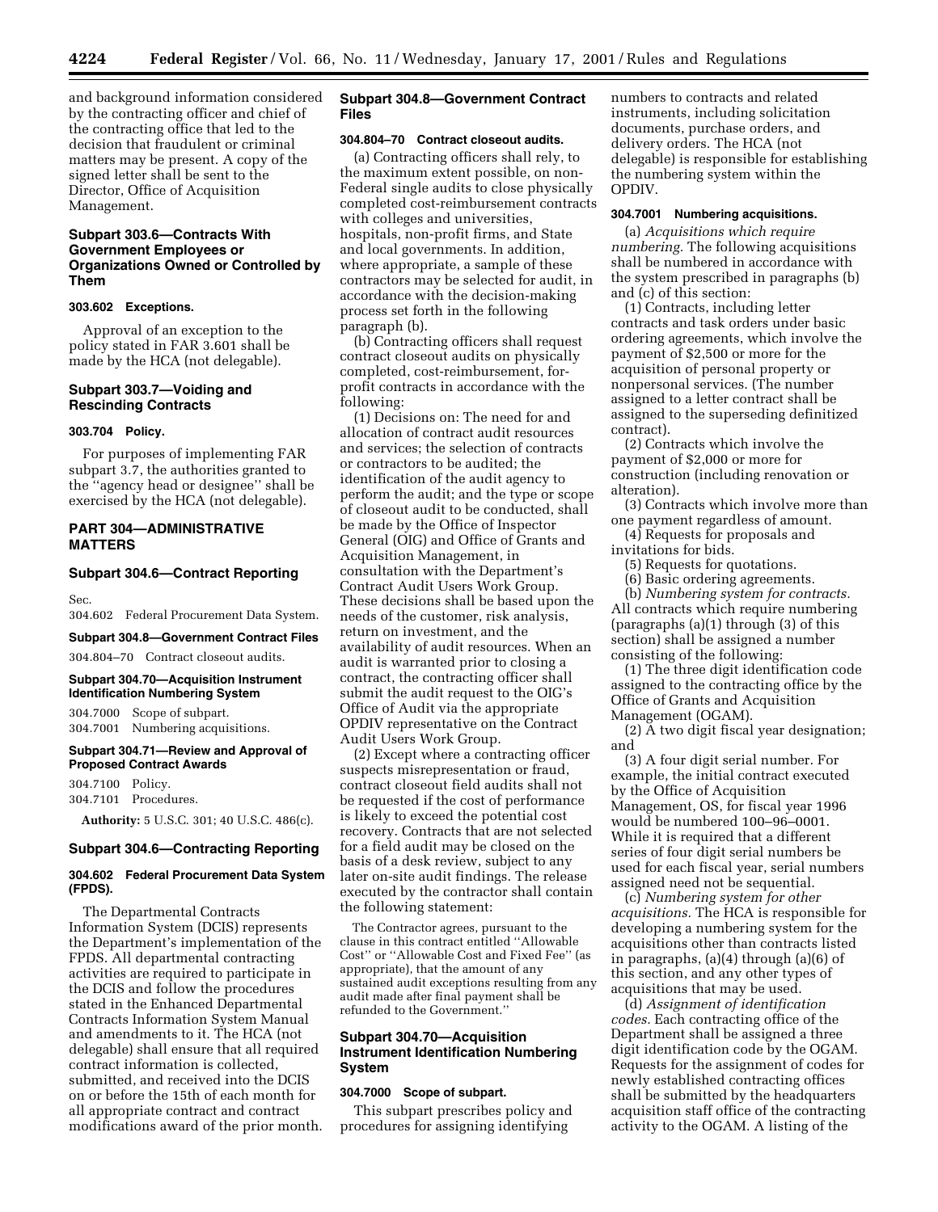and background information considered by the contracting officer and chief of the contracting office that led to the decision that fraudulent or criminal matters may be present. A copy of the signed letter shall be sent to the Director, Office of Acquisition Management.

### Subpart 303.6—Contracts With Government Employees or Organizations Owned or Controlled by Them

#### 303.602 Exceptions.

Approval of an exception to the policy stated in FAR 3.601 shall be made by the HCA (not delegable).

### Subpart 303.7—Voiding and Rescinding Contracts

#### 303.704 Policy.

For purposes of implementing FAR subpart 3.7, the authorities granted to the ''agency head or designee'' shall be exercised by the HCA (not delegable).

## PART 304—ADMINISTRATIVE MATTERS

### Subpart 304.6—Contract Reporting

Sec.
304.602 Federal Procurement Data System.

**Subpart 304.8—Government Contract Files**

304.804–70 Contract closeout audits.

**Subpart 304.70—Acquisition Instrument Identification Numbering System**

304.7000 Scope of subpart.
304.7001 Numbering acquisitions.

**Subpart 304.71—Review and Approval of Proposed Contract Awards**

304.7100 Policy.
304.7101 Procedures.

**Authority:** 5 U.S.C. 301; 40 U.S.C. 486(c).

### Subpart 304.6—Contracting Reporting

#### 304.602 Federal Procurement Data System (FPDS).

The Departmental Contracts Information System (DCIS) represents the Department's implementation of the FPDS. All departmental contracting activities are required to participate in the DCIS and follow the procedures stated in the Enhanced Departmental Contracts Information System Manual and amendments to it. The HCA (not delegable) shall ensure that all required contract information is collected, submitted, and received into the DCIS on or before the 15th of each month for all appropriate contract and contract modifications award of the prior month.

### Subpart 304.8—Government Contract Files

#### 304.804–70 Contract closeout audits.

(a) Contracting officers shall rely, to the maximum extent possible, on non-Federal single audits to close physically completed cost-reimbursement contracts with colleges and universities, hospitals, non-profit firms, and State and local governments. In addition, where appropriate, a sample of these contractors may be selected for audit, in accordance with the decision-making process set forth in the following paragraph (b).

(b) Contracting officers shall request contract closeout audits on physically completed, cost-reimbursement, for-profit contracts in accordance with the following:

(1) Decisions on: The need for and allocation of contract audit resources and services; the selection of contracts or contractors to be audited; the identification of the audit agency to perform the audit; and the type or scope of closeout audit to be conducted, shall be made by the Office of Inspector General (OIG) and Office of Grants and Acquisition Management, in consultation with the Department's Contract Audit Users Work Group. These decisions shall be based upon the needs of the customer, risk analysis, return on investment, and the availability of audit resources. When an audit is warranted prior to closing a contract, the contracting officer shall submit the audit request to the OIG's Office of Audit via the appropriate OPDIV representative on the Contract Audit Users Work Group.

(2) Except where a contracting officer suspects misrepresentation or fraud, contract closeout field audits shall not be requested if the cost of performance is likely to exceed the potential cost recovery. Contracts that are not selected for a field audit may be closed on the basis of a desk review, subject to any later on-site audit findings. The release executed by the contractor shall contain the following statement:

> The Contractor agrees, pursuant to the clause in this contract entitled ''Allowable Cost'' or ''Allowable Cost and Fixed Fee'' (as appropriate), that the amount of any sustained audit exceptions resulting from any audit made after final payment shall be refunded to the Government.''

### Subpart 304.70—Acquisition Instrument Identification Numbering System

#### 304.7000 Scope of subpart.

This subpart prescribes policy and procedures for assigning identifying numbers to contracts and related instruments, including solicitation documents, purchase orders, and delivery orders. The HCA (not delegable) is responsible for establishing the numbering system within the OPDIV.

#### 304.7001 Numbering acquisitions.

(a) *Acquisitions which require numbering.* The following acquisitions shall be numbered in accordance with the system prescribed in paragraphs (b) and (c) of this section:

(1) Contracts, including letter contracts and task orders under basic ordering agreements, which involve the payment of $2,500 or more for the acquisition of personal property or nonpersonal services. (The number assigned to a letter contract shall be assigned to the superseding definitized contract).

(2) Contracts which involve the payment of $2,000 or more for construction (including renovation or alteration).

(3) Contracts which involve more than one payment regardless of amount.

(4) Requests for proposals and invitations for bids.

(5) Requests for quotations.

(6) Basic ordering agreements.

(b) *Numbering system for contracts.* All contracts which require numbering (paragraphs (a)(1) through (3) of this section) shall be assigned a number consisting of the following:

(1) The three digit identification code assigned to the contracting office by the Office of Grants and Acquisition Management (OGAM).

(2) A two digit fiscal year designation; and

(3) A four digit serial number. For example, the initial contract executed by the Office of Acquisition Management, OS, for fiscal year 1996 would be numbered 100–96–0001. While it is required that a different series of four digit serial numbers be used for each fiscal year, serial numbers assigned need not be sequential.

(c) *Numbering system for other acquisitions.* The HCA is responsible for developing a numbering system for the acquisitions other than contracts listed in paragraphs, (a)(4) through (a)(6) of this section, and any other types of acquisitions that may be used.

(d) *Assignment of identification codes.* Each contracting office of the Department shall be assigned a three digit identification code by the OGAM. Requests for the assignment of codes for newly established contracting offices shall be submitted by the headquarters acquisition staff office of the contracting activity to the OGAM. A listing of the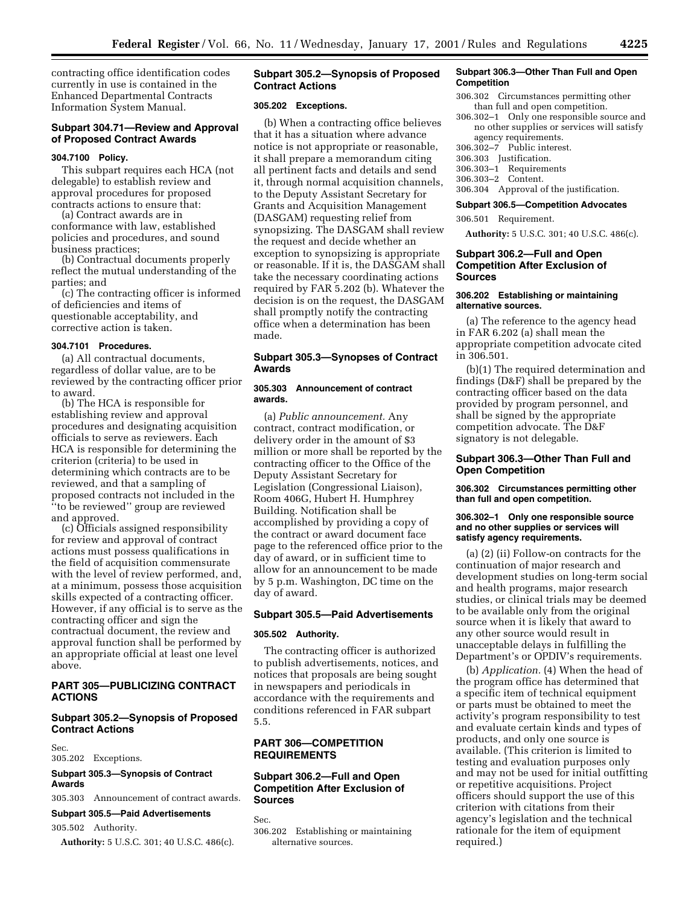contracting office identification codes currently in use is contained in the Enhanced Departmental Contracts Information System Manual.

### Subpart 304.71—Review and Approval of Proposed Contract Awards

#### 304.7100 Policy.

This subpart requires each HCA (not delegable) to establish review and approval procedures for proposed contracts actions to ensure that:

(a) Contract awards are in conformance with law, established policies and procedures, and sound business practices;

(b) Contractual documents properly reflect the mutual understanding of the parties; and

(c) The contracting officer is informed of deficiencies and items of questionable acceptability, and corrective action is taken.

#### 304.7101 Procedures.

(a) All contractual documents, regardless of dollar value, are to be reviewed by the contracting officer prior to award.

(b) The HCA is responsible for establishing review and approval procedures and designating acquisition officials to serve as reviewers. Each HCA is responsible for determining the criterion (criteria) to be used in determining which contracts are to be reviewed, and that a sampling of proposed contracts not included in the ''to be reviewed'' group are reviewed and approved.

(c) Officials assigned responsibility for review and approval of contract actions must possess qualifications in the field of acquisition commensurate with the level of review performed, and, at a minimum, possess those acquisition skills expected of a contracting officer. However, if any official is to serve as the contracting officer and sign the contractual document, the review and approval function shall be performed by an appropriate official at least one level above.

## PART 305—PUBLICIZING CONTRACT ACTIONS

### Subpart 305.2—Synopsis of Proposed Contract Actions

Sec.
305.202 Exceptions.

**Subpart 305.3—Synopsis of Contract Awards**

305.303 Announcement of contract awards.

**Subpart 305.5—Paid Advertisements**

305.502 Authority.

**Authority:** 5 U.S.C. 301; 40 U.S.C. 486(c).

### Subpart 305.2—Synopsis of Proposed Contract Actions

#### 305.202 Exceptions.

(b) When a contracting office believes that it has a situation where advance notice is not appropriate or reasonable, it shall prepare a memorandum citing all pertinent facts and details and send it, through normal acquisition channels, to the Deputy Assistant Secretary for Grants and Acquisition Management (DASGAM) requesting relief from synopsizing. The DASGAM shall review the request and decide whether an exception to synopsizing is appropriate or reasonable. If it is, the DASGAM shall take the necessary coordinating actions required by FAR 5.202 (b). Whatever the decision is on the request, the DASGAM shall promptly notify the contracting office when a determination has been made.

### Subpart 305.3—Synopses of Contract Awards

#### 305.303 Announcement of contract awards.

(a) *Public announcement.* Any contract, contract modification, or delivery order in the amount of $3 million or more shall be reported by the contracting officer to the Office of the Deputy Assistant Secretary for Legislation (Congressional Liaison), Room 406G, Hubert H. Humphrey Building. Notification shall be accomplished by providing a copy of the contract or award document face page to the referenced office prior to the day of award, or in sufficient time to allow for an announcement to be made by 5 p.m. Washington, DC time on the day of award.

### Subpart 305.5—Paid Advertisements

#### 305.502 Authority.

The contracting officer is authorized to publish advertisements, notices, and notices that proposals are being sought in newspapers and periodicals in accordance with the requirements and conditions referenced in FAR subpart 5.5.

## PART 306—COMPETITION REQUIREMENTS

### Subpart 306.2—Full and Open Competition After Exclusion of Sources

Sec.
306.202 Establishing or maintaining alternative sources.

**Subpart 306.3—Other Than Full and Open Competition**

306.302 Circumstances permitting other than full and open competition.
306.302–1 Only one responsible source and no other supplies or services will satisfy agency requirements.
306.302–7 Public interest.
306.303 Justification.
306.303–1 Requirements
306.303–2 Content.
306.304 Approval of the justification.

**Subpart 306.5—Competition Advocates**

306.501 Requirement.

**Authority:** 5 U.S.C. 301; 40 U.S.C. 486(c).

### Subpart 306.2—Full and Open Competition After Exclusion of Sources

#### 306.202 Establishing or maintaining alternative sources.

(a) The reference to the agency head in FAR 6.202 (a) shall mean the appropriate competition advocate cited in 306.501.

(b)(1) The required determination and findings (D&F) shall be prepared by the contracting officer based on the data provided by program personnel, and shall be signed by the appropriate competition advocate. The D&F signatory is not delegable.

### Subpart 306.3—Other Than Full and Open Competition

#### 306.302 Circumstances permitting other than full and open competition.

#### 306.302–1 Only one responsible source and no other supplies or services will satisfy agency requirements.

(a) (2) (ii) Follow-on contracts for the continuation of major research and development studies on long-term social and health programs, major research studies, or clinical trials may be deemed to be available only from the original source when it is likely that award to any other source would result in unacceptable delays in fulfilling the Department's or OPDIV's requirements.

(b) *Application.* (4) When the head of the program office has determined that a specific item of technical equipment or parts must be obtained to meet the activity's program responsibility to test and evaluate certain kinds and types of products, and only one source is available. (This criterion is limited to testing and evaluation purposes only and may not be used for initial outfitting or repetitive acquisitions. Project officers should support the use of this criterion with citations from their agency's legislation and the technical rationale for the item of equipment required.)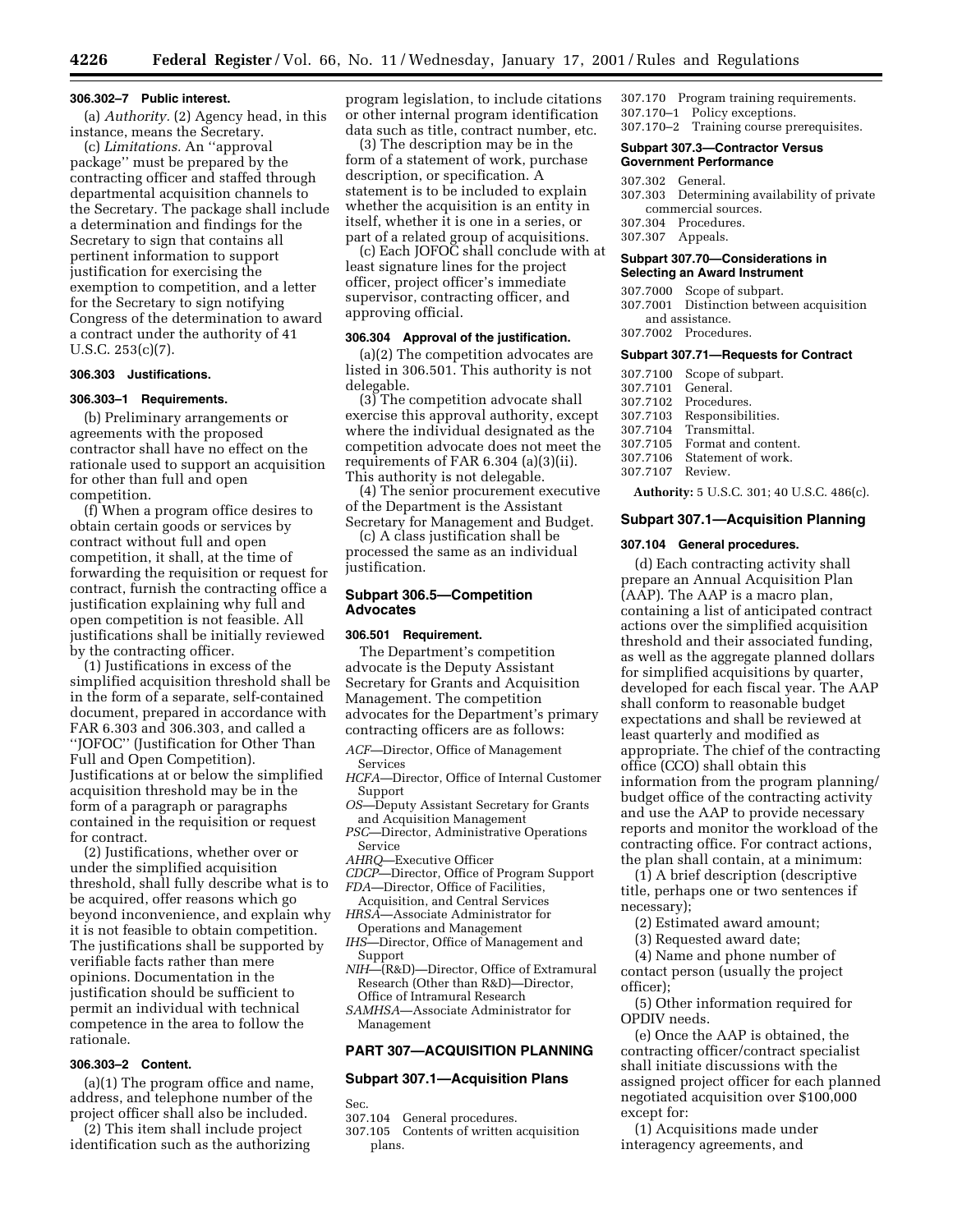### 306.302–7 Public interest.

(a) *Authority.* (2) Agency head, in this instance, means the Secretary.

(c) *Limitations.* An ''approval package'' must be prepared by the contracting officer and staffed through departmental acquisition channels to the Secretary. The package shall include a determination and findings for the Secretary to sign that contains all pertinent information to support justification for exercising the exemption to competition, and a letter for the Secretary to sign notifying Congress of the determination to award a contract under the authority of 41 U.S.C. 253(c)(7).

### 306.303 Justifications.

### 306.303–1 Requirements.

(b) Preliminary arrangements or agreements with the proposed contractor shall have no effect on the rationale used to support an acquisition for other than full and open competition.

(f) When a program office desires to obtain certain goods or services by contract without full and open competition, it shall, at the time of forwarding the requisition or request for contract, furnish the contracting office a justification explaining why full and open competition is not feasible. All justifications shall be initially reviewed by the contracting officer.

(1) Justifications in excess of the simplified acquisition threshold shall be in the form of a separate, self-contained document, prepared in accordance with FAR 6.303 and 306.303, and called a ''JOFOC'' (Justification for Other Than Full and Open Competition). Justifications at or below the simplified acquisition threshold may be in the form of a paragraph or paragraphs contained in the requisition or request for contract.

(2) Justifications, whether over or under the simplified acquisition threshold, shall fully describe what is to be acquired, offer reasons which go beyond inconvenience, and explain why it is not feasible to obtain competition. The justifications shall be supported by verifiable facts rather than mere opinions. Documentation in the justification should be sufficient to permit an individual with technical competence in the area to follow the rationale.

### 306.303–2 Content.

(a)(1) The program office and name, address, and telephone number of the project officer shall also be included.

(2) This item shall include project identification such as the authorizing program legislation, to include citations or other internal program identification data such as title, contract number, etc.

(3) The description may be in the form of a statement of work, purchase description, or specification. A statement is to be included to explain whether the acquisition is an entity in itself, whether it is one in a series, or part of a related group of acquisitions.

(c) Each JOFOC shall conclude with at least signature lines for the project officer, project officer's immediate supervisor, contracting officer, and approving official.

### 306.304 Approval of the justification.

(a)(2) The competition advocates are listed in 306.501. This authority is not delegable.

(3) The competition advocate shall exercise this approval authority, except where the individual designated as the competition advocate does not meet the requirements of FAR 6.304 (a)(3)(ii). This authority is not delegable.

(4) The senior procurement executive of the Department is the Assistant Secretary for Management and Budget.

(c) A class justification shall be processed the same as an individual justification.

## Subpart 306.5—Competition Advocates

### 306.501 Requirement.

The Department's competition advocate is the Deputy Assistant Secretary for Grants and Acquisition Management. The competition advocates for the Department's primary contracting officers are as follows:

*ACF*—Director, Office of Management Services
*HCFA*—Director, Office of Internal Customer Support
*OS*—Deputy Assistant Secretary for Grants and Acquisition Management
*PSC*—Director, Administrative Operations Service
*AHRQ*—Executive Officer
*CDCP*—Director, Office of Program Support
*FDA*—Director, Office of Facilities, Acquisition, and Central Services
*HRSA*—Associate Administrator for Operations and Management
*IHS*—Director, Office of Management and Support
*NIH*—(R&D)—Director, Office of Extramural Research (Other than R&D)—Director, Office of Intramural Research
*SAMHSA*—Associate Administrator for Management

# PART 307—ACQUISITION PLANNING

## Subpart 307.1—Acquisition Plans

Sec.
307.104 General procedures.
307.105 Contents of written acquisition plans.
307.170 Program training requirements.
307.170–1 Policy exceptions.
307.170–2 Training course prerequisites.

## Subpart 307.3—Contractor Versus Government Performance

307.302 General.
307.303 Determining availability of private commercial sources.
307.304 Procedures.
307.307 Appeals.

## Subpart 307.70—Considerations in Selecting an Award Instrument

307.7000 Scope of subpart.
307.7001 Distinction between acquisition and assistance.
307.7002 Procedures.

## Subpart 307.71—Requests for Contract

307.7100 Scope of subpart.
307.7101 General.
307.7102 Procedures.
307.7103 Responsibilities.
307.7104 Transmittal.
307.7105 Format and content.
307.7106 Statement of work.
307.7107 Review.

**Authority:** 5 U.S.C. 301; 40 U.S.C. 486(c).

## Subpart 307.1—Acquisition Planning

### 307.104 General procedures.

(d) Each contracting activity shall prepare an Annual Acquisition Plan (AAP). The AAP is a macro plan, containing a list of anticipated contract actions over the simplified acquisition threshold and their associated funding, as well as the aggregate planned dollars for simplified acquisitions by quarter, developed for each fiscal year. The AAP shall conform to reasonable budget expectations and shall be reviewed at least quarterly and modified as appropriate. The chief of the contracting office (CCO) shall obtain this information from the program planning/budget office of the contracting activity and use the AAP to provide necessary reports and monitor the workload of the contracting office. For contract actions, the plan shall contain, at a minimum:

(1) A brief description (descriptive title, perhaps one or two sentences if necessary);

(2) Estimated award amount;

(3) Requested award date;

(4) Name and phone number of contact person (usually the project officer);

(5) Other information required for OPDIV needs.

(e) Once the AAP is obtained, the contracting officer/contract specialist shall initiate discussions with the assigned project officer for each planned negotiated acquisition over $100,000 except for:

(1) Acquisitions made under interagency agreements, and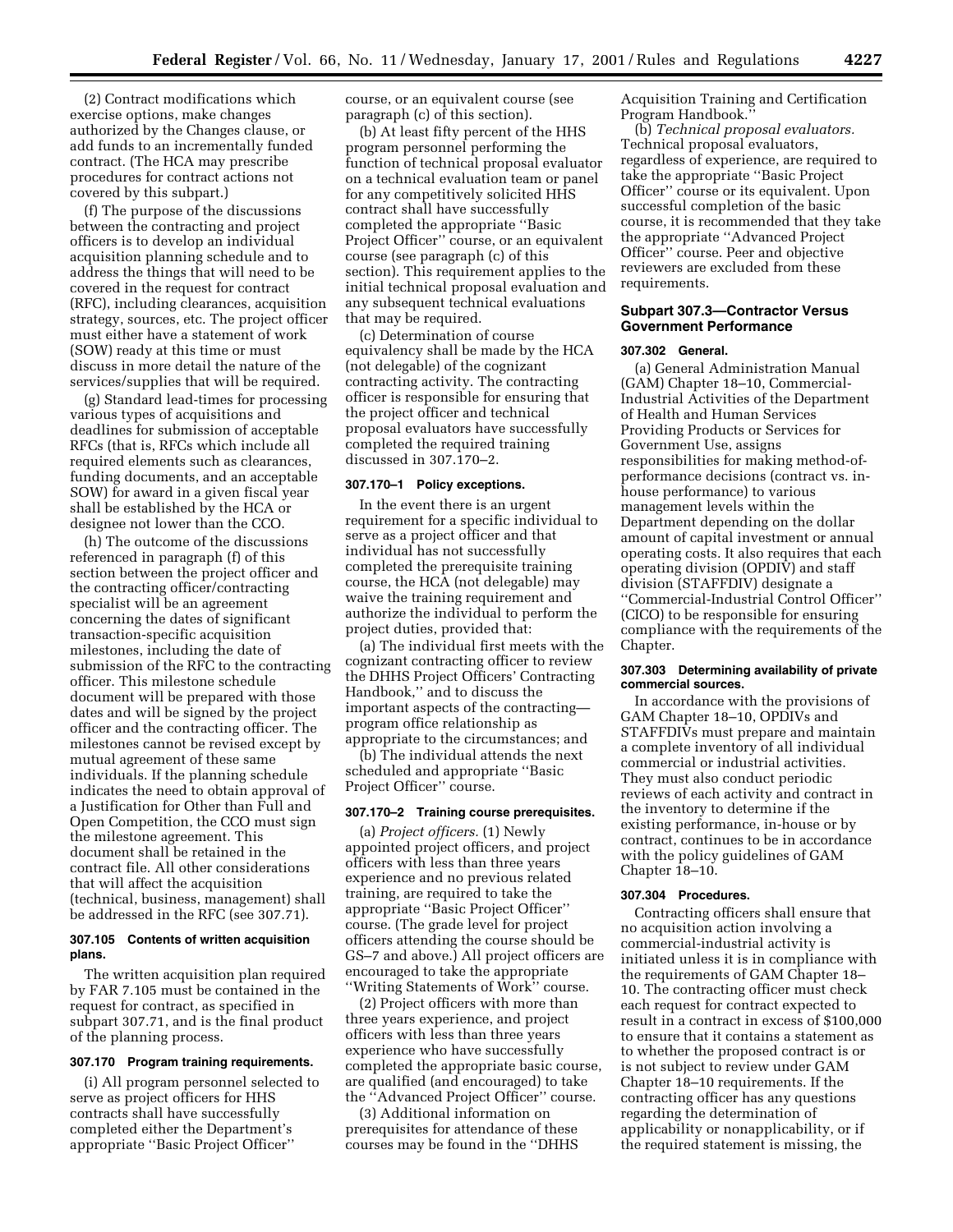(2) Contract modifications which exercise options, make changes authorized by the Changes clause, or add funds to an incrementally funded contract. (The HCA may prescribe procedures for contract actions not covered by this subpart.)

(f) The purpose of the discussions between the contracting and project officers is to develop an individual acquisition planning schedule and to address the things that will need to be covered in the request for contract (RFC), including clearances, acquisition strategy, sources, etc. The project officer must either have a statement of work (SOW) ready at this time or must discuss in more detail the nature of the services/supplies that will be required.

(g) Standard lead-times for processing various types of acquisitions and deadlines for submission of acceptable RFCs (that is, RFCs which include all required elements such as clearances, funding documents, and an acceptable SOW) for award in a given fiscal year shall be established by the HCA or designee not lower than the CCO.

(h) The outcome of the discussions referenced in paragraph (f) of this section between the project officer and the contracting officer/contracting specialist will be an agreement concerning the dates of significant transaction-specific acquisition milestones, including the date of submission of the RFC to the contracting officer. This milestone schedule document will be prepared with those dates and will be signed by the project officer and the contracting officer. The milestones cannot be revised except by mutual agreement of these same individuals. If the planning schedule indicates the need to obtain approval of a Justification for Other than Full and Open Competition, the CCO must sign the milestone agreement. This document shall be retained in the contract file. All other considerations that will affect the acquisition (technical, business, management) shall be addressed in the RFC (see 307.71).

#### 307.105 Contents of written acquisition plans.

The written acquisition plan required by FAR 7.105 must be contained in the request for contract, as specified in subpart 307.71, and is the final product of the planning process.

#### 307.170 Program training requirements.

(i) All program personnel selected to serve as project officers for HHS contracts shall have successfully completed either the Department's appropriate ''Basic Project Officer'' course, or an equivalent course (see paragraph (c) of this section).

(b) At least fifty percent of the HHS program personnel performing the function of technical proposal evaluator on a technical evaluation team or panel for any competitively solicited HHS contract shall have successfully completed the appropriate ''Basic Project Officer'' course, or an equivalent course (see paragraph (c) of this section). This requirement applies to the initial technical proposal evaluation and any subsequent technical evaluations that may be required.

(c) Determination of course equivalency shall be made by the HCA (not delegable) of the cognizant contracting activity. The contracting officer is responsible for ensuring that the project officer and technical proposal evaluators have successfully completed the required training discussed in 307.170–2.

#### 307.170–1 Policy exceptions.

In the event there is an urgent requirement for a specific individual to serve as a project officer and that individual has not successfully completed the prerequisite training course, the HCA (not delegable) may waive the training requirement and authorize the individual to perform the project duties, provided that:

(a) The individual first meets with the cognizant contracting officer to review the DHHS Project Officers' Contracting Handbook,'' and to discuss the important aspects of the contracting—program office relationship as appropriate to the circumstances; and

(b) The individual attends the next scheduled and appropriate ''Basic Project Officer'' course.

#### 307.170–2 Training course prerequisites.

(a) *Project officers.* (1) Newly appointed project officers, and project officers with less than three years experience and no previous related training, are required to take the appropriate ''Basic Project Officer'' course. (The grade level for project officers attending the course should be GS–7 and above.) All project officers are encouraged to take the appropriate ''Writing Statements of Work'' course.

(2) Project officers with more than three years experience, and project officers with less than three years experience who have successfully completed the appropriate basic course, are qualified (and encouraged) to take the ''Advanced Project Officer'' course.

(3) Additional information on prerequisites for attendance of these courses may be found in the ''DHHS Acquisition Training and Certification Program Handbook.''

(b) *Technical proposal evaluators.* Technical proposal evaluators, regardless of experience, are required to take the appropriate ''Basic Project Officer'' course or its equivalent. Upon successful completion of the basic course, it is recommended that they take the appropriate ''Advanced Project Officer'' course. Peer and objective reviewers are excluded from these requirements.

### Subpart 307.3—Contractor Versus Government Performance

#### 307.302 General.

(a) General Administration Manual (GAM) Chapter 18–10, Commercial-Industrial Activities of the Department of Health and Human Services Providing Products or Services for Government Use, assigns responsibilities for making method-of-performance decisions (contract vs. in-house performance) to various management levels within the Department depending on the dollar amount of capital investment or annual operating costs. It also requires that each operating division (OPDIV) and staff division (STAFFDIV) designate a ''Commercial-Industrial Control Officer'' (CICO) to be responsible for ensuring compliance with the requirements of the Chapter.

#### 307.303 Determining availability of private commercial sources.

In accordance with the provisions of GAM Chapter 18–10, OPDIVs and STAFFDIVs must prepare and maintain a complete inventory of all individual commercial or industrial activities. They must also conduct periodic reviews of each activity and contract in the inventory to determine if the existing performance, in-house or by contract, continues to be in accordance with the policy guidelines of GAM Chapter 18–10.

#### 307.304 Procedures.

Contracting officers shall ensure that no acquisition action involving a commercial-industrial activity is initiated unless it is in compliance with the requirements of GAM Chapter 18–10. The contracting officer must check each request for contract expected to result in a contract in excess of $100,000 to ensure that it contains a statement as to whether the proposed contract is or is not subject to review under GAM Chapter 18–10 requirements. If the contracting officer has any questions regarding the determination of applicability or nonapplicability, or if the required statement is missing, the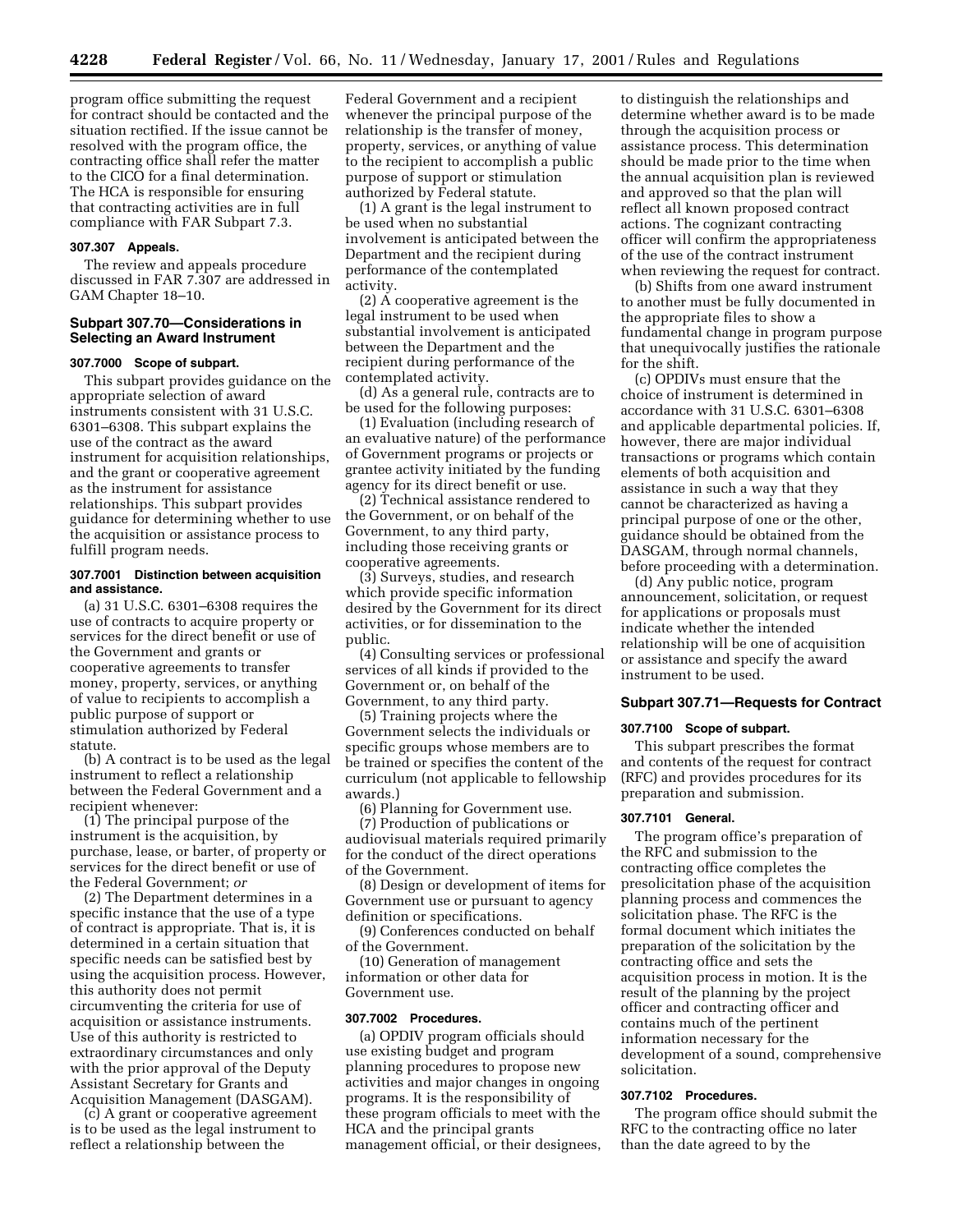program office submitting the request for contract should be contacted and the situation rectified. If the issue cannot be resolved with the program office, the contracting office shall refer the matter to the CICO for a final determination. The HCA is responsible for ensuring that contracting activities are in full compliance with FAR Subpart 7.3.

**307.307 Appeals.**

The review and appeals procedure discussed in FAR 7.307 are addressed in GAM Chapter 18–10.

## Subpart 307.70—Considerations in Selecting an Award Instrument

**307.7000 Scope of subpart.**

This subpart provides guidance on the appropriate selection of award instruments consistent with 31 U.S.C. 6301–6308. This subpart explains the use of the contract as the award instrument for acquisition relationships, and the grant or cooperative agreement as the instrument for assistance relationships. This subpart provides guidance for determining whether to use the acquisition or assistance process to fulfill program needs.

**307.7001 Distinction between acquisition and assistance.**

(a) 31 U.S.C. 6301–6308 requires the use of contracts to acquire property or services for the direct benefit or use of the Government and grants or cooperative agreements to transfer money, property, services, or anything of value to recipients to accomplish a public purpose of support or stimulation authorized by Federal statute.

(b) A contract is to be used as the legal instrument to reflect a relationship between the Federal Government and a recipient whenever:

(1) The principal purpose of the instrument is the acquisition, by purchase, lease, or barter, of property or services for the direct benefit or use of the Federal Government; *or*

(2) The Department determines in a specific instance that the use of a type of contract is appropriate. That is, it is determined in a certain situation that specific needs can be satisfied best by using the acquisition process. However, this authority does not permit circumventing the criteria for use of acquisition or assistance instruments. Use of this authority is restricted to extraordinary circumstances and only with the prior approval of the Deputy Assistant Secretary for Grants and Acquisition Management (DASGAM).

(c) A grant or cooperative agreement is to be used as the legal instrument to reflect a relationship between the Federal Government and a recipient whenever the principal purpose of the relationship is the transfer of money, property, services, or anything of value to the recipient to accomplish a public purpose of support or stimulation authorized by Federal statute.

(1) A grant is the legal instrument to be used when no substantial involvement is anticipated between the Department and the recipient during performance of the contemplated activity.

(2) A cooperative agreement is the legal instrument to be used when substantial involvement is anticipated between the Department and the recipient during performance of the contemplated activity.

(d) As a general rule, contracts are to be used for the following purposes:

(1) Evaluation (including research of an evaluative nature) of the performance of Government programs or projects or grantee activity initiated by the funding agency for its direct benefit or use.

(2) Technical assistance rendered to the Government, or on behalf of the Government, to any third party, including those receiving grants or cooperative agreements.

(3) Surveys, studies, and research which provide specific information desired by the Government for its direct activities, or for dissemination to the public.

(4) Consulting services or professional services of all kinds if provided to the Government or, on behalf of the Government, to any third party.

(5) Training projects where the Government selects the individuals or specific groups whose members are to be trained or specifies the content of the curriculum (not applicable to fellowship awards.)

(6) Planning for Government use.

(7) Production of publications or audiovisual materials required primarily for the conduct of the direct operations of the Government.

(8) Design or development of items for Government use or pursuant to agency definition or specifications.

(9) Conferences conducted on behalf of the Government.

(10) Generation of management information or other data for Government use.

**307.7002 Procedures.**

(a) OPDIV program officials should use existing budget and program planning procedures to propose new activities and major changes in ongoing programs. It is the responsibility of these program officials to meet with the HCA and the principal grants management official, or their designees, to distinguish the relationships and determine whether award is to be made through the acquisition process or assistance process. This determination should be made prior to the time when the annual acquisition plan is reviewed and approved so that the plan will reflect all known proposed contract actions. The cognizant contracting officer will confirm the appropriateness of the use of the contract instrument when reviewing the request for contract.

(b) Shifts from one award instrument to another must be fully documented in the appropriate files to show a fundamental change in program purpose that unequivocally justifies the rationale for the shift.

(c) OPDIVs must ensure that the choice of instrument is determined in accordance with 31 U.S.C. 6301–6308 and applicable departmental policies. If, however, there are major individual transactions or programs which contain elements of both acquisition and assistance in such a way that they cannot be characterized as having a principal purpose of one or the other, guidance should be obtained from the DASGAM, through normal channels, before proceeding with a determination.

(d) Any public notice, program announcement, solicitation, or request for applications or proposals must indicate whether the intended relationship will be one of acquisition or assistance and specify the award instrument to be used.

## Subpart 307.71—Requests for Contract

**307.7100 Scope of subpart.**

This subpart prescribes the format and contents of the request for contract (RFC) and provides procedures for its preparation and submission.

**307.7101 General.**

The program office's preparation of the RFC and submission to the contracting office completes the presolicitation phase of the acquisition planning process and commences the solicitation phase. The RFC is the formal document which initiates the preparation of the solicitation by the contracting office and sets the acquisition process in motion. It is the result of the planning by the project officer and contracting officer and contains much of the pertinent information necessary for the development of a sound, comprehensive solicitation.

**307.7102 Procedures.**

The program office should submit the RFC to the contracting office no later than the date agreed to by the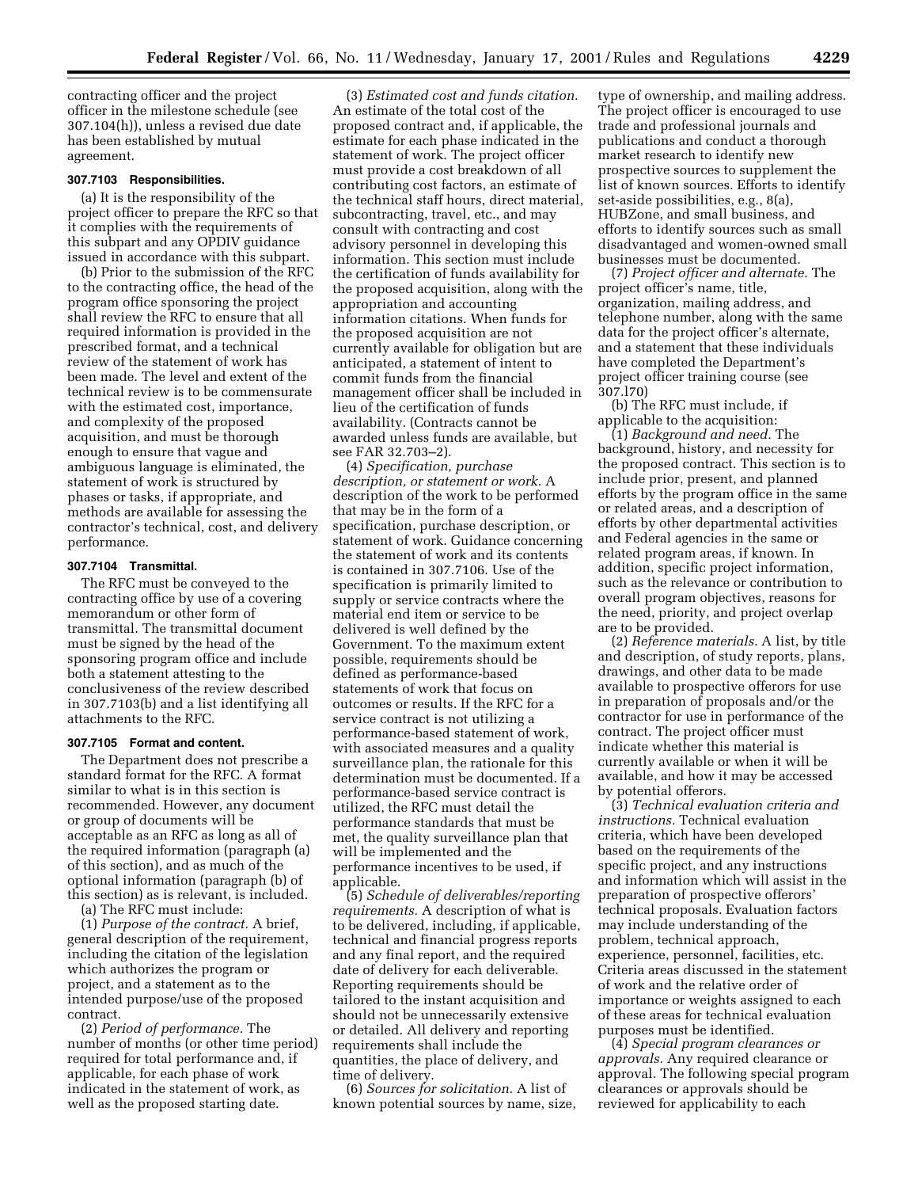contracting officer and the project officer in the milestone schedule (see 307.104(h)), unless a revised due date has been established by mutual agreement.

**307.7103 Responsibilities.**

(a) It is the responsibility of the project officer to prepare the RFC so that it complies with the requirements of this subpart and any OPDIV guidance issued in accordance with this subpart.

(b) Prior to the submission of the RFC to the contracting office, the head of the program office sponsoring the project shall review the RFC to ensure that all required information is provided in the prescribed format, and a technical review of the statement of work has been made. The level and extent of the technical review is to be commensurate with the estimated cost, importance, and complexity of the proposed acquisition, and must be thorough enough to ensure that vague and ambiguous language is eliminated, the statement of work is structured by phases or tasks, if appropriate, and methods are available for assessing the contractor's technical, cost, and delivery performance.

**307.7104 Transmittal.**

The RFC must be conveyed to the contracting office by use of a covering memorandum or other form of transmittal. The transmittal document must be signed by the head of the sponsoring program office and include both a statement attesting to the conclusiveness of the review described in 307.7103(b) and a list identifying all attachments to the RFC.

**307.7105 Format and content.**

The Department does not prescribe a standard format for the RFC. A format similar to what is in this section is recommended. However, any document or group of documents will be acceptable as an RFC as long as all of the required information (paragraph (a) of this section), and as much of the optional information (paragraph (b) of this section) as is relevant, is included.

(a) The RFC must include:

(1) *Purpose of the contract.* A brief, general description of the requirement, including the citation of the legislation which authorizes the program or project, and a statement as to the intended purpose/use of the proposed contract.

(2) *Period of performance.* The number of months (or other time period) required for total performance and, if applicable, for each phase of work indicated in the statement of work, as well as the proposed starting date.

(3) *Estimated cost and funds citation.* An estimate of the total cost of the proposed contract and, if applicable, the estimate for each phase indicated in the statement of work. The project officer must provide a cost breakdown of all contributing cost factors, an estimate of the technical staff hours, direct material, subcontracting, travel, etc., and may consult with contracting and cost advisory personnel in developing this information. This section must include the certification of funds availability for the proposed acquisition, along with the appropriation and accounting information citations. When funds for the proposed acquisition are not currently available for obligation but are anticipated, a statement of intent to commit funds from the financial management officer shall be included in lieu of the certification of funds availability. (Contracts cannot be awarded unless funds are available, but see FAR 32.703–2).

(4) *Specification, purchase description, or statement or work.* A description of the work to be performed that may be in the form of a specification, purchase description, or statement of work. Guidance concerning the statement of work and its contents is contained in 307.7106. Use of the specification is primarily limited to supply or service contracts where the material end item or service to be delivered is well defined by the Government. To the maximum extent possible, requirements should be defined as performance-based statements of work that focus on outcomes or results. If the RFC for a service contract is not utilizing a performance-based statement of work, with associated measures and a quality surveillance plan, the rationale for this determination must be documented. If a performance-based service contract is utilized, the RFC must detail the performance standards that must be met, the quality surveillance plan that will be implemented and the performance incentives to be used, if applicable.

(5) *Schedule of deliverables/reporting requirements.* A description of what is to be delivered, including, if applicable, technical and financial progress reports and any final report, and the required date of delivery for each deliverable. Reporting requirements should be tailored to the instant acquisition and should not be unnecessarily extensive or detailed. All delivery and reporting requirements shall include the quantities, the place of delivery, and time of delivery.

(6) *Sources for solicitation.* A list of known potential sources by name, size, type of ownership, and mailing address. The project officer is encouraged to use trade and professional journals and publications and conduct a thorough market research to identify new prospective sources to supplement the list of known sources. Efforts to identify set-aside possibilities, e.g., 8(a), HUBZone, and small business, and efforts to identify sources such as small disadvantaged and women-owned small businesses must be documented.

(7) *Project officer and alternate.* The project officer's name, title, organization, mailing address, and telephone number, along with the same data for the project officer's alternate, and a statement that these individuals have completed the Department's project officer training course (see 307.l70)

(b) The RFC must include, if applicable to the acquisition:

(1) *Background and need.* The background, history, and necessity for the proposed contract. This section is to include prior, present, and planned efforts by the program office in the same or related areas, and a description of efforts by other departmental activities and Federal agencies in the same or related program areas, if known. In addition, specific project information, such as the relevance or contribution to overall program objectives, reasons for the need, priority, and project overlap are to be provided.

(2) *Reference materials.* A list, by title and description, of study reports, plans, drawings, and other data to be made available to prospective offerors for use in preparation of proposals and/or the contractor for use in performance of the contract. The project officer must indicate whether this material is currently available or when it will be available, and how it may be accessed by potential offerors.

(3) *Technical evaluation criteria and instructions.* Technical evaluation criteria, which have been developed based on the requirements of the specific project, and any instructions and information which will assist in the preparation of prospective offerors' technical proposals. Evaluation factors may include understanding of the problem, technical approach, experience, personnel, facilities, etc. Criteria areas discussed in the statement of work and the relative order of importance or weights assigned to each of these areas for technical evaluation purposes must be identified.

(4) *Special program clearances or approvals.* Any required clearance or approval. The following special program clearances or approvals should be reviewed for applicability to each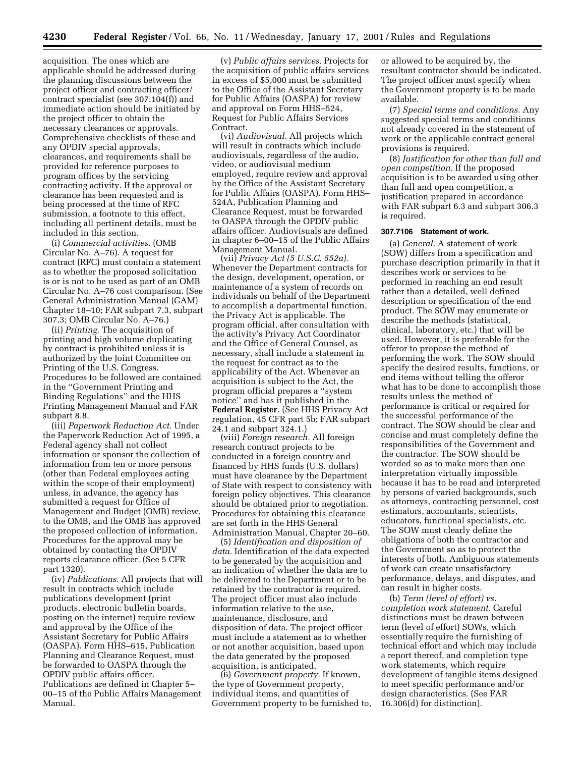acquisition. The ones which are applicable should be addressed during the planning discussions between the project officer and contracting officer/contract specialist (see 307.104(f)) and immediate action should be initiated by the project officer to obtain the necessary clearances or approvals. Comprehensive checklists of these and any OPDIV special approvals, clearances, and requirements shall be provided for reference purposes to program offices by the servicing contracting activity. If the approval or clearance has been requested and is being processed at the time of RFC submission, a footnote to this effect, including all pertinent details, must be included in this section.

(i) *Commercial activities.* (OMB Circular No. A–76). A request for contract (RFC) must contain a statement as to whether the proposed solicitation is or is not to be used as part of an OMB Circular No. A–76 cost comparison. (See General Administration Manual (GAM) Chapter 18–10; FAR subpart 7.3, subpart 307.3; OMB Circular No. A–76.)

(ii) *Printing.* The acquisition of printing and high volume duplicating by contract is prohibited unless it is authorized by the Joint Committee on Printing of the U.S. Congress. Procedures to be followed are contained in the ''Government Printing and Binding Regulations'' and the HHS Printing Management Manual and FAR subpart 8.8.

(iii) *Paperwork Reduction Act.* Under the Paperwork Reduction Act of 1995, a Federal agency shall not collect information or sponsor the collection of information from ten or more persons (other than Federal employees acting within the scope of their employment) unless, in advance, the agency has submitted a request for Office of Management and Budget (OMB) review, to the OMB, and the OMB has approved the proposed collection of information. Procedures for the approval may be obtained by contacting the OPDIV reports clearance officer. (See 5 CFR part 1320).

(iv) *Publications.* All projects that will result in contracts which include publications development (print products, electronic bulletin boards, posting on the internet) require review and approval by the Office of the Assistant Secretary for Public Affairs (OASPA). Form HHS–615, Publication Planning and Clearance Request, must be forwarded to OASPA through the OPDIV public affairs officer. Publications are defined in Chapter 5–00–15 of the Public Affairs Management Manual.

(v) *Public affairs services.* Projects for the acquisition of public affairs services in excess of $5,000 must be submitted to the Office of the Assistant Secretary for Public Affairs (OASPA) for review and approval on Form HHS–524, Request for Public Affairs Services Contract.

(vi) *Audiovisual.* All projects which will result in contracts which include audiovisuals, regardless of the audio, video, or audiovisual medium employed, require review and approval by the Office of the Assistant Secretary for Public Affairs (OASPA). Form HHS–524A, Publication Planning and Clearance Request, must be forwarded to OASPA through the OPDIV public affairs officer. Audiovisuals are defined in chapter 6–00–15 of the Public Affairs Management Manual.

(vii) *Privacy Act (5 U.S.C. 552a).* Whenever the Department contracts for the design, development, operation, or maintenance of a system of records on individuals on behalf of the Department to accomplish a departmental function, the Privacy Act is applicable. The program official, after consultation with the activity's Privacy Act Coordinator and the Office of General Counsel, as necessary, shall include a statement in the request for contract as to the applicability of the Act. Whenever an acquisition is subject to the Act, the program official prepares a ''system notice'' and has it published in the **Federal Register**. (See HHS Privacy Act regulation, 45 CFR part 5b; FAR subpart 24.1 and subpart 324.1.)

(viii) *Foreign research.* All foreign research contract projects to be conducted in a foreign country and financed by HHS funds (U.S. dollars) must have clearance by the Department of State with respect to consistency with foreign policy objectives. This clearance should be obtained prior to negotiation. Procedures for obtaining this clearance are set forth in the HHS General Administration Manual, Chapter 20–60.

(5) *Identification and disposition of data.* Identification of the data expected to be generated by the acquisition and an indication of whether the data are to be delivered to the Department or to be retained by the contractor is required. The project officer must also include information relative to the use, maintenance, disclosure, and disposition of data. The project officer must include a statement as to whether or not another acquisition, based upon the data generated by the proposed acquisition, is anticipated.

(6) *Government property.* If known, the type of Government property, individual items, and quantities of Government property to be furnished to, or allowed to be acquired by, the resultant contractor should be indicated. The project officer must specify when the Government property is to be made available.

(7) *Special terms and conditions.* Any suggested special terms and conditions not already covered in the statement of work or the applicable contract general provisions is required.

(8) *Justification for other than full and open competition.* If the proposed acquisition is to be awarded using other than full and open competition, a justification prepared in accordance with FAR subpart 6.3 and subpart 306.3 is required.

**307.7106 Statement of work.**

(a) *General.* A statement of work (SOW) differs from a specification and purchase description primarily in that it describes work or services to be performed in reaching an end result rather than a detailed, well defined description or specification of the end product. The SOW may enumerate or describe the methods (statistical, clinical, laboratory, etc.) that will be used. However, it is preferable for the offeror to propose the method of performing the work. The SOW should specify the desired results, functions, or end items without telling the offeror what has to be done to accomplish those results unless the method of performance is critical or required for the successful performance of the contract. The SOW should be clear and concise and must completely define the responsibilities of the Government and the contractor. The SOW should be worded so as to make more than one interpretation virtually impossible because it has to be read and interpreted by persons of varied backgrounds, such as attorneys, contracting personnel, cost estimators, accountants, scientists, educators, functional specialists, etc. The SOW must clearly define the obligations of both the contractor and the Government so as to protect the interests of both. Ambiguous statements of work can create unsatisfactory performance, delays, and disputes, and can result in higher costs.

(b) *Term (level of effort) vs. completion work statement.* Careful distinctions must be drawn between term (level of effort) SOWs, which essentially require the furnishing of technical effort and which may include a report thereof, and completion type work statements, which require development of tangible items designed to meet specific performance and/or design characteristics. (See FAR 16.306(d) for distinction).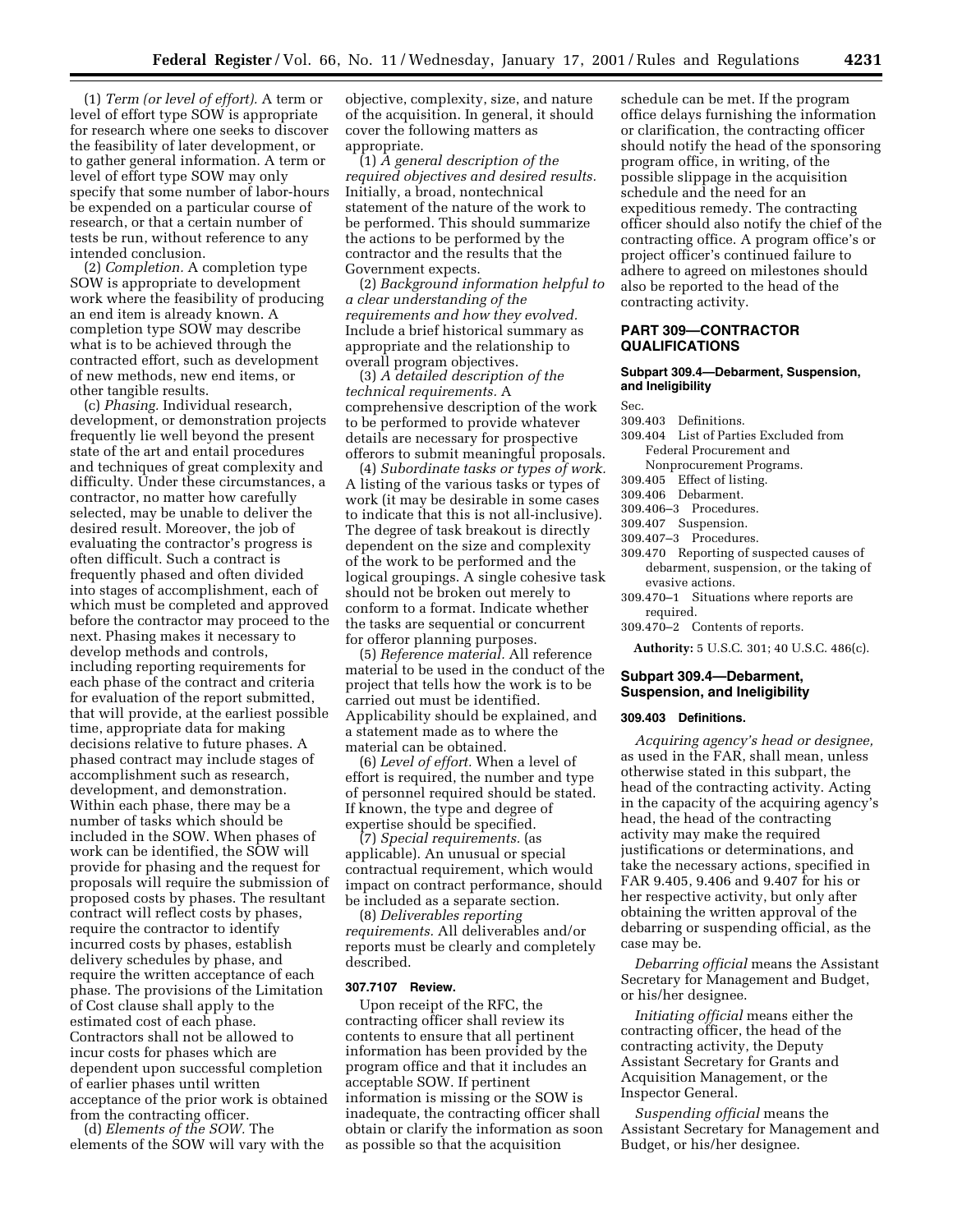(1) *Term (or level of effort).* A term or level of effort type SOW is appropriate for research where one seeks to discover the feasibility of later development, or to gather general information. A term or level of effort type SOW may only specify that some number of labor-hours be expended on a particular course of research, or that a certain number of tests be run, without reference to any intended conclusion.

(2) *Completion.* A completion type SOW is appropriate to development work where the feasibility of producing an end item is already known. A completion type SOW may describe what is to be achieved through the contracted effort, such as development of new methods, new end items, or other tangible results.

(c) *Phasing.* Individual research, development, or demonstration projects frequently lie well beyond the present state of the art and entail procedures and techniques of great complexity and difficulty. Under these circumstances, a contractor, no matter how carefully selected, may be unable to deliver the desired result. Moreover, the job of evaluating the contractor's progress is often difficult. Such a contract is frequently phased and often divided into stages of accomplishment, each of which must be completed and approved before the contractor may proceed to the next. Phasing makes it necessary to develop methods and controls, including reporting requirements for each phase of the contract and criteria for evaluation of the report submitted, that will provide, at the earliest possible time, appropriate data for making decisions relative to future phases. A phased contract may include stages of accomplishment such as research, development, and demonstration. Within each phase, there may be a number of tasks which should be included in the SOW. When phases of work can be identified, the SOW will provide for phasing and the request for proposals will require the submission of proposed costs by phases. The resultant contract will reflect costs by phases, require the contractor to identify incurred costs by phases, establish delivery schedules by phase, and require the written acceptance of each phase. The provisions of the Limitation of Cost clause shall apply to the estimated cost of each phase. Contractors shall not be allowed to incur costs for phases which are dependent upon successful completion of earlier phases until written acceptance of the prior work is obtained from the contracting officer.

(d) *Elements of the SOW.* The elements of the SOW will vary with the objective, complexity, size, and nature of the acquisition. In general, it should cover the following matters as appropriate.

(1) *A general description of the required objectives and desired results.* Initially, a broad, nontechnical statement of the nature of the work to be performed. This should summarize the actions to be performed by the contractor and the results that the Government expects.

(2) *Background information helpful to a clear understanding of the requirements and how they evolved.* Include a brief historical summary as appropriate and the relationship to overall program objectives.

(3) *A detailed description of the technical requirements.* A comprehensive description of the work to be performed to provide whatever details are necessary for prospective offerors to submit meaningful proposals.

(4) *Subordinate tasks or types of work.* A listing of the various tasks or types of work (it may be desirable in some cases to indicate that this is not all-inclusive). The degree of task breakout is directly dependent on the size and complexity of the work to be performed and the logical groupings. A single cohesive task should not be broken out merely to conform to a format. Indicate whether the tasks are sequential or concurrent for offeror planning purposes.

(5) *Reference material.* All reference material to be used in the conduct of the project that tells how the work is to be carried out must be identified. Applicability should be explained, and a statement made as to where the material can be obtained.

(6) *Level of effort.* When a level of effort is required, the number and type of personnel required should be stated. If known, the type and degree of expertise should be specified.

(7) *Special requirements.* (as applicable). An unusual or special contractual requirement, which would impact on contract performance, should be included as a separate section.

(8) *Deliverables reporting requirements.* All deliverables and/or reports must be clearly and completely described.

#### 307.7107 Review.

Upon receipt of the RFC, the contracting officer shall review its contents to ensure that all pertinent information has been provided by the program office and that it includes an acceptable SOW. If pertinent information is missing or the SOW is inadequate, the contracting officer shall obtain or clarify the information as soon as possible so that the acquisition schedule can be met. If the program office delays furnishing the information or clarification, the contracting officer should notify the head of the sponsoring program office, in writing, of the possible slippage in the acquisition schedule and the need for an expeditious remedy. The contracting officer should also notify the chief of the contracting office. A program office's or project officer's continued failure to adhere to agreed on milestones should also be reported to the head of the contracting activity.

## PART 309—CONTRACTOR QUALIFICATIONS

### Subpart 309.4—Debarment, Suspension, and Ineligibility

Sec.
309.403 Definitions.
309.404 List of Parties Excluded from Federal Procurement and Nonprocurement Programs.
309.405 Effect of listing.
309.406 Debarment.
309.406–3 Procedures.
309.407 Suspension.
309.407–3 Procedures.
309.470 Reporting of suspected causes of debarment, suspension, or the taking of evasive actions.
309.470–1 Situations where reports are required.
309.470–2 Contents of reports.

**Authority:** 5 U.S.C. 301; 40 U.S.C. 486(c).

### Subpart 309.4—Debarment, Suspension, and Ineligibility

#### 309.403 Definitions.

*Acquiring agency's head or designee,* as used in the FAR, shall mean, unless otherwise stated in this subpart, the head of the contracting activity. Acting in the capacity of the acquiring agency's head, the head of the contracting activity may make the required justifications or determinations, and take the necessary actions, specified in FAR 9.405, 9.406 and 9.407 for his or her respective activity, but only after obtaining the written approval of the debarring or suspending official, as the case may be.

*Debarring official* means the Assistant Secretary for Management and Budget, or his/her designee.

*Initiating official* means either the contracting officer, the head of the contracting activity, the Deputy Assistant Secretary for Grants and Acquisition Management, or the Inspector General.

*Suspending official* means the Assistant Secretary for Management and Budget, or his/her designee.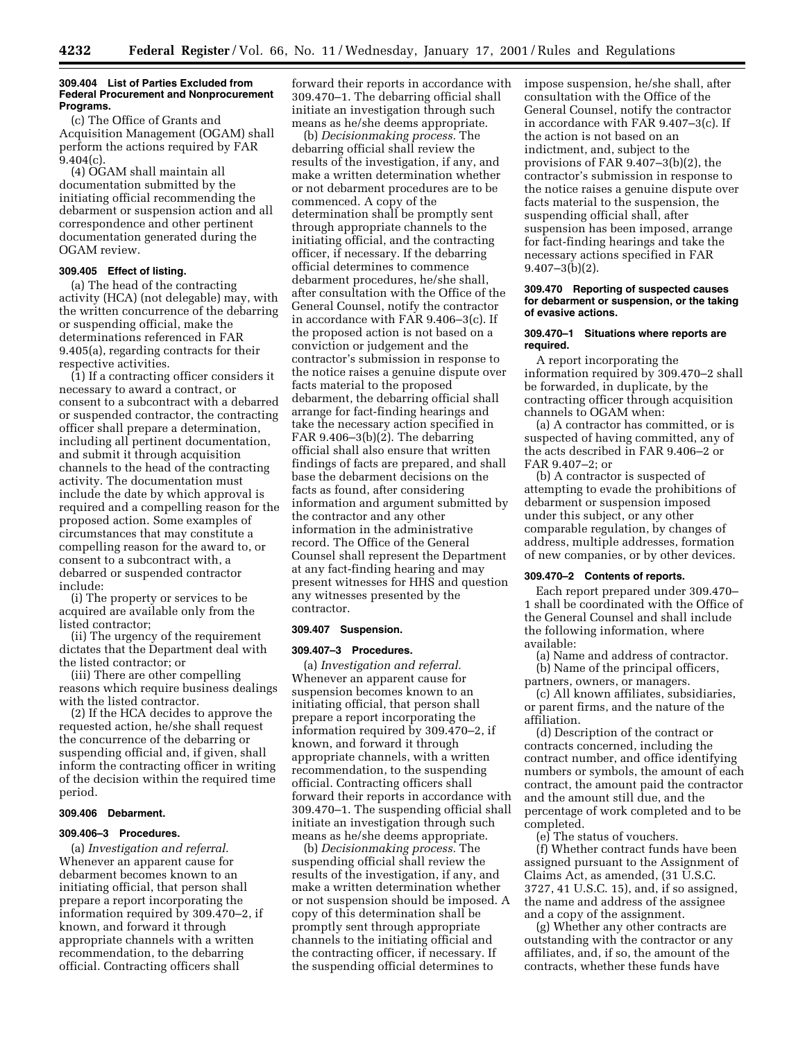### 309.404 List of Parties Excluded from Federal Procurement and Nonprocurement Programs.

(c) The Office of Grants and Acquisition Management (OGAM) shall perform the actions required by FAR 9.404(c).

(4) OGAM shall maintain all documentation submitted by the initiating official recommending the debarment or suspension action and all correspondence and other pertinent documentation generated during the OGAM review.

### 309.405 Effect of listing.

(a) The head of the contracting activity (HCA) (not delegable) may, with the written concurrence of the debarring or suspending official, make the determinations referenced in FAR 9.405(a), regarding contracts for their respective activities.

(1) If a contracting officer considers it necessary to award a contract, or consent to a subcontract with a debarred or suspended contractor, the contracting officer shall prepare a determination, including all pertinent documentation, and submit it through acquisition channels to the head of the contracting activity. The documentation must include the date by which approval is required and a compelling reason for the proposed action. Some examples of circumstances that may constitute a compelling reason for the award to, or consent to a subcontract with, a debarred or suspended contractor include:

(i) The property or services to be acquired are available only from the listed contractor;

(ii) The urgency of the requirement dictates that the Department deal with the listed contractor; or

(iii) There are other compelling reasons which require business dealings with the listed contractor.

(2) If the HCA decides to approve the requested action, he/she shall request the concurrence of the debarring or suspending official and, if given, shall inform the contracting officer in writing of the decision within the required time period.

### 309.406 Debarment.

### 309.406–3 Procedures.

(a) *Investigation and referral.* Whenever an apparent cause for debarment becomes known to an initiating official, that person shall prepare a report incorporating the information required by 309.470–2, if known, and forward it through appropriate channels with a written recommendation, to the debarring official. Contracting officers shall forward their reports in accordance with 309.470–1. The debarring official shall initiate an investigation through such means as he/she deems appropriate.

(b) *Decisionmaking process.* The debarring official shall review the results of the investigation, if any, and make a written determination whether or not debarment procedures are to be commenced. A copy of the determination shall be promptly sent through appropriate channels to the initiating official, and the contracting officer, if necessary. If the debarring official determines to commence debarment procedures, he/she shall, after consultation with the Office of the General Counsel, notify the contractor in accordance with FAR 9.406–3(c). If the proposed action is not based on a conviction or judgement and the contractor's submission in response to the notice raises a genuine dispute over facts material to the proposed debarment, the debarring official shall arrange for fact-finding hearings and take the necessary action specified in FAR 9.406–3(b)(2). The debarring official shall also ensure that written findings of facts are prepared, and shall base the debarment decisions on the facts as found, after considering information and argument submitted by the contractor and any other information in the administrative record. The Office of the General Counsel shall represent the Department at any fact-finding hearing and may present witnesses for HHS and question any witnesses presented by the contractor.

### 309.407 Suspension.

### 309.407–3 Procedures.

(a) *Investigation and referral.* Whenever an apparent cause for suspension becomes known to an initiating official, that person shall prepare a report incorporating the information required by 309.470–2, if known, and forward it through appropriate channels, with a written recommendation, to the suspending official. Contracting officers shall forward their reports in accordance with 309.470–1. The suspending official shall initiate an investigation through such means as he/she deems appropriate.

(b) *Decisionmaking process.* The suspending official shall review the results of the investigation, if any, and make a written determination whether or not suspension should be imposed. A copy of this determination shall be promptly sent through appropriate channels to the initiating official and the contracting officer, if necessary. If the suspending official determines to impose suspension, he/she shall, after consultation with the Office of the General Counsel, notify the contractor in accordance with FAR 9.407–3(c). If the action is not based on an indictment, and, subject to the provisions of FAR 9.407–3(b)(2), the contractor's submission in response to the notice raises a genuine dispute over facts material to the suspension, the suspending official shall, after suspension has been imposed, arrange for fact-finding hearings and take the necessary actions specified in FAR 9.407–3(b)(2).

### 309.470 Reporting of suspected causes for debarment or suspension, or the taking of evasive actions.

### 309.470–1 Situations where reports are required.

A report incorporating the information required by 309.470–2 shall be forwarded, in duplicate, by the contracting officer through acquisition channels to OGAM when:

(a) A contractor has committed, or is suspected of having committed, any of the acts described in FAR 9.406–2 or FAR 9.407–2; or

(b) A contractor is suspected of attempting to evade the prohibitions of debarment or suspension imposed under this subject, or any other comparable regulation, by changes of address, multiple addresses, formation of new companies, or by other devices.

### 309.470–2 Contents of reports.

Each report prepared under 309.470–1 shall be coordinated with the Office of the General Counsel and shall include the following information, where available:

(a) Name and address of contractor.

(b) Name of the principal officers, partners, owners, or managers.

(c) All known affiliates, subsidiaries, or parent firms, and the nature of the affiliation.

(d) Description of the contract or contracts concerned, including the contract number, and office identifying numbers or symbols, the amount of each contract, the amount paid the contractor and the amount still due, and the percentage of work completed and to be completed.

(e) The status of vouchers.

(f) Whether contract funds have been assigned pursuant to the Assignment of Claims Act, as amended, (31 U.S.C. 3727, 41 U.S.C. 15), and, if so assigned, the name and address of the assignee and a copy of the assignment.

(g) Whether any other contracts are outstanding with the contractor or any affiliates, and, if so, the amount of the contracts, whether these funds have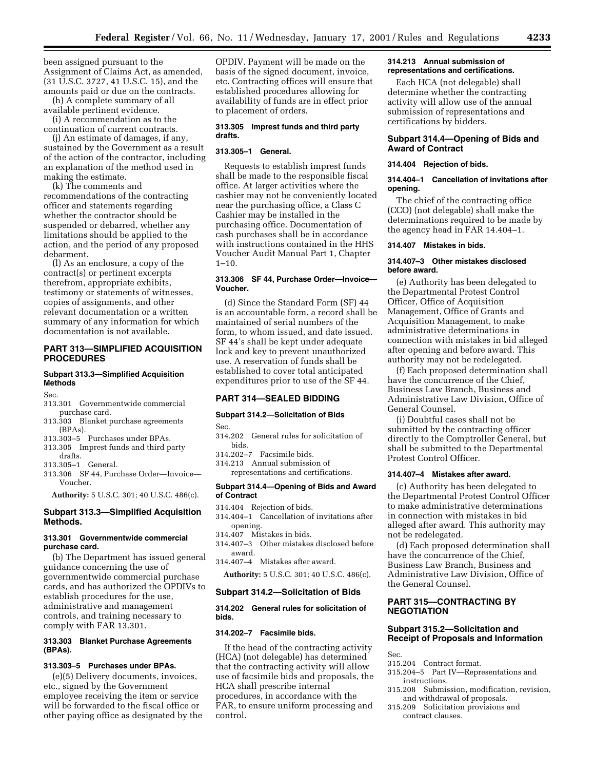been assigned pursuant to the Assignment of Claims Act, as amended, (31 U.S.C. 3727, 41 U.S.C. 15), and the amounts paid or due on the contracts.

(h) A complete summary of all available pertinent evidence.

(i) A recommendation as to the continuation of current contracts.

(j) An estimate of damages, if any, sustained by the Government as a result of the action of the contractor, including an explanation of the method used in making the estimate.

(k) The comments and recommendations of the contracting officer and statements regarding whether the contractor should be suspended or debarred, whether any limitations should be applied to the action, and the period of any proposed debarment.

(l) As an enclosure, a copy of the contract(s) or pertinent excerpts therefrom, appropriate exhibits, testimony or statements of witnesses, copies of assignments, and other relevant documentation or a written summary of any information for which documentation is not available.

## PART 313—SIMPLIFIED ACQUISITION PROCEDURES

### Subpart 313.3—Simplified Acquisition Methods

Sec.
313.301 Governmentwide commercial purchase card.
313.303 Blanket purchase agreements (BPAs).
313.303–5 Purchases under BPAs.
313.305 Imprest funds and third party drafts.
313.305–1 General.
313.306 SF 44, Purchase Order—Invoice—Voucher.

**Authority:** 5 U.S.C. 301; 40 U.S.C. 486(c).

### Subpart 313.3—Simplified Acquisition Methods.

#### 313.301 Governmentwide commercial purchase card.

(b) The Department has issued general guidance concerning the use of governmentwide commercial purchase cards, and has authorized the OPDIVs to establish procedures for the use, administrative and management controls, and training necessary to comply with FAR 13.301.

#### 313.303 Blanket Purchase Agreements (BPAs).

#### 313.303–5 Purchases under BPAs.

(e)(5) Delivery documents, invoices, etc., signed by the Government employee receiving the item or service will be forwarded to the fiscal office or other paying office as designated by the OPDIV. Payment will be made on the basis of the signed document, invoice, etc. Contracting offices will ensure that established procedures allowing for availability of funds are in effect prior to placement of orders.

#### 313.305 Imprest funds and third party drafts.

#### 313.305–1 General.

Requests to establish imprest funds shall be made to the responsible fiscal office. At larger activities where the cashier may not be conveniently located near the purchasing office, a Class C Cashier may be installed in the purchasing office. Documentation of cash purchases shall be in accordance with instructions contained in the HHS Voucher Audit Manual Part 1, Chapter 1–10.

#### 313.306 SF 44, Purchase Order—Invoice—Voucher.

(d) Since the Standard Form (SF) 44 is an accountable form, a record shall be maintained of serial numbers of the form, to whom issued, and date issued. SF 44's shall be kept under adequate lock and key to prevent unauthorized use. A reservation of funds shall be established to cover total anticipated expenditures prior to use of the SF 44.

## PART 314—SEALED BIDDING

### Subpart 314.2—Solicitation of Bids

Sec.
314.202 General rules for solicitation of bids.
314.202–7 Facsimile bids.
314.213 Annual submission of representations and certifications.

### Subpart 314.4—Opening of Bids and Award of Contract

314.404 Rejection of bids.
314.404–1 Cancellation of invitations after opening.
314.407 Mistakes in bids.
314.407–3 Other mistakes disclosed before award.
314.407–4 Mistakes after award.

**Authority:** 5 U.S.C. 301; 40 U.S.C. 486(c).

### Subpart 314.2—Solicitation of Bids

#### 314.202 General rules for solicitation of bids.

#### 314.202–7 Facsimile bids.

If the head of the contracting activity (HCA) (not delegable) has determined that the contracting activity will allow use of facsimile bids and proposals, the HCA shall prescribe internal procedures, in accordance with the FAR, to ensure uniform processing and control.

#### 314.213 Annual submission of representations and certifications.

Each HCA (not delegable) shall determine whether the contracting activity will allow use of the annual submission of representations and certifications by bidders.

### Subpart 314.4—Opening of Bids and Award of Contract

#### 314.404 Rejection of bids.

#### 314.404–1 Cancellation of invitations after opening.

The chief of the contracting office (CCO) (not delegable) shall make the determinations required to be made by the agency head in FAR 14.404–1.

#### 314.407 Mistakes in bids.

#### 314.407–3 Other mistakes disclosed before award.

(e) Authority has been delegated to the Departmental Protest Control Officer, Office of Acquisition Management, Office of Grants and Acquisition Management, to make administrative determinations in connection with mistakes in bid alleged after opening and before award. This authority may not be redelegated.

(f) Each proposed determination shall have the concurrence of the Chief, Business Law Branch, Business and Administrative Law Division, Office of General Counsel.

(i) Doubtful cases shall not be submitted by the contracting officer directly to the Comptroller General, but shall be submitted to the Departmental Protest Control Officer.

#### 314.407–4 Mistakes after award.

(c) Authority has been delegated to the Departmental Protest Control Officer to make administrative determinations in connection with mistakes in bid alleged after award. This authority may not be redelegated.

(d) Each proposed determination shall have the concurrence of the Chief, Business Law Branch, Business and Administrative Law Division, Office of the General Counsel.

## PART 315—CONTRACTING BY NEGOTIATION

### Subpart 315.2—Solicitation and Receipt of Proposals and Information

Sec.
315.204 Contract format.
315.204–5 Part IV—Representations and instructions.
315.208 Submission, modification, revision, and withdrawal of proposals.
315.209 Solicitation provisions and contract clauses.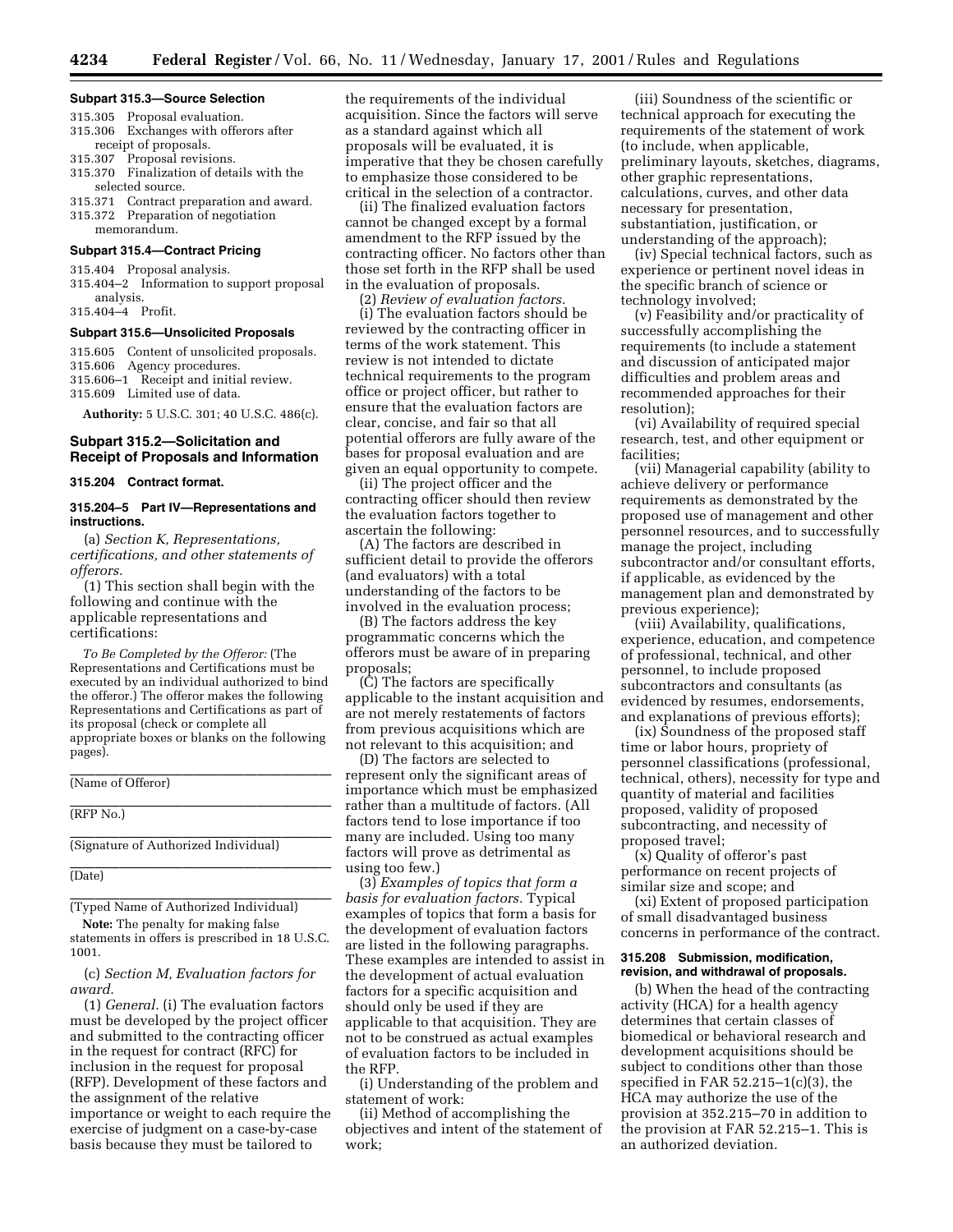#### Subpart 315.3—Source Selection

315.305 Proposal evaluation.
315.306 Exchanges with offerors after receipt of proposals.
315.307 Proposal revisions.
315.370 Finalization of details with the selected source.
315.371 Contract preparation and award.
315.372 Preparation of negotiation memorandum.

#### Subpart 315.4—Contract Pricing

315.404 Proposal analysis.
315.404–2 Information to support proposal analysis.
315.404–4 Profit.

#### Subpart 315.6—Unsolicited Proposals

315.605 Content of unsolicited proposals.
315.606 Agency procedures.
315.606–1 Receipt and initial review.
315.609 Limited use of data.

**Authority:** 5 U.S.C. 301; 40 U.S.C. 486(c).

## Subpart 315.2—Solicitation and Receipt of Proposals and Information

#### 315.204 Contract format.

#### 315.204–5 Part IV—Representations and instructions.

(a) *Section K, Representations, certifications, and other statements of offerors.*

(1) This section shall begin with the following and continue with the applicable representations and certifications:

*To Be Completed by the Offeror:* (The Representations and Certifications must be executed by an individual authorized to bind the offeror.) The offeror makes the following Representations and Certifications as part of its proposal (check or complete all appropriate boxes or blanks on the following pages).

\_\_\_\_\_\_\_\_\_\_\_\_\_\_\_\_\_\_\_\_\_\_\_\_\_\_\_\_\_\_\_\_\_\_\_\_\_\_

(Name of Offeror)

\_\_\_\_\_\_\_\_\_\_\_\_\_\_\_\_\_\_\_\_\_\_\_\_\_\_\_\_\_\_\_\_\_\_\_\_\_\_

(RFP No.)

\_\_\_\_\_\_\_\_\_\_\_\_\_\_\_\_\_\_\_\_\_\_\_\_\_\_\_\_\_\_\_\_\_\_\_\_\_\_

(Signature of Authorized Individual)

\_\_\_\_\_\_\_\_\_\_\_\_\_\_\_\_\_\_\_\_\_\_\_\_\_\_\_\_\_\_\_\_\_\_\_\_\_\_

(Date)

\_\_\_\_\_\_\_\_\_\_\_\_\_\_\_\_\_\_\_\_\_\_\_\_\_\_\_\_\_\_\_\_\_\_\_\_\_\_

(Typed Name of Authorized Individual)

**Note:** The penalty for making false statements in offers is prescribed in 18 U.S.C. 1001.

(c) *Section M, Evaluation factors for award.*

(1) *General.* (i) The evaluation factors must be developed by the project officer and submitted to the contracting officer in the request for contract (RFC) for inclusion in the request for proposal (RFP). Development of these factors and the assignment of the relative importance or weight to each require the exercise of judgment on a case-by-case basis because they must be tailored to the requirements of the individual acquisition. Since the factors will serve as a standard against which all proposals will be evaluated, it is imperative that they be chosen carefully to emphasize those considered to be critical in the selection of a contractor.

(ii) The finalized evaluation factors cannot be changed except by a formal amendment to the RFP issued by the contracting officer. No factors other than those set forth in the RFP shall be used in the evaluation of proposals.

(2) *Review of evaluation factors.*

(i) The evaluation factors should be reviewed by the contracting officer in terms of the work statement. This review is not intended to dictate technical requirements to the program office or project officer, but rather to ensure that the evaluation factors are clear, concise, and fair so that all potential offerors are fully aware of the bases for proposal evaluation and are given an equal opportunity to compete.

(ii) The project officer and the contracting officer should then review the evaluation factors together to ascertain the following:

(A) The factors are described in sufficient detail to provide the offerors (and evaluators) with a total understanding of the factors to be involved in the evaluation process;

(B) The factors address the key programmatic concerns which the offerors must be aware of in preparing proposals;

(C) The factors are specifically applicable to the instant acquisition and are not merely restatements of factors from previous acquisitions which are not relevant to this acquisition; and

(D) The factors are selected to represent only the significant areas of importance which must be emphasized rather than a multitude of factors. (All factors tend to lose importance if too many are included. Using too many factors will prove as detrimental as using too few.)

(3) *Examples of topics that form a basis for evaluation factors.* Typical examples of topics that form a basis for the development of evaluation factors are listed in the following paragraphs. These examples are intended to assist in the development of actual evaluation factors for a specific acquisition and should only be used if they are applicable to that acquisition. They are not to be construed as actual examples of evaluation factors to be included in the RFP.

(i) Understanding of the problem and statement of work:

(ii) Method of accomplishing the objectives and intent of the statement of work;

(iii) Soundness of the scientific or technical approach for executing the requirements of the statement of work (to include, when applicable, preliminary layouts, sketches, diagrams, other graphic representations, calculations, curves, and other data necessary for presentation, substantiation, justification, or understanding of the approach);

(iv) Special technical factors, such as experience or pertinent novel ideas in the specific branch of science or technology involved;

(v) Feasibility and/or practicality of successfully accomplishing the requirements (to include a statement and discussion of anticipated major difficulties and problem areas and recommended approaches for their resolution);

(vi) Availability of required special research, test, and other equipment or facilities;

(vii) Managerial capability (ability to achieve delivery or performance requirements as demonstrated by the proposed use of management and other personnel resources, and to successfully manage the project, including subcontractor and/or consultant efforts, if applicable, as evidenced by the management plan and demonstrated by previous experience);

(viii) Availability, qualifications, experience, education, and competence of professional, technical, and other personnel, to include proposed subcontractors and consultants (as evidenced by resumes, endorsements, and explanations of previous efforts);

(ix) Soundness of the proposed staff time or labor hours, propriety of personnel classifications (professional, technical, others), necessity for type and quantity of material and facilities proposed, validity of proposed subcontracting, and necessity of proposed travel;

(x) Quality of offeror's past performance on recent projects of similar size and scope; and

(xi) Extent of proposed participation of small disadvantaged business concerns in performance of the contract.

#### 315.208 Submission, modification, revision, and withdrawal of proposals.

(b) When the head of the contracting activity (HCA) for a health agency determines that certain classes of biomedical or behavioral research and development acquisitions should be subject to conditions other than those specified in FAR 52.215–1(c)(3), the HCA may authorize the use of the provision at 352.215–70 in addition to the provision at FAR 52.215–1. This is an authorized deviation.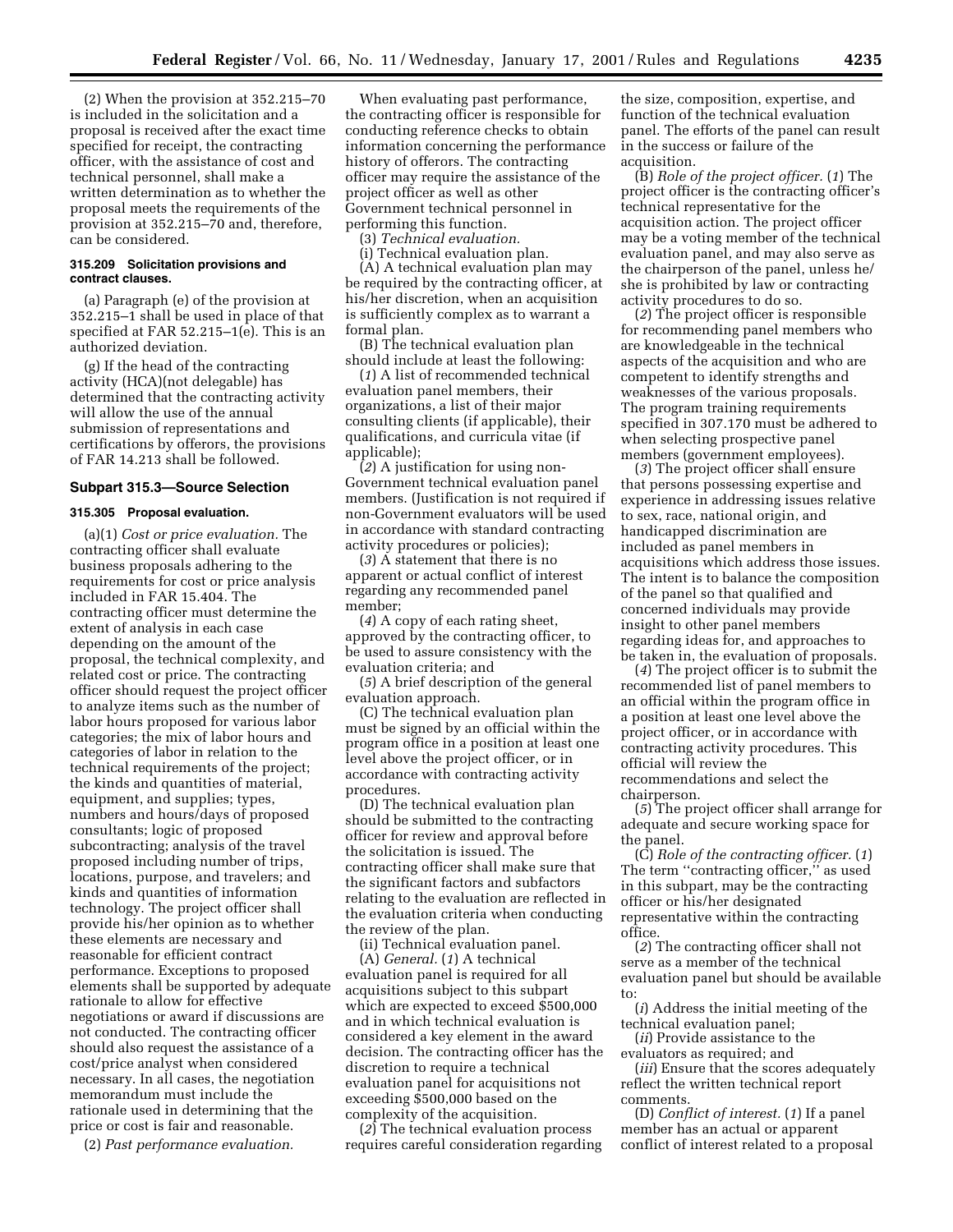(2) When the provision at 352.215–70 is included in the solicitation and a proposal is received after the exact time specified for receipt, the contracting officer, with the assistance of cost and technical personnel, shall make a written determination as to whether the proposal meets the requirements of the provision at 352.215–70 and, therefore, can be considered.

**315.209 Solicitation provisions and contract clauses.**

(a) Paragraph (e) of the provision at 352.215–1 shall be used in place of that specified at FAR 52.215–1(e). This is an authorized deviation.

(g) If the head of the contracting activity (HCA)(not delegable) has determined that the contracting activity will allow the use of the annual submission of representations and certifications by offerors, the provisions of FAR 14.213 shall be followed.

## Subpart 315.3—Source Selection

**315.305 Proposal evaluation.**

(a)(1) *Cost or price evaluation.* The contracting officer shall evaluate business proposals adhering to the requirements for cost or price analysis included in FAR 15.404. The contracting officer must determine the extent of analysis in each case depending on the amount of the proposal, the technical complexity, and related cost or price. The contracting officer should request the project officer to analyze items such as the number of labor hours proposed for various labor categories; the mix of labor hours and categories of labor in relation to the technical requirements of the project; the kinds and quantities of material, equipment, and supplies; types, numbers and hours/days of proposed consultants; logic of proposed subcontracting; analysis of the travel proposed including number of trips, locations, purpose, and travelers; and kinds and quantities of information technology. The project officer shall provide his/her opinion as to whether these elements are necessary and reasonable for efficient contract performance. Exceptions to proposed elements shall be supported by adequate rationale to allow for effective negotiations or award if discussions are not conducted. The contracting officer should also request the assistance of a cost/price analyst when considered necessary. In all cases, the negotiation memorandum must include the rationale used in determining that the price or cost is fair and reasonable.

(2) *Past performance evaluation.*

When evaluating past performance, the contracting officer is responsible for conducting reference checks to obtain information concerning the performance history of offerors. The contracting officer may require the assistance of the project officer as well as other Government technical personnel in performing this function.

(3) *Technical evaluation.*

(i) Technical evaluation plan.

(A) A technical evaluation plan may be required by the contracting officer, at his/her discretion, when an acquisition is sufficiently complex as to warrant a formal plan.

(B) The technical evaluation plan should include at least the following:

(*1*) A list of recommended technical evaluation panel members, their organizations, a list of their major consulting clients (if applicable), their qualifications, and curricula vitae (if applicable);

(*2*) A justification for using non-Government technical evaluation panel members. (Justification is not required if non-Government evaluators will be used in accordance with standard contracting activity procedures or policies);

(*3*) A statement that there is no apparent or actual conflict of interest regarding any recommended panel member;

(*4*) A copy of each rating sheet, approved by the contracting officer, to be used to assure consistency with the evaluation criteria; and

(*5*) A brief description of the general evaluation approach.

(C) The technical evaluation plan must be signed by an official within the program office in a position at least one level above the project officer, or in accordance with contracting activity procedures.

(D) The technical evaluation plan should be submitted to the contracting officer for review and approval before the solicitation is issued. The contracting officer shall make sure that the significant factors and subfactors relating to the evaluation are reflected in the evaluation criteria when conducting the review of the plan.

(ii) Technical evaluation panel.

(A) *General.* (*1*) A technical evaluation panel is required for all acquisitions subject to this subpart which are expected to exceed $500,000 and in which technical evaluation is considered a key element in the award decision. The contracting officer has the discretion to require a technical evaluation panel for acquisitions not exceeding $500,000 based on the complexity of the acquisition.

(*2*) The technical evaluation process requires careful consideration regarding the size, composition, expertise, and function of the technical evaluation panel. The efforts of the panel can result in the success or failure of the acquisition.

(B) *Role of the project officer.* (*1*) The project officer is the contracting officer's technical representative for the acquisition action. The project officer may be a voting member of the technical evaluation panel, and may also serve as the chairperson of the panel, unless he/she is prohibited by law or contracting activity procedures to do so.

(*2*) The project officer is responsible for recommending panel members who are knowledgeable in the technical aspects of the acquisition and who are competent to identify strengths and weaknesses of the various proposals. The program training requirements specified in 307.170 must be adhered to when selecting prospective panel members (government employees).

(*3*) The project officer shall ensure that persons possessing expertise and experience in addressing issues relative to sex, race, national origin, and handicapped discrimination are included as panel members in acquisitions which address those issues. The intent is to balance the composition of the panel so that qualified and concerned individuals may provide insight to other panel members regarding ideas for, and approaches to be taken in, the evaluation of proposals.

(*4*) The project officer is to submit the recommended list of panel members to an official within the program office in a position at least one level above the project officer, or in accordance with contracting activity procedures. This official will review the recommendations and select the chairperson.

(*5*) The project officer shall arrange for adequate and secure working space for the panel.

(C) *Role of the contracting officer.* (*1*) The term ''contracting officer,'' as used in this subpart, may be the contracting officer or his/her designated representative within the contracting office.

(*2*) The contracting officer shall not serve as a member of the technical evaluation panel but should be available to:

(*i*) Address the initial meeting of the technical evaluation panel;

(*ii*) Provide assistance to the evaluators as required; and

(*iii*) Ensure that the scores adequately reflect the written technical report comments.

(D) *Conflict of interest.* (*1*) If a panel member has an actual or apparent conflict of interest related to a proposal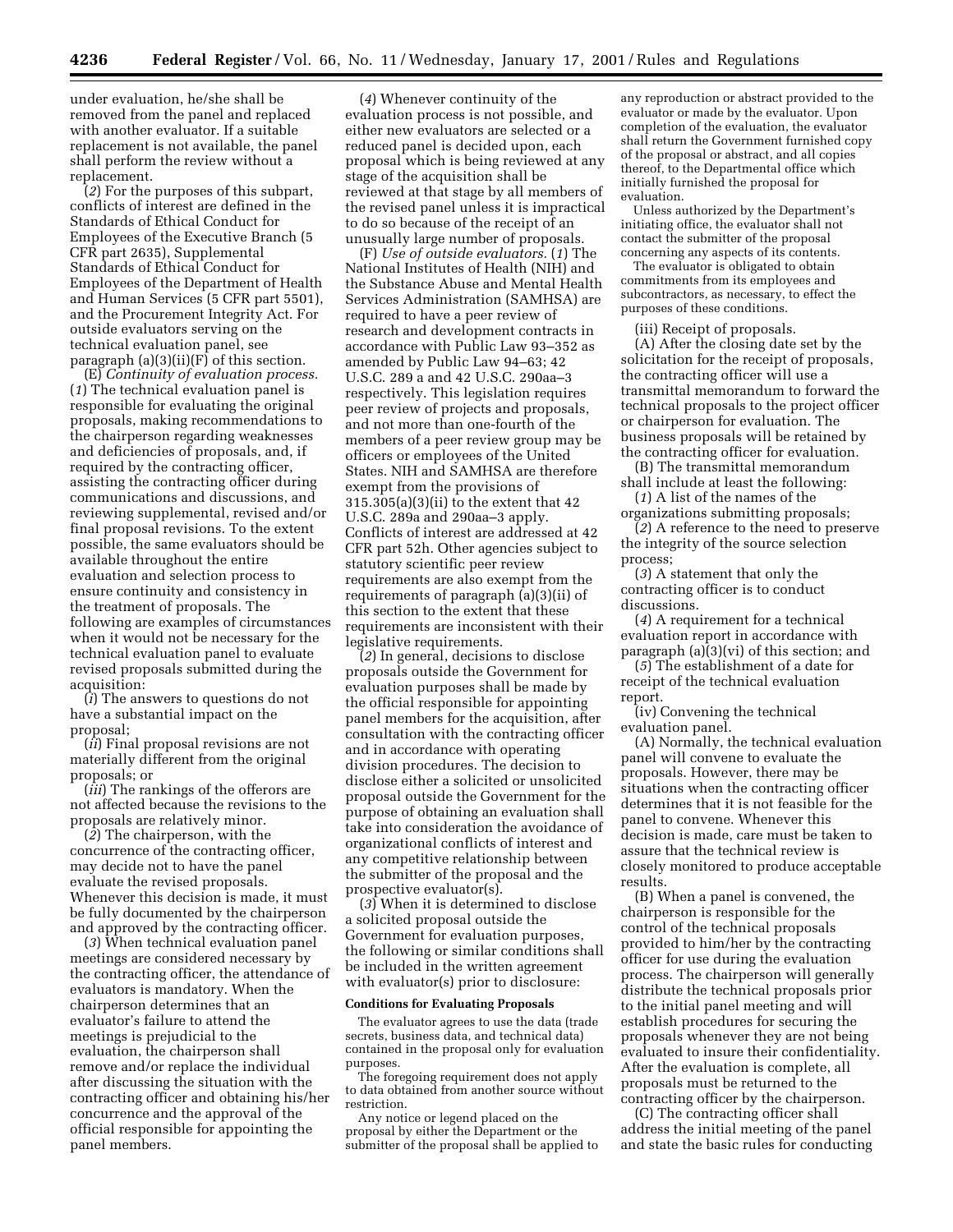under evaluation, he/she shall be removed from the panel and replaced with another evaluator. If a suitable replacement is not available, the panel shall perform the review without a replacement.

(*2*) For the purposes of this subpart, conflicts of interest are defined in the Standards of Ethical Conduct for Employees of the Executive Branch (5 CFR part 2635), Supplemental Standards of Ethical Conduct for Employees of the Department of Health and Human Services (5 CFR part 5501), and the Procurement Integrity Act. For outside evaluators serving on the technical evaluation panel, see paragraph (a)(3)(ii)(F) of this section.

(E) *Continuity of evaluation process.* (*1*) The technical evaluation panel is responsible for evaluating the original proposals, making recommendations to the chairperson regarding weaknesses and deficiencies of proposals, and, if required by the contracting officer, assisting the contracting officer during communications and discussions, and reviewing supplemental, revised and/or final proposal revisions. To the extent possible, the same evaluators should be available throughout the entire evaluation and selection process to ensure continuity and consistency in the treatment of proposals. The following are examples of circumstances when it would not be necessary for the technical evaluation panel to evaluate revised proposals submitted during the acquisition:

(*i*) The answers to questions do not have a substantial impact on the proposal;

(*ii*) Final proposal revisions are not materially different from the original proposals; or

(*iii*) The rankings of the offerors are not affected because the revisions to the proposals are relatively minor.

(*2*) The chairperson, with the concurrence of the contracting officer, may decide not to have the panel evaluate the revised proposals. Whenever this decision is made, it must be fully documented by the chairperson and approved by the contracting officer.

(*3*) When technical evaluation panel meetings are considered necessary by the contracting officer, the attendance of evaluators is mandatory. When the chairperson determines that an evaluator's failure to attend the meetings is prejudicial to the evaluation, the chairperson shall remove and/or replace the individual after discussing the situation with the contracting officer and obtaining his/her concurrence and the approval of the official responsible for appointing the panel members.

(*4*) Whenever continuity of the evaluation process is not possible, and either new evaluators are selected or a reduced panel is decided upon, each proposal which is being reviewed at any stage of the acquisition shall be reviewed at that stage by all members of the revised panel unless it is impractical to do so because of the receipt of an unusually large number of proposals.

(F) *Use of outside evaluators.* (*1*) The National Institutes of Health (NIH) and the Substance Abuse and Mental Health Services Administration (SAMHSA) are required to have a peer review of research and development contracts in accordance with Public Law 93–352 as amended by Public Law 94–63; 42 U.S.C. 289 a and 42 U.S.C. 290aa–3 respectively. This legislation requires peer review of projects and proposals, and not more than one-fourth of the members of a peer review group may be officers or employees of the United States. NIH and SAMHSA are therefore exempt from the provisions of 315.305(a)(3)(ii) to the extent that 42 U.S.C. 289a and 290aa–3 apply. Conflicts of interest are addressed at 42 CFR part 52h. Other agencies subject to statutory scientific peer review requirements are also exempt from the requirements of paragraph (a)(3)(ii) of this section to the extent that these requirements are inconsistent with their legislative requirements.

(*2*) In general, decisions to disclose proposals outside the Government for evaluation purposes shall be made by the official responsible for appointing panel members for the acquisition, after consultation with the contracting officer and in accordance with operating division procedures. The decision to disclose either a solicited or unsolicited proposal outside the Government for the purpose of obtaining an evaluation shall take into consideration the avoidance of organizational conflicts of interest and any competitive relationship between the submitter of the proposal and the prospective evaluator(s).

(*3*) When it is determined to disclose a solicited proposal outside the Government for evaluation purposes, the following or similar conditions shall be included in the written agreement with evaluator(s) prior to disclosure:

**Conditions for Evaluating Proposals**

The evaluator agrees to use the data (trade secrets, business data, and technical data) contained in the proposal only for evaluation purposes.

The foregoing requirement does not apply to data obtained from another source without restriction.

Any notice or legend placed on the proposal by either the Department or the submitter of the proposal shall be applied to any reproduction or abstract provided to the evaluator or made by the evaluator. Upon completion of the evaluation, the evaluator shall return the Government furnished copy of the proposal or abstract, and all copies thereof, to the Departmental office which initially furnished the proposal for evaluation.

Unless authorized by the Department's initiating office, the evaluator shall not contact the submitter of the proposal concerning any aspects of its contents.

The evaluator is obligated to obtain commitments from its employees and subcontractors, as necessary, to effect the purposes of these conditions.

(iii) Receipt of proposals.

(A) After the closing date set by the solicitation for the receipt of proposals, the contracting officer will use a transmittal memorandum to forward the technical proposals to the project officer or chairperson for evaluation. The business proposals will be retained by the contracting officer for evaluation.

(B) The transmittal memorandum shall include at least the following:

(*1*) A list of the names of the organizations submitting proposals;

(*2*) A reference to the need to preserve the integrity of the source selection process;

(*3*) A statement that only the contracting officer is to conduct discussions.

(*4*) A requirement for a technical evaluation report in accordance with paragraph (a)(3)(vi) of this section; and

(*5*) The establishment of a date for receipt of the technical evaluation report.

(iv) Convening the technical evaluation panel.

(A) Normally, the technical evaluation panel will convene to evaluate the proposals. However, there may be situations when the contracting officer determines that it is not feasible for the panel to convene. Whenever this decision is made, care must be taken to assure that the technical review is closely monitored to produce acceptable results.

(B) When a panel is convened, the chairperson is responsible for the control of the technical proposals provided to him/her by the contracting officer for use during the evaluation process. The chairperson will generally distribute the technical proposals prior to the initial panel meeting and will establish procedures for securing the proposals whenever they are not being evaluated to insure their confidentiality. After the evaluation is complete, all proposals must be returned to the contracting officer by the chairperson.

(C) The contracting officer shall address the initial meeting of the panel and state the basic rules for conducting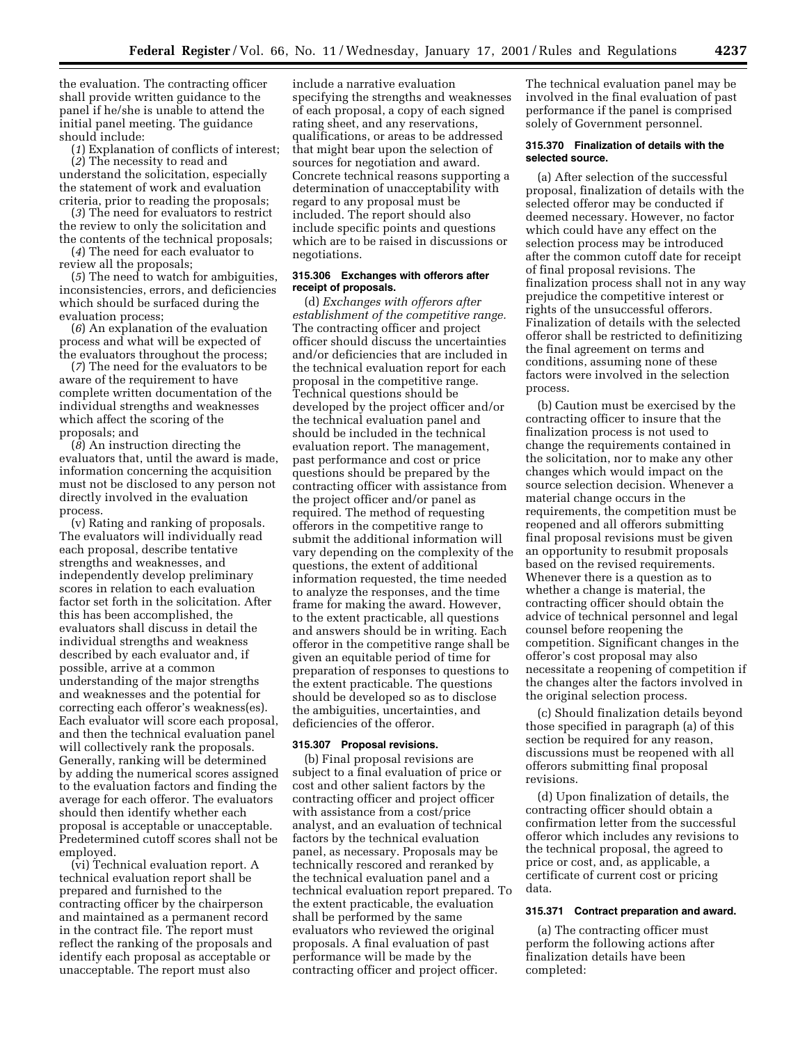the evaluation. The contracting officer shall provide written guidance to the panel if he/she is unable to attend the initial panel meeting. The guidance should include:

(*1*) Explanation of conflicts of interest;

(*2*) The necessity to read and understand the solicitation, especially the statement of work and evaluation criteria, prior to reading the proposals;

(*3*) The need for evaluators to restrict the review to only the solicitation and the contents of the technical proposals;

(*4*) The need for each evaluator to review all the proposals;

(*5*) The need to watch for ambiguities, inconsistencies, errors, and deficiencies which should be surfaced during the evaluation process;

(*6*) An explanation of the evaluation process and what will be expected of the evaluators throughout the process;

(*7*) The need for the evaluators to be aware of the requirement to have complete written documentation of the individual strengths and weaknesses which affect the scoring of the proposals; and

(*8*) An instruction directing the evaluators that, until the award is made, information concerning the acquisition must not be disclosed to any person not directly involved in the evaluation process.

(v) Rating and ranking of proposals. The evaluators will individually read each proposal, describe tentative strengths and weaknesses, and independently develop preliminary scores in relation to each evaluation factor set forth in the solicitation. After this has been accomplished, the evaluators shall discuss in detail the individual strengths and weakness described by each evaluator and, if possible, arrive at a common understanding of the major strengths and weaknesses and the potential for correcting each offeror's weakness(es). Each evaluator will score each proposal, and then the technical evaluation panel will collectively rank the proposals. Generally, ranking will be determined by adding the numerical scores assigned to the evaluation factors and finding the average for each offeror. The evaluators should then identify whether each proposal is acceptable or unacceptable. Predetermined cutoff scores shall not be employed.

(vi) Technical evaluation report. A technical evaluation report shall be prepared and furnished to the contracting officer by the chairperson and maintained as a permanent record in the contract file. The report must reflect the ranking of the proposals and identify each proposal as acceptable or unacceptable. The report must also include a narrative evaluation specifying the strengths and weaknesses of each proposal, a copy of each signed rating sheet, and any reservations, qualifications, or areas to be addressed that might bear upon the selection of sources for negotiation and award. Concrete technical reasons supporting a determination of unacceptability with regard to any proposal must be included. The report should also include specific points and questions which are to be raised in discussions or negotiations.

**315.306 Exchanges with offerors after receipt of proposals.**

(d) *Exchanges with offerors after establishment of the competitive range.* The contracting officer and project officer should discuss the uncertainties and/or deficiencies that are included in the technical evaluation report for each proposal in the competitive range. Technical questions should be developed by the project officer and/or the technical evaluation panel and should be included in the technical evaluation report. The management, past performance and cost or price questions should be prepared by the contracting officer with assistance from the project officer and/or panel as required. The method of requesting offerors in the competitive range to submit the additional information will vary depending on the complexity of the questions, the extent of additional information requested, the time needed to analyze the responses, and the time frame for making the award. However, to the extent practicable, all questions and answers should be in writing. Each offeror in the competitive range shall be given an equitable period of time for preparation of responses to questions to the extent practicable. The questions should be developed so as to disclose the ambiguities, uncertainties, and deficiencies of the offeror.

**315.307 Proposal revisions.**

(b) Final proposal revisions are subject to a final evaluation of price or cost and other salient factors by the contracting officer and project officer with assistance from a cost/price analyst, and an evaluation of technical factors by the technical evaluation panel, as necessary. Proposals may be technically rescored and reranked by the technical evaluation panel and a technical evaluation report prepared. To the extent practicable, the evaluation shall be performed by the same evaluators who reviewed the original proposals. A final evaluation of past performance will be made by the contracting officer and project officer. The technical evaluation panel may be involved in the final evaluation of past performance if the panel is comprised solely of Government personnel.

**315.370 Finalization of details with the selected source.**

(a) After selection of the successful proposal, finalization of details with the selected offeror may be conducted if deemed necessary. However, no factor which could have any effect on the selection process may be introduced after the common cutoff date for receipt of final proposal revisions. The finalization process shall not in any way prejudice the competitive interest or rights of the unsuccessful offerors. Finalization of details with the selected offeror shall be restricted to definitizing the final agreement on terms and conditions, assuming none of these factors were involved in the selection process.

(b) Caution must be exercised by the contracting officer to insure that the finalization process is not used to change the requirements contained in the solicitation, nor to make any other changes which would impact on the source selection decision. Whenever a material change occurs in the requirements, the competition must be reopened and all offerors submitting final proposal revisions must be given an opportunity to resubmit proposals based on the revised requirements. Whenever there is a question as to whether a change is material, the contracting officer should obtain the advice of technical personnel and legal counsel before reopening the competition. Significant changes in the offeror's cost proposal may also necessitate a reopening of competition if the changes alter the factors involved in the original selection process.

(c) Should finalization details beyond those specified in paragraph (a) of this section be required for any reason, discussions must be reopened with all offerors submitting final proposal revisions.

(d) Upon finalization of details, the contracting officer should obtain a confirmation letter from the successful offeror which includes any revisions to the technical proposal, the agreed to price or cost, and, as applicable, a certificate of current cost or pricing data.

**315.371 Contract preparation and award.**

(a) The contracting officer must perform the following actions after finalization details have been completed: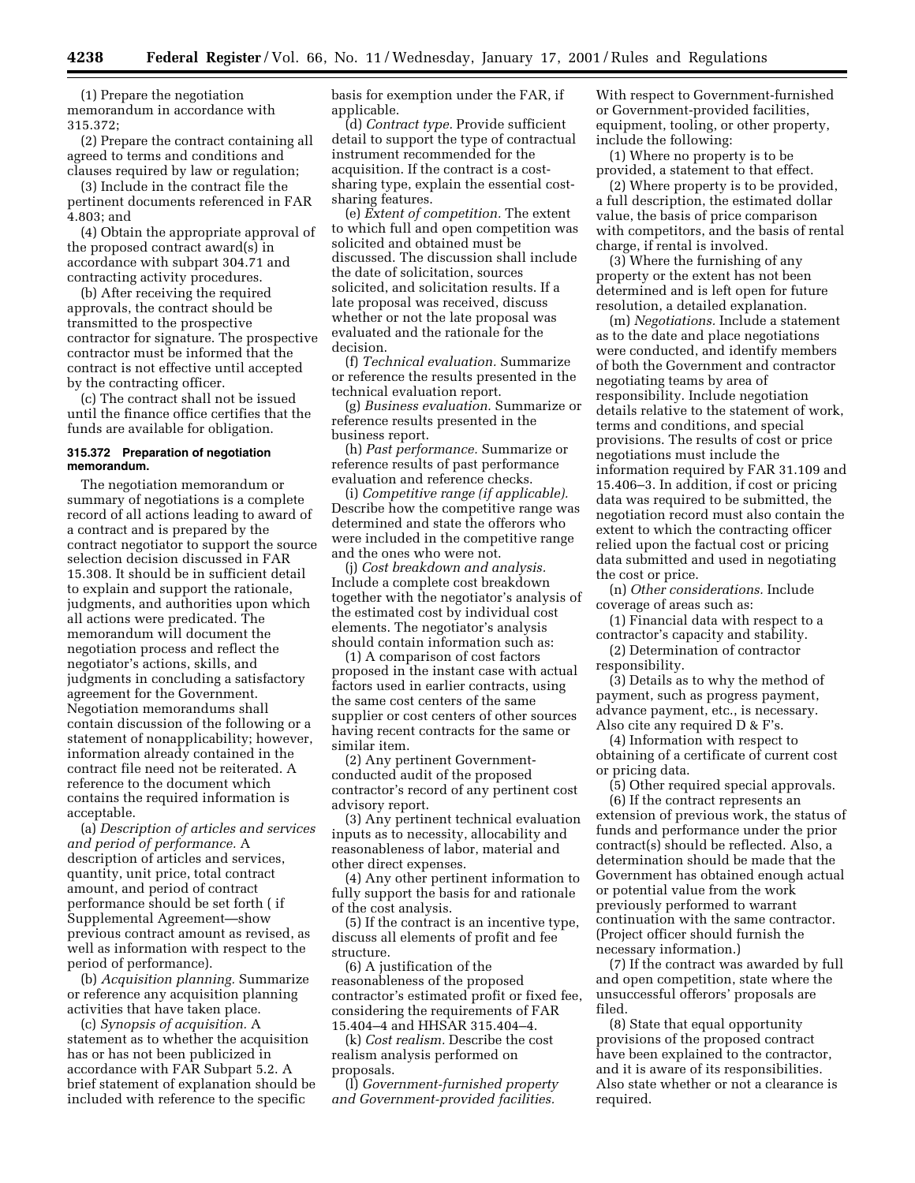(1) Prepare the negotiation memorandum in accordance with 315.372;

(2) Prepare the contract containing all agreed to terms and conditions and clauses required by law or regulation;

(3) Include in the contract file the pertinent documents referenced in FAR 4.803; and

(4) Obtain the appropriate approval of the proposed contract award(s) in accordance with subpart 304.71 and contracting activity procedures.

(b) After receiving the required approvals, the contract should be transmitted to the prospective contractor for signature. The prospective contractor must be informed that the contract is not effective until accepted by the contracting officer.

(c) The contract shall not be issued until the finance office certifies that the funds are available for obligation.

**315.372 Preparation of negotiation memorandum.**

The negotiation memorandum or summary of negotiations is a complete record of all actions leading to award of a contract and is prepared by the contract negotiator to support the source selection decision discussed in FAR 15.308. It should be in sufficient detail to explain and support the rationale, judgments, and authorities upon which all actions were predicated. The memorandum will document the negotiation process and reflect the negotiator's actions, skills, and judgments in concluding a satisfactory agreement for the Government. Negotiation memorandums shall contain discussion of the following or a statement of nonapplicability; however, information already contained in the contract file need not be reiterated. A reference to the document which contains the required information is acceptable.

(a) *Description of articles and services and period of performance.* A description of articles and services, quantity, unit price, total contract amount, and period of contract performance should be set forth ( if Supplemental Agreement—show previous contract amount as revised, as well as information with respect to the period of performance).

(b) *Acquisition planning.* Summarize or reference any acquisition planning activities that have taken place.

(c) *Synopsis of acquisition.* A statement as to whether the acquisition has or has not been publicized in accordance with FAR Subpart 5.2. A brief statement of explanation should be included with reference to the specific basis for exemption under the FAR, if applicable.

(d) *Contract type.* Provide sufficient detail to support the type of contractual instrument recommended for the acquisition. If the contract is a cost-sharing type, explain the essential cost-sharing features.

(e) *Extent of competition.* The extent to which full and open competition was solicited and obtained must be discussed. The discussion shall include the date of solicitation, sources solicited, and solicitation results. If a late proposal was received, discuss whether or not the late proposal was evaluated and the rationale for the decision.

(f) *Technical evaluation.* Summarize or reference the results presented in the technical evaluation report.

(g) *Business evaluation.* Summarize or reference results presented in the business report.

(h) *Past performance.* Summarize or reference results of past performance evaluation and reference checks.

(i) *Competitive range (if applicable).* Describe how the competitive range was determined and state the offerors who were included in the competitive range and the ones who were not.

(j) *Cost breakdown and analysis.* Include a complete cost breakdown together with the negotiator's analysis of the estimated cost by individual cost elements. The negotiator's analysis should contain information such as:

(1) A comparison of cost factors proposed in the instant case with actual factors used in earlier contracts, using the same cost centers of the same supplier or cost centers of other sources having recent contracts for the same or similar item.

(2) Any pertinent Government-conducted audit of the proposed contractor's record of any pertinent cost advisory report.

(3) Any pertinent technical evaluation inputs as to necessity, allocability and reasonableness of labor, material and other direct expenses.

(4) Any other pertinent information to fully support the basis for and rationale of the cost analysis.

(5) If the contract is an incentive type, discuss all elements of profit and fee structure.

(6) A justification of the reasonableness of the proposed contractor's estimated profit or fixed fee, considering the requirements of FAR 15.404–4 and HHSAR 315.404–4.

(k) *Cost realism.* Describe the cost realism analysis performed on proposals.

(l) *Government-furnished property and Government-provided facilities.* With respect to Government-furnished or Government-provided facilities, equipment, tooling, or other property, include the following:

(1) Where no property is to be provided, a statement to that effect.

(2) Where property is to be provided, a full description, the estimated dollar value, the basis of price comparison with competitors, and the basis of rental charge, if rental is involved.

(3) Where the furnishing of any property or the extent has not been determined and is left open for future resolution, a detailed explanation.

(m) *Negotiations.* Include a statement as to the date and place negotiations were conducted, and identify members of both the Government and contractor negotiating teams by area of responsibility. Include negotiation details relative to the statement of work, terms and conditions, and special provisions. The results of cost or price negotiations must include the information required by FAR 31.109 and 15.406–3. In addition, if cost or pricing data was required to be submitted, the negotiation record must also contain the extent to which the contracting officer relied upon the factual cost or pricing data submitted and used in negotiating the cost or price.

(n) *Other considerations.* Include coverage of areas such as:

(1) Financial data with respect to a contractor's capacity and stability.

(2) Determination of contractor responsibility.

(3) Details as to why the method of payment, such as progress payment, advance payment, etc., is necessary. Also cite any required D & F's.

(4) Information with respect to obtaining of a certificate of current cost or pricing data.

(5) Other required special approvals.

(6) If the contract represents an extension of previous work, the status of funds and performance under the prior contract(s) should be reflected. Also, a determination should be made that the Government has obtained enough actual or potential value from the work previously performed to warrant continuation with the same contractor. (Project officer should furnish the necessary information.)

(7) If the contract was awarded by full and open competition, state where the unsuccessful offerors' proposals are filed.

(8) State that equal opportunity provisions of the proposed contract have been explained to the contractor, and it is aware of its responsibilities. Also state whether or not a clearance is required.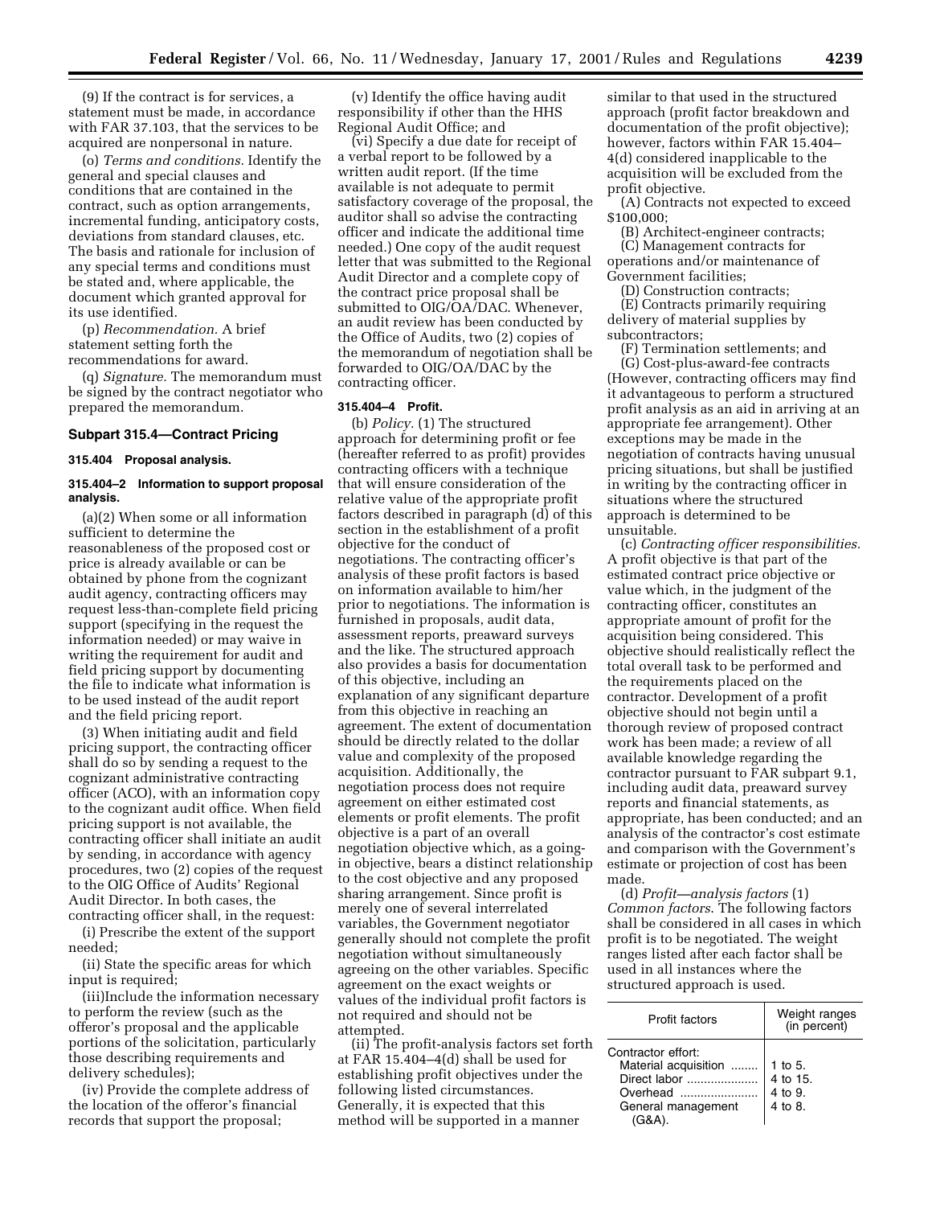(9) If the contract is for services, a statement must be made, in accordance with FAR 37.103, that the services to be acquired are nonpersonal in nature.

(o) *Terms and conditions.* Identify the general and special clauses and conditions that are contained in the contract, such as option arrangements, incremental funding, anticipatory costs, deviations from standard clauses, etc. The basis and rationale for inclusion of any special terms and conditions must be stated and, where applicable, the document which granted approval for its use identified.

(p) *Recommendation.* A brief statement setting forth the recommendations for award.

(q) *Signature.* The memorandum must be signed by the contract negotiator who prepared the memorandum.

## Subpart 315.4—Contract Pricing

### 315.404 Proposal analysis.

#### 315.404–2 Information to support proposal analysis.

(a)(2) When some or all information sufficient to determine the reasonableness of the proposed cost or price is already available or can be obtained by phone from the cognizant audit agency, contracting officers may request less-than-complete field pricing support (specifying in the request the information needed) or may waive in writing the requirement for audit and field pricing support by documenting the file to indicate what information is to be used instead of the audit report and the field pricing report.

(3) When initiating audit and field pricing support, the contracting officer shall do so by sending a request to the cognizant administrative contracting officer (ACO), with an information copy to the cognizant audit office. When field pricing support is not available, the contracting officer shall initiate an audit by sending, in accordance with agency procedures, two (2) copies of the request to the OIG Office of Audits' Regional Audit Director. In both cases, the contracting officer shall, in the request:

(i) Prescribe the extent of the support needed;

(ii) State the specific areas for which input is required;

(iii)Include the information necessary to perform the review (such as the offeror's proposal and the applicable portions of the solicitation, particularly those describing requirements and delivery schedules);

(iv) Provide the complete address of the location of the offeror's financial records that support the proposal;

(v) Identify the office having audit responsibility if other than the HHS Regional Audit Office; and

(vi) Specify a due date for receipt of a verbal report to be followed by a written audit report. (If the time available is not adequate to permit satisfactory coverage of the proposal, the auditor shall so advise the contracting officer and indicate the additional time needed.) One copy of the audit request letter that was submitted to the Regional Audit Director and a complete copy of the contract price proposal shall be submitted to OIG/OA/DAC. Whenever, an audit review has been conducted by the Office of Audits, two (2) copies of the memorandum of negotiation shall be forwarded to OIG/OA/DAC by the contracting officer.

#### 315.404–4 Profit.

(b) *Policy.* (1) The structured approach for determining profit or fee (hereafter referred to as profit) provides contracting officers with a technique that will ensure consideration of the relative value of the appropriate profit factors described in paragraph (d) of this section in the establishment of a profit objective for the conduct of negotiations. The contracting officer's analysis of these profit factors is based on information available to him/her prior to negotiations. The information is furnished in proposals, audit data, assessment reports, preaward surveys and the like. The structured approach also provides a basis for documentation of this objective, including an explanation of any significant departure from this objective in reaching an agreement. The extent of documentation should be directly related to the dollar value and complexity of the proposed acquisition. Additionally, the negotiation process does not require agreement on either estimated cost elements or profit elements. The profit objective is a part of an overall negotiation objective which, as a going-in objective, bears a distinct relationship to the cost objective and any proposed sharing arrangement. Since profit is merely one of several interrelated variables, the Government negotiator generally should not complete the profit negotiation without simultaneously agreeing on the other variables. Specific agreement on the exact weights or values of the individual profit factors is not required and should not be attempted.

(ii) The profit-analysis factors set forth at FAR 15.404–4(d) shall be used for establishing profit objectives under the following listed circumstances. Generally, it is expected that this method will be supported in a manner similar to that used in the structured approach (profit factor breakdown and documentation of the profit objective); however, factors within FAR 15.404–4(d) considered inapplicable to the acquisition will be excluded from the profit objective.

(A) Contracts not expected to exceed $100,000;

(B) Architect-engineer contracts;

(C) Management contracts for operations and/or maintenance of Government facilities;

(D) Construction contracts;

(E) Contracts primarily requiring delivery of material supplies by subcontractors;

(F) Termination settlements; and

(G) Cost-plus-award-fee contracts (However, contracting officers may find it advantageous to perform a structured profit analysis as an aid in arriving at an appropriate fee arrangement). Other exceptions may be made in the negotiation of contracts having unusual pricing situations, but shall be justified in writing by the contracting officer in situations where the structured approach is determined to be unsuitable.

(c) *Contracting officer responsibilities.* A profit objective is that part of the estimated contract price objective or value which, in the judgment of the contracting officer, constitutes an appropriate amount of profit for the acquisition being considered. This objective should realistically reflect the total overall task to be performed and the requirements placed on the contractor. Development of a profit objective should not begin until a thorough review of proposed contract work has been made; a review of all available knowledge regarding the contractor pursuant to FAR subpart 9.1, including audit data, preaward survey reports and financial statements, as appropriate, has been conducted; and an analysis of the contractor's cost estimate and comparison with the Government's estimate or projection of cost has been made.

(d) *Profit—analysis factors* (1) *Common factors.* The following factors shall be considered in all cases in which profit is to be negotiated. The weight ranges listed after each factor shall be used in all instances where the structured approach is used.

| Profit factors | Weight ranges (in percent) |
|---|---|
| Contractor effort: | |
| Material acquisition | 1 to 5. |
| Direct labor | 4 to 15. |
| Overhead | 4 to 9. |
| General management (G&A). | 4 to 8. |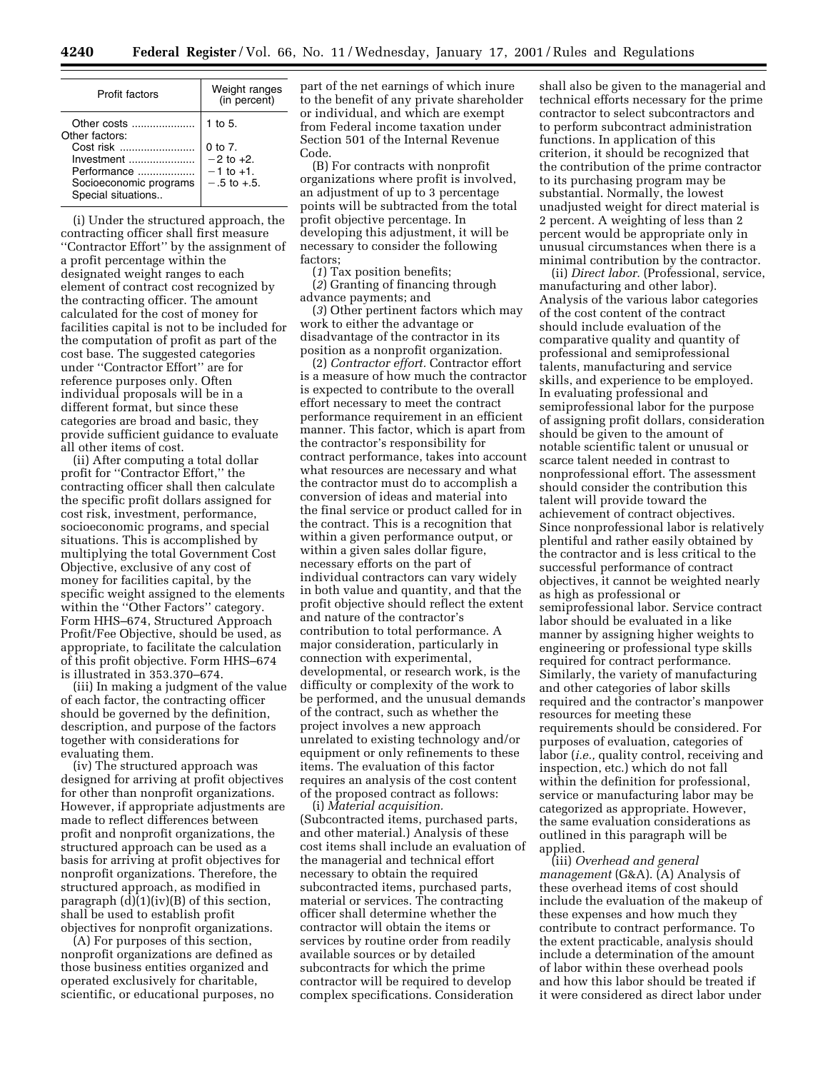| Profit factors | Weight ranges (in percent) |
|---|---|
| Other costs | 1 to 5. |
| Other factors: | |
| Cost risk | 0 to 7. |
| Investment | −2 to +2. |
| Performance | −1 to +1. |
| Socioeconomic programs | −.5 to +.5. |
| Special situations.. | |

(i) Under the structured approach, the contracting officer shall first measure ''Contractor Effort'' by the assignment of a profit percentage within the designated weight ranges to each element of contract cost recognized by the contracting officer. The amount calculated for the cost of money for facilities capital is not to be included for the computation of profit as part of the cost base. The suggested categories under ''Contractor Effort'' are for reference purposes only. Often individual proposals will be in a different format, but since these categories are broad and basic, they provide sufficient guidance to evaluate all other items of cost.

(ii) After computing a total dollar profit for ''Contractor Effort,'' the contracting officer shall then calculate the specific profit dollars assigned for cost risk, investment, performance, socioeconomic programs, and special situations. This is accomplished by multiplying the total Government Cost Objective, exclusive of any cost of money for facilities capital, by the specific weight assigned to the elements within the ''Other Factors'' category. Form HHS–674, Structured Approach Profit/Fee Objective, should be used, as appropriate, to facilitate the calculation of this profit objective. Form HHS–674 is illustrated in 353.370–674.

(iii) In making a judgment of the value of each factor, the contracting officer should be governed by the definition, description, and purpose of the factors together with considerations for evaluating them.

(iv) The structured approach was designed for arriving at profit objectives for other than nonprofit organizations. However, if appropriate adjustments are made to reflect differences between profit and nonprofit organizations, the structured approach can be used as a basis for arriving at profit objectives for nonprofit organizations. Therefore, the structured approach, as modified in paragraph (d)(1)(iv)(B) of this section, shall be used to establish profit objectives for nonprofit organizations.

(A) For purposes of this section, nonprofit organizations are defined as those business entities organized and operated exclusively for charitable, scientific, or educational purposes, no part of the net earnings of which inure to the benefit of any private shareholder or individual, and which are exempt from Federal income taxation under Section 501 of the Internal Revenue Code.

(B) For contracts with nonprofit organizations where profit is involved, an adjustment of up to 3 percentage points will be subtracted from the total profit objective percentage. In developing this adjustment, it will be necessary to consider the following factors;

(*1*) Tax position benefits;

(*2*) Granting of financing through advance payments; and

(*3*) Other pertinent factors which may work to either the advantage or disadvantage of the contractor in its position as a nonprofit organization.

(2) *Contractor effort.* Contractor effort is a measure of how much the contractor is expected to contribute to the overall effort necessary to meet the contract performance requirement in an efficient manner. This factor, which is apart from the contractor's responsibility for contract performance, takes into account what resources are necessary and what the contractor must do to accomplish a conversion of ideas and material into the final service or product called for in the contract. This is a recognition that within a given performance output, or within a given sales dollar figure, necessary efforts on the part of individual contractors can vary widely in both value and quantity, and that the profit objective should reflect the extent and nature of the contractor's contribution to total performance. A major consideration, particularly in connection with experimental, developmental, or research work, is the difficulty or complexity of the work to be performed, and the unusual demands of the contract, such as whether the project involves a new approach unrelated to existing technology and/or equipment or only refinements to these items. The evaluation of this factor requires an analysis of the cost content of the proposed contract as follows:

(i) *Material acquisition.* (Subcontracted items, purchased parts, and other material.) Analysis of these cost items shall include an evaluation of the managerial and technical effort necessary to obtain the required subcontracted items, purchased parts, material or services. The contracting officer shall determine whether the contractor will obtain the items or services by routine order from readily available sources or by detailed subcontracts for which the prime contractor will be required to develop complex specifications. Consideration shall also be given to the managerial and technical efforts necessary for the prime contractor to select subcontractors and to perform subcontract administration functions. In application of this criterion, it should be recognized that the contribution of the prime contractor to its purchasing program may be substantial. Normally, the lowest unadjusted weight for direct material is 2 percent. A weighting of less than 2 percent would be appropriate only in unusual circumstances when there is a minimal contribution by the contractor.

(ii) *Direct labor.* (Professional, service, manufacturing and other labor). Analysis of the various labor categories of the cost content of the contract should include evaluation of the comparative quality and quantity of professional and semiprofessional talents, manufacturing and service skills, and experience to be employed. In evaluating professional and semiprofessional labor for the purpose of assigning profit dollars, consideration should be given to the amount of notable scientific talent or unusual or scarce talent needed in contrast to nonprofessional effort. The assessment should consider the contribution this talent will provide toward the achievement of contract objectives. Since nonprofessional labor is relatively plentiful and rather easily obtained by the contractor and is less critical to the successful performance of contract objectives, it cannot be weighted nearly as high as professional or semiprofessional labor. Service contract labor should be evaluated in a like manner by assigning higher weights to engineering or professional type skills required for contract performance. Similarly, the variety of manufacturing and other categories of labor skills required and the contractor's manpower resources for meeting these requirements should be considered. For purposes of evaluation, categories of labor (*i.e.,* quality control, receiving and inspection, etc.) which do not fall within the definition for professional, service or manufacturing labor may be categorized as appropriate. However, the same evaluation considerations as outlined in this paragraph will be applied.

(iii) *Overhead and general management* (G&A). (A) Analysis of these overhead items of cost should include the evaluation of the makeup of these expenses and how much they contribute to contract performance. To the extent practicable, analysis should include a determination of the amount of labor within these overhead pools and how this labor should be treated if it were considered as direct labor under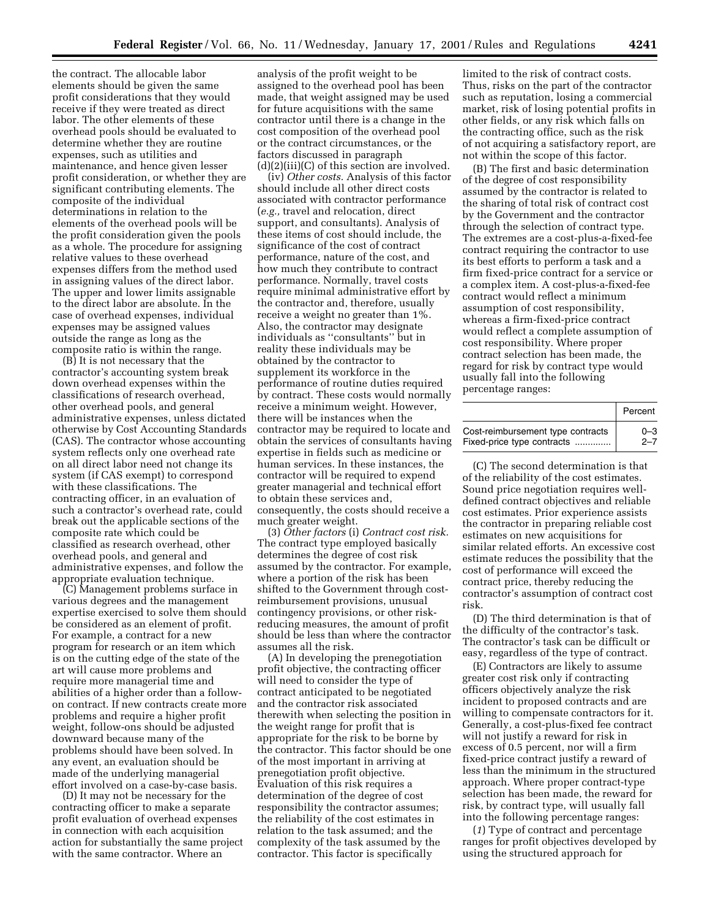the contract. The allocable labor elements should be given the same profit considerations that they would receive if they were treated as direct labor. The other elements of these overhead pools should be evaluated to determine whether they are routine expenses, such as utilities and maintenance, and hence given lesser profit consideration, or whether they are significant contributing elements. The composite of the individual determinations in relation to the elements of the overhead pools will be the profit consideration given the pools as a whole. The procedure for assigning relative values to these overhead expenses differs from the method used in assigning values of the direct labor. The upper and lower limits assignable to the direct labor are absolute. In the case of overhead expenses, individual expenses may be assigned values outside the range as long as the composite ratio is within the range.

(B) It is not necessary that the contractor's accounting system break down overhead expenses within the classifications of research overhead, other overhead pools, and general administrative expenses, unless dictated otherwise by Cost Accounting Standards (CAS). The contractor whose accounting system reflects only one overhead rate on all direct labor need not change its system (if CAS exempt) to correspond with these classifications. The contracting officer, in an evaluation of such a contractor's overhead rate, could break out the applicable sections of the composite rate which could be classified as research overhead, other overhead pools, and general and administrative expenses, and follow the appropriate evaluation technique.

(C) Management problems surface in various degrees and the management expertise exercised to solve them should be considered as an element of profit. For example, a contract for a new program for research or an item which is on the cutting edge of the state of the art will cause more problems and require more managerial time and abilities of a higher order than a follow-on contract. If new contracts create more problems and require a higher profit weight, follow-ons should be adjusted downward because many of the problems should have been solved. In any event, an evaluation should be made of the underlying managerial effort involved on a case-by-case basis.

(D) It may not be necessary for the contracting officer to make a separate profit evaluation of overhead expenses in connection with each acquisition action for substantially the same project with the same contractor. Where an analysis of the profit weight to be assigned to the overhead pool has been made, that weight assigned may be used for future acquisitions with the same contractor until there is a change in the cost composition of the overhead pool or the contract circumstances, or the factors discussed in paragraph (d)(2)(iii)(C) of this section are involved.

(iv) *Other costs.* Analysis of this factor should include all other direct costs associated with contractor performance (*e.g.,* travel and relocation, direct support, and consultants). Analysis of these items of cost should include, the significance of the cost of contract performance, nature of the cost, and how much they contribute to contract performance. Normally, travel costs require minimal administrative effort by the contractor and, therefore, usually receive a weight no greater than 1%. Also, the contractor may designate individuals as "consultants" but in reality these individuals may be obtained by the contractor to supplement its workforce in the performance of routine duties required by contract. These costs would normally receive a minimum weight. However, there will be instances when the contractor may be required to locate and obtain the services of consultants having expertise in fields such as medicine or human services. In these instances, the contractor will be required to expend greater managerial and technical effort to obtain these services and, consequently, the costs should receive a much greater weight.

(3) *Other factors* (i) *Contract cost risk.* The contract type employed basically determines the degree of cost risk assumed by the contractor. For example, where a portion of the risk has been shifted to the Government through cost-reimbursement provisions, unusual contingency provisions, or other risk-reducing measures, the amount of profit should be less than where the contractor assumes all the risk.

(A) In developing the prenegotiation profit objective, the contracting officer will need to consider the type of contract anticipated to be negotiated and the contractor risk associated therewith when selecting the position in the weight range for profit that is appropriate for the risk to be borne by the contractor. This factor should be one of the most important in arriving at prenegotiation profit objective. Evaluation of this risk requires a determination of the degree of cost responsibility the contractor assumes; the reliability of the cost estimates in relation to the task assumed; and the complexity of the task assumed by the contractor. This factor is specifically limited to the risk of contract costs. Thus, risks on the part of the contractor such as reputation, losing a commercial market, risk of losing potential profits in other fields, or any risk which falls on the contracting office, such as the risk of not acquiring a satisfactory report, are not within the scope of this factor.

(B) The first and basic determination of the degree of cost responsibility assumed by the contractor is related to the sharing of total risk of contract cost by the Government and the contractor through the selection of contract type. The extremes are a cost-plus-a-fixed-fee contract requiring the contractor to use its best efforts to perform a task and a firm fixed-price contract for a service or a complex item. A cost-plus-a-fixed-fee contract would reflect a minimum assumption of cost responsibility, whereas a firm-fixed-price contract would reflect a complete assumption of cost responsibility. Where proper contract selection has been made, the regard for risk by contract type would usually fall into the following percentage ranges:

| | Percent |
|---|---|
| Cost-reimbursement type contracts | 0–3 |
| Fixed-price type contracts | 2–7 |

(C) The second determination is that of the reliability of the cost estimates. Sound price negotiation requires well-defined contract objectives and reliable cost estimates. Prior experience assists the contractor in preparing reliable cost estimates on new acquisitions for similar related efforts. An excessive cost estimate reduces the possibility that the cost of performance will exceed the contract price, thereby reducing the contractor's assumption of contract cost risk.

(D) The third determination is that of the difficulty of the contractor's task. The contractor's task can be difficult or easy, regardless of the type of contract.

(E) Contractors are likely to assume greater cost risk only if contracting officers objectively analyze the risk incident to proposed contracts and are willing to compensate contractors for it. Generally, a cost-plus-fixed fee contract will not justify a reward for risk in excess of 0.5 percent, nor will a firm fixed-price contract justify a reward of less than the minimum in the structured approach. Where proper contract-type selection has been made, the reward for risk, by contract type, will usually fall into the following percentage ranges:

(*1*) Type of contract and percentage ranges for profit objectives developed by using the structured approach for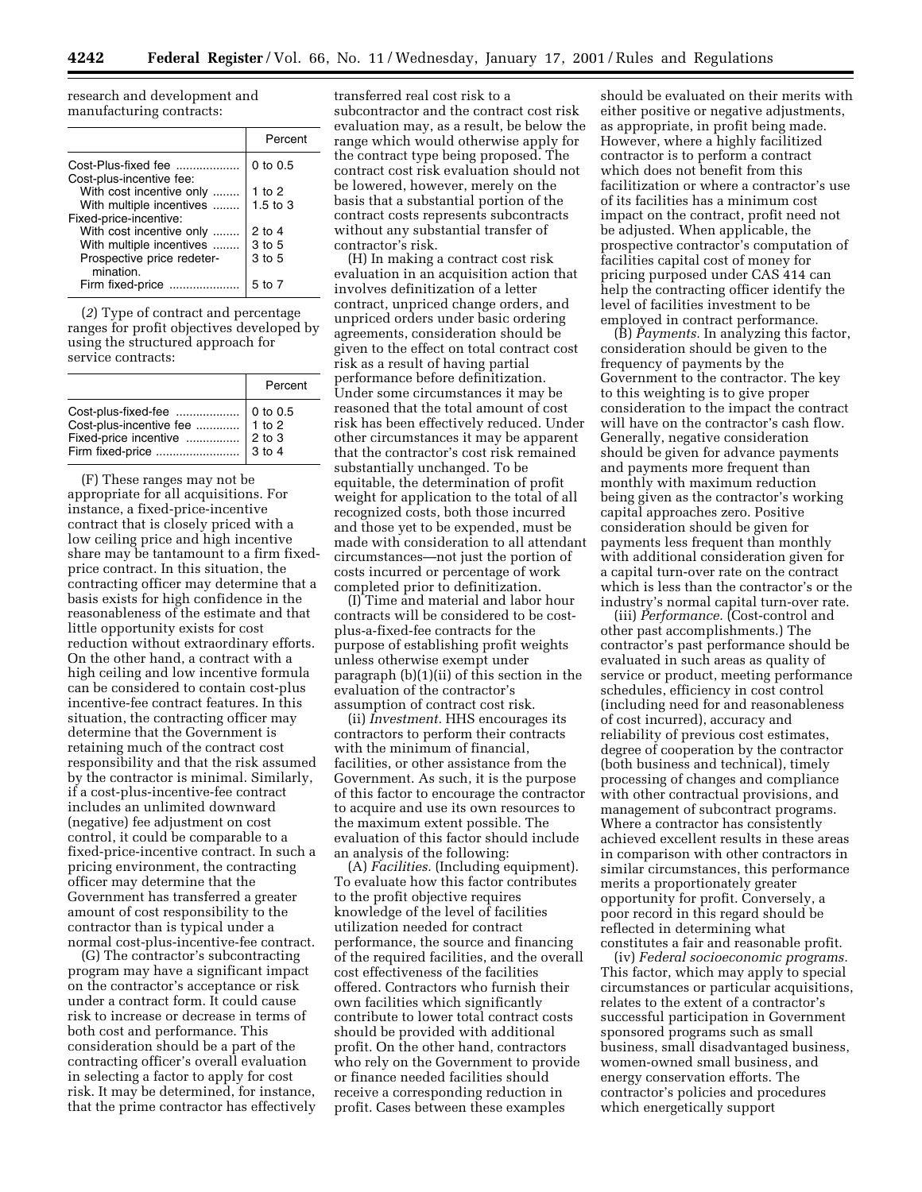research and development and manufacturing contracts:

| | Percent |
|---|---|
| Cost-Plus-fixed fee | 0 to 0.5 |
| Cost-plus-incentive fee: | |
| With cost incentive only | 1 to 2 |
| With multiple incentives | 1.5 to 3 |
| Fixed-price-incentive: | |
| With cost incentive only | 2 to 4 |
| With multiple incentives | 3 to 5 |
| Prospective price redetermination. | 3 to 5 |
| Firm fixed-price | 5 to 7 |

(*2*) Type of contract and percentage ranges for profit objectives developed by using the structured approach for service contracts:

| | Percent |
|---|---|
| Cost-plus-fixed-fee | 0 to 0.5 |
| Cost-plus-incentive fee | 1 to 2 |
| Fixed-price incentive | 2 to 3 |
| Firm fixed-price | 3 to 4 |

(F) These ranges may not be appropriate for all acquisitions. For instance, a fixed-price-incentive contract that is closely priced with a low ceiling price and high incentive share may be tantamount to a firm fixed-price contract. In this situation, the contracting officer may determine that a basis exists for high confidence in the reasonableness of the estimate and that little opportunity exists for cost reduction without extraordinary efforts. On the other hand, a contract with a high ceiling and low incentive formula can be considered to contain cost-plus incentive-fee contract features. In this situation, the contracting officer may determine that the Government is retaining much of the contract cost responsibility and that the risk assumed by the contractor is minimal. Similarly, if a cost-plus-incentive-fee contract includes an unlimited downward (negative) fee adjustment on cost control, it could be comparable to a fixed-price-incentive contract. In such a pricing environment, the contracting officer may determine that the Government has transferred a greater amount of cost responsibility to the contractor than is typical under a normal cost-plus-incentive-fee contract.

(G) The contractor's subcontracting program may have a significant impact on the contractor's acceptance or risk under a contract form. It could cause risk to increase or decrease in terms of both cost and performance. This consideration should be a part of the contracting officer's overall evaluation in selecting a factor to apply for cost risk. It may be determined, for instance, that the prime contractor has effectively transferred real cost risk to a subcontractor and the contract cost risk evaluation may, as a result, be below the range which would otherwise apply for the contract type being proposed. The contract cost risk evaluation should not be lowered, however, merely on the basis that a substantial portion of the contract costs represents subcontracts without any substantial transfer of contractor's risk.

(H) In making a contract cost risk evaluation in an acquisition action that involves definitization of a letter contract, unpriced change orders, and unpriced orders under basic ordering agreements, consideration should be given to the effect on total contract cost risk as a result of having partial performance before definitization. Under some circumstances it may be reasoned that the total amount of cost risk has been effectively reduced. Under other circumstances it may be apparent that the contractor's cost risk remained substantially unchanged. To be equitable, the determination of profit weight for application to the total of all recognized costs, both those incurred and those yet to be expended, must be made with consideration to all attendant circumstances—not just the portion of costs incurred or percentage of work completed prior to definitization.

(I) Time and material and labor hour contracts will be considered to be cost-plus-a-fixed-fee contracts for the purpose of establishing profit weights unless otherwise exempt under paragraph (b)(1)(ii) of this section in the evaluation of the contractor's assumption of contract cost risk.

(ii) *Investment.* HHS encourages its contractors to perform their contracts with the minimum of financial, facilities, or other assistance from the Government. As such, it is the purpose of this factor to encourage the contractor to acquire and use its own resources to the maximum extent possible. The evaluation of this factor should include an analysis of the following:

(A) *Facilities.* (Including equipment). To evaluate how this factor contributes to the profit objective requires knowledge of the level of facilities utilization needed for contract performance, the source and financing of the required facilities, and the overall cost effectiveness of the facilities offered. Contractors who furnish their own facilities which significantly contribute to lower total contract costs should be provided with additional profit. On the other hand, contractors who rely on the Government to provide or finance needed facilities should receive a corresponding reduction in profit. Cases between these examples should be evaluated on their merits with either positive or negative adjustments, as appropriate, in profit being made. However, where a highly facilitized contractor is to perform a contract which does not benefit from this facilitization or where a contractor's use of its facilities has a minimum cost impact on the contract, profit need not be adjusted. When applicable, the prospective contractor's computation of facilities capital cost of money for pricing purposed under CAS 414 can help the contracting officer identify the level of facilities investment to be employed in contract performance.

(B) *Payments.* In analyzing this factor, consideration should be given to the frequency of payments by the Government to the contractor. The key to this weighting is to give proper consideration to the impact the contract will have on the contractor's cash flow. Generally, negative consideration should be given for advance payments and payments more frequent than monthly with maximum reduction being given as the contractor's working capital approaches zero. Positive consideration should be given for payments less frequent than monthly with additional consideration given for a capital turn-over rate on the contract which is less than the contractor's or the industry's normal capital turn-over rate.

(iii) *Performance.* (Cost-control and other past accomplishments.) The contractor's past performance should be evaluated in such areas as quality of service or product, meeting performance schedules, efficiency in cost control (including need for and reasonableness of cost incurred), accuracy and reliability of previous cost estimates, degree of cooperation by the contractor (both business and technical), timely processing of changes and compliance with other contractual provisions, and management of subcontract programs. Where a contractor has consistently achieved excellent results in these areas in comparison with other contractors in similar circumstances, this performance merits a proportionately greater opportunity for profit. Conversely, a poor record in this regard should be reflected in determining what constitutes a fair and reasonable profit.

(iv) *Federal socioeconomic programs.* This factor, which may apply to special circumstances or particular acquisitions, relates to the extent of a contractor's successful participation in Government sponsored programs such as small business, small disadvantaged business, women-owned small business, and energy conservation efforts. The contractor's policies and procedures which energetically support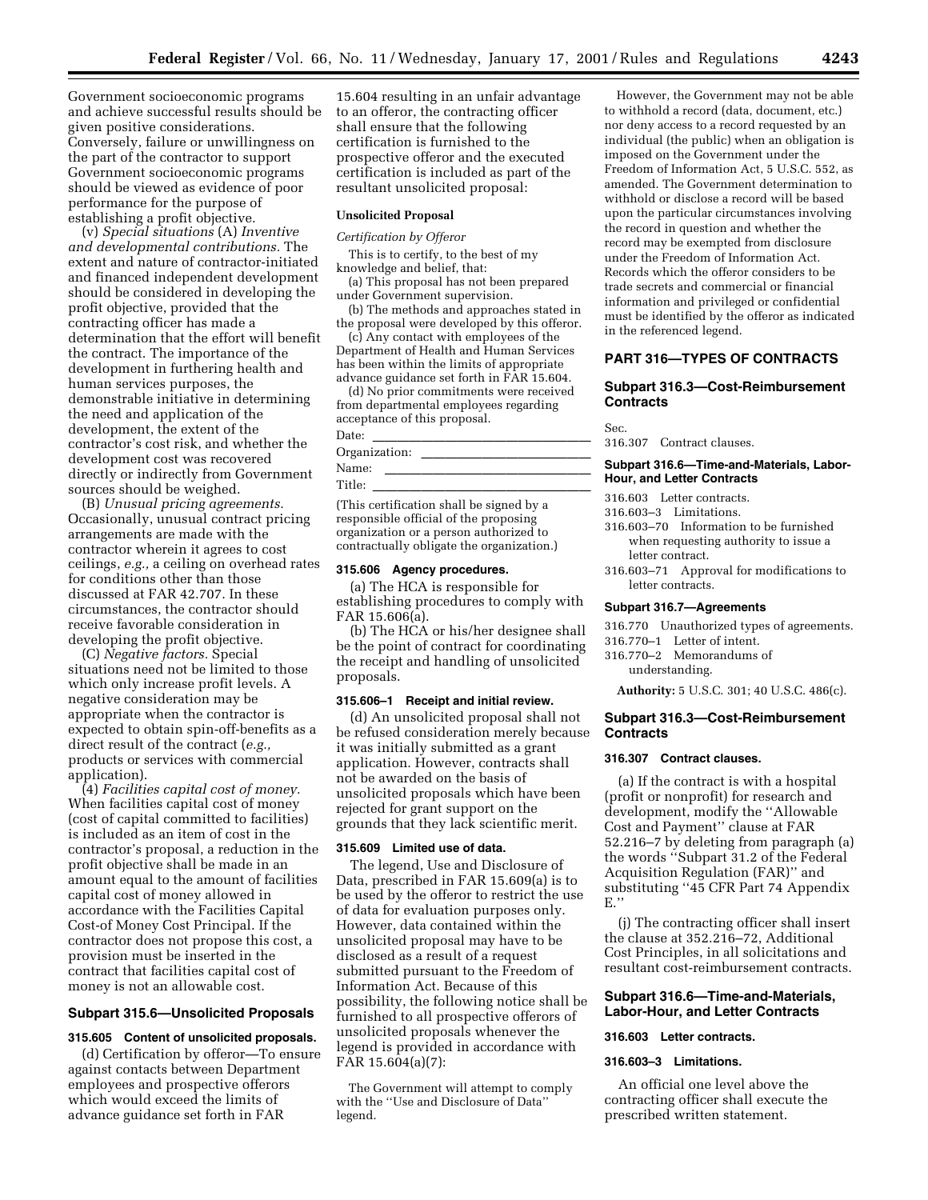Government socioeconomic programs and achieve successful results should be given positive considerations. Conversely, failure or unwillingness on the part of the contractor to support Government socioeconomic programs should be viewed as evidence of poor performance for the purpose of establishing a profit objective.

(v) *Special situations* (A) *Inventive and developmental contributions.* The extent and nature of contractor-initiated and financed independent development should be considered in developing the profit objective, provided that the contracting officer has made a determination that the effort will benefit the contract. The importance of the development in furthering health and human services purposes, the demonstrable initiative in determining the need and application of the development, the extent of the contractor's cost risk, and whether the development cost was recovered directly or indirectly from Government sources should be weighed.

(B) *Unusual pricing agreements.* Occasionally, unusual contract pricing arrangements are made with the contractor wherein it agrees to cost ceilings, *e.g.,* a ceiling on overhead rates for conditions other than those discussed at FAR 42.707. In these circumstances, the contractor should receive favorable consideration in developing the profit objective.

(C) *Negative factors.* Special situations need not be limited to those which only increase profit levels. A negative consideration may be appropriate when the contractor is expected to obtain spin-off-benefits as a direct result of the contract (*e.g.,* products or services with commercial application).

(4) *Facilities capital cost of money.* When facilities capital cost of money (cost of capital committed to facilities) is included as an item of cost in the contractor's proposal, a reduction in the profit objective shall be made in an amount equal to the amount of facilities capital cost of money allowed in accordance with the Facilities Capital Cost-of-Money Cost Principal. If the contractor does not propose this cost, a provision must be inserted in the contract that facilities capital cost of money is not an allowable cost.

## Subpart 315.6—Unsolicited Proposals

### 315.605 Content of unsolicited proposals.

(d) Certification by offeror—To ensure against contacts between Department employees and prospective offerors which would exceed the limits of advance guidance set forth in FAR 15.604 resulting in an unfair advantage to an offeror, the contracting officer shall ensure that the following certification is furnished to the prospective offeror and the executed certification is included as part of the resultant unsolicited proposal:

**Unsolicited Proposal**

*Certification by Offeror*

This is to certify, to the best of my knowledge and belief, that:

(a) This proposal has not been prepared under Government supervision.

(b) The methods and approaches stated in the proposal were developed by this offeror.

(c) Any contact with employees of the Department of Health and Human Services has been within the limits of appropriate advance guidance set forth in FAR 15.604.

(d) No prior commitments were received from departmental employees regarding acceptance of this proposal.

Date: \_\_\_\_\_\_\_\_\_\_\_\_\_\_\_\_

Organization: \_\_\_\_\_\_\_\_\_\_\_\_\_\_\_\_

Name: \_\_\_\_\_\_\_\_\_\_\_\_\_\_\_\_

Title: \_\_\_\_\_\_\_\_\_\_\_\_\_\_\_\_

(This certification shall be signed by a responsible official of the proposing organization or a person authorized to contractually obligate the organization.)

### 315.606 Agency procedures.

(a) The HCA is responsible for establishing procedures to comply with FAR 15.606(a).

(b) The HCA or his/her designee shall be the point of contract for coordinating the receipt and handling of unsolicited proposals.

### 315.606–1 Receipt and initial review.

(d) An unsolicited proposal shall not be refused consideration merely because it was initially submitted as a grant application. However, contracts shall not be awarded on the basis of unsolicited proposals which have been rejected for grant support on the grounds that they lack scientific merit.

### 315.609 Limited use of data.

The legend, Use and Disclosure of Data, prescribed in FAR 15.609(a) is to be used by the offeror to restrict the use of data for evaluation purposes only. However, data contained within the unsolicited proposal may have to be disclosed as a result of a request submitted pursuant to the Freedom of Information Act. Because of this possibility, the following notice shall be furnished to all prospective offerors of unsolicited proposals whenever the legend is provided in accordance with FAR 15.604(a)(7):

The Government will attempt to comply with the ''Use and Disclosure of Data'' legend.

However, the Government may not be able to withhold a record (data, document, etc.) nor deny access to a record requested by an individual (the public) when an obligation is imposed on the Government under the Freedom of Information Act, 5 U.S.C. 552, as amended. The Government determination to withhold or disclose a record will be based upon the particular circumstances involving the record in question and whether the record may be exempted from disclosure under the Freedom of Information Act. Records which the offeror considers to be trade secrets and commercial or financial information and privileged or confidential must be identified by the offeror as indicated in the referenced legend.

## PART 316—TYPES OF CONTRACTS

## Subpart 316.3—Cost-Reimbursement Contracts

Sec.
316.307 Contract clauses.

**Subpart 316.6—Time-and-Materials, Labor-Hour, and Letter Contracts**

316.603 Letter contracts.
316.603–3 Limitations.
316.603–70 Information to be furnished when requesting authority to issue a letter contract.
316.603–71 Approval for modifications to letter contracts.

**Subpart 316.7—Agreements**

316.770 Unauthorized types of agreements.
316.770–1 Letter of intent.
316.770–2 Memorandums of understanding.

**Authority:** 5 U.S.C. 301; 40 U.S.C. 486(c).

## Subpart 316.3—Cost-Reimbursement Contracts

### 316.307 Contract clauses.

(a) If the contract is with a hospital (profit or nonprofit) for research and development, modify the ''Allowable Cost and Payment'' clause at FAR 52.216–7 by deleting from paragraph (a) the words ''Subpart 31.2 of the Federal Acquisition Regulation (FAR)'' and substituting ''45 CFR Part 74 Appendix E.''

(j) The contracting officer shall insert the clause at 352.216–72, Additional Cost Principles, in all solicitations and resultant cost-reimbursement contracts.

## Subpart 316.6—Time-and-Materials, Labor-Hour, and Letter Contracts

### 316.603 Letter contracts.

### 316.603–3 Limitations.

An official one level above the contracting officer shall execute the prescribed written statement.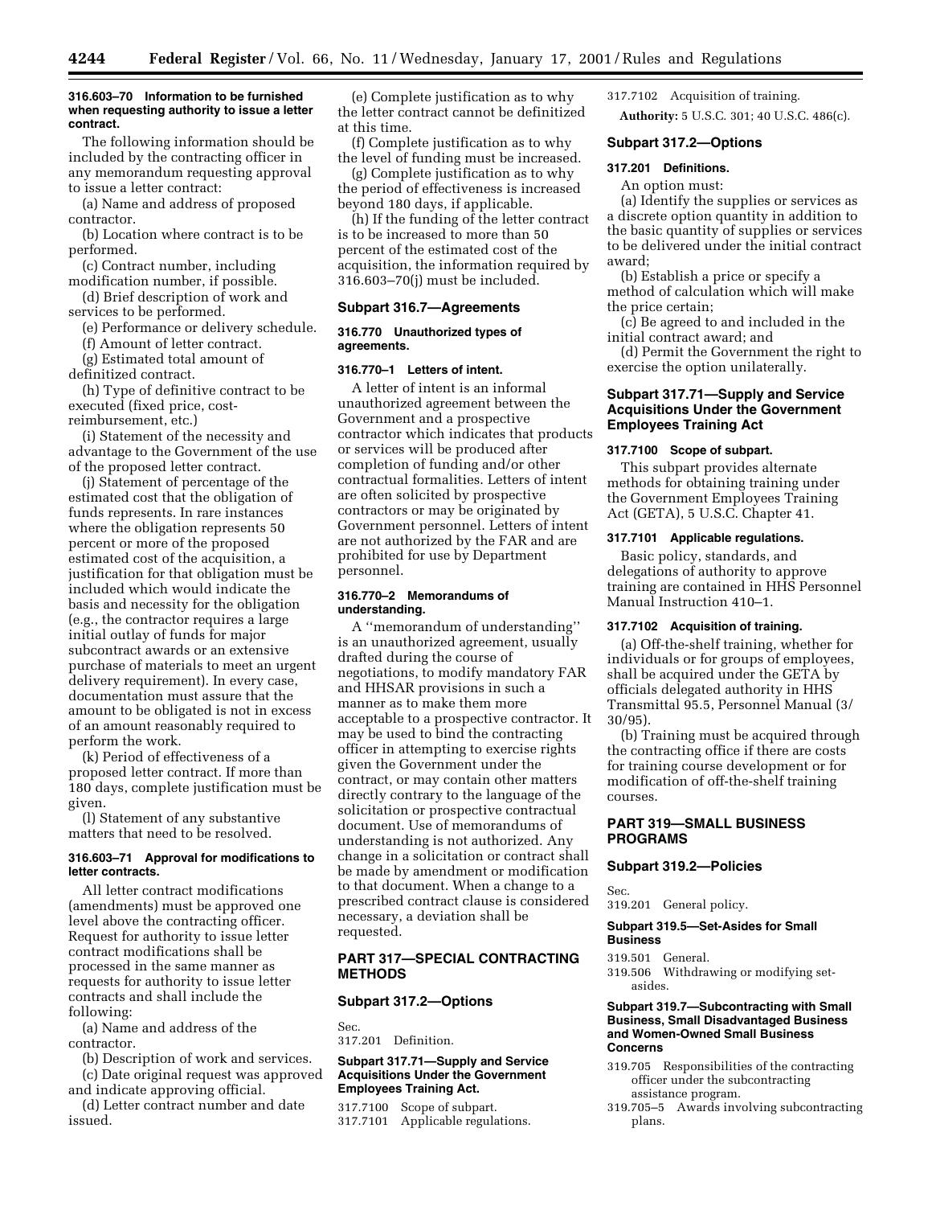#### 316.603–70 Information to be furnished when requesting authority to issue a letter contract.

The following information should be included by the contracting officer in any memorandum requesting approval to issue a letter contract:

(a) Name and address of proposed contractor.

(b) Location where contract is to be performed.

(c) Contract number, including modification number, if possible.

(d) Brief description of work and services to be performed.

(e) Performance or delivery schedule.

(f) Amount of letter contract.

(g) Estimated total amount of definitized contract.

(h) Type of definitive contract to be executed (fixed price, cost-reimbursement, etc.)

(i) Statement of the necessity and advantage to the Government of the use of the proposed letter contract.

(j) Statement of percentage of the estimated cost that the obligation of funds represents. In rare instances where the obligation represents 50 percent or more of the proposed estimated cost of the acquisition, a justification for that obligation must be included which would indicate the basis and necessity for the obligation (e.g., the contractor requires a large initial outlay of funds for major subcontract awards or an extensive purchase of materials to meet an urgent delivery requirement). In every case, documentation must assure that the amount to be obligated is not in excess of an amount reasonably required to perform the work.

(k) Period of effectiveness of a proposed letter contract. If more than 180 days, complete justification must be given.

(l) Statement of any substantive matters that need to be resolved.

#### 316.603–71 Approval for modifications to letter contracts.

All letter contract modifications (amendments) must be approved one level above the contracting officer. Request for authority to issue letter contract modifications shall be processed in the same manner as requests for authority to issue letter contracts and shall include the following:

(a) Name and address of the contractor.

(b) Description of work and services.

(c) Date original request was approved and indicate approving official.

(d) Letter contract number and date issued.

(e) Complete justification as to why the letter contract cannot be definitized at this time.

(f) Complete justification as to why the level of funding must be increased.

(g) Complete justification as to why the period of effectiveness is increased beyond 180 days, if applicable.

(h) If the funding of the letter contract is to be increased to more than 50 percent of the estimated cost of the acquisition, the information required by 316.603–70(j) must be included.

### Subpart 316.7—Agreements

#### 316.770 Unauthorized types of agreements.

#### 316.770–1 Letters of intent.

A letter of intent is an informal unauthorized agreement between the Government and a prospective contractor which indicates that products or services will be produced after completion of funding and/or other contractual formalities. Letters of intent are often solicited by prospective contractors or may be originated by Government personnel. Letters of intent are not authorized by the FAR and are prohibited for use by Department personnel.

#### 316.770–2 Memorandums of understanding.

A ''memorandum of understanding'' is an unauthorized agreement, usually drafted during the course of negotiations, to modify mandatory FAR and HHSAR provisions in such a manner as to make them more acceptable to a prospective contractor. It may be used to bind the contracting officer in attempting to exercise rights given the Government under the contract, or may contain other matters directly contrary to the language of the solicitation or prospective contractual document. Use of memorandums of understanding is not authorized. Any change in a solicitation or contract shall be made by amendment or modification to that document. When a change to a prescribed contract clause is considered necessary, a deviation shall be requested.

## PART 317—SPECIAL CONTRACTING METHODS

### Subpart 317.2—Options

Sec.
317.201 Definition.

#### Subpart 317.71—Supply and Service Acquisitions Under the Government Employees Training Act.

317.7100 Scope of subpart.
317.7101 Applicable regulations.
317.7102 Acquisition of training.

**Authority:** 5 U.S.C. 301; 40 U.S.C. 486(c).

### Subpart 317.2—Options

#### 317.201 Definitions.

An option must:

(a) Identify the supplies or services as a discrete option quantity in addition to the basic quantity of supplies or services to be delivered under the initial contract award;

(b) Establish a price or specify a method of calculation which will make the price certain;

(c) Be agreed to and included in the initial contract award; and

(d) Permit the Government the right to exercise the option unilaterally.

### Subpart 317.71—Supply and Service Acquisitions Under the Government Employees Training Act

#### 317.7100 Scope of subpart.

This subpart provides alternate methods for obtaining training under the Government Employees Training Act (GETA), 5 U.S.C. Chapter 41.

#### 317.7101 Applicable regulations.

Basic policy, standards, and delegations of authority to approve training are contained in HHS Personnel Manual Instruction 410–1.

#### 317.7102 Acquisition of training.

(a) Off-the-shelf training, whether for individuals or for groups of employees, shall be acquired under the GETA by officials delegated authority in HHS Transmittal 95.5, Personnel Manual (3/30/95).

(b) Training must be acquired through the contracting office if there are costs for training course development or for modification of off-the-shelf training courses.

## PART 319—SMALL BUSINESS PROGRAMS

### Subpart 319.2—Policies

Sec.
319.201 General policy.

#### Subpart 319.5—Set-Asides for Small Business

319.501 General.
319.506 Withdrawing or modifying set-asides.

#### Subpart 319.7—Subcontracting with Small Business, Small Disadvantaged Business and Women-Owned Small Business Concerns

319.705 Responsibilities of the contracting officer under the subcontracting assistance program.
319.705–5 Awards involving subcontracting plans.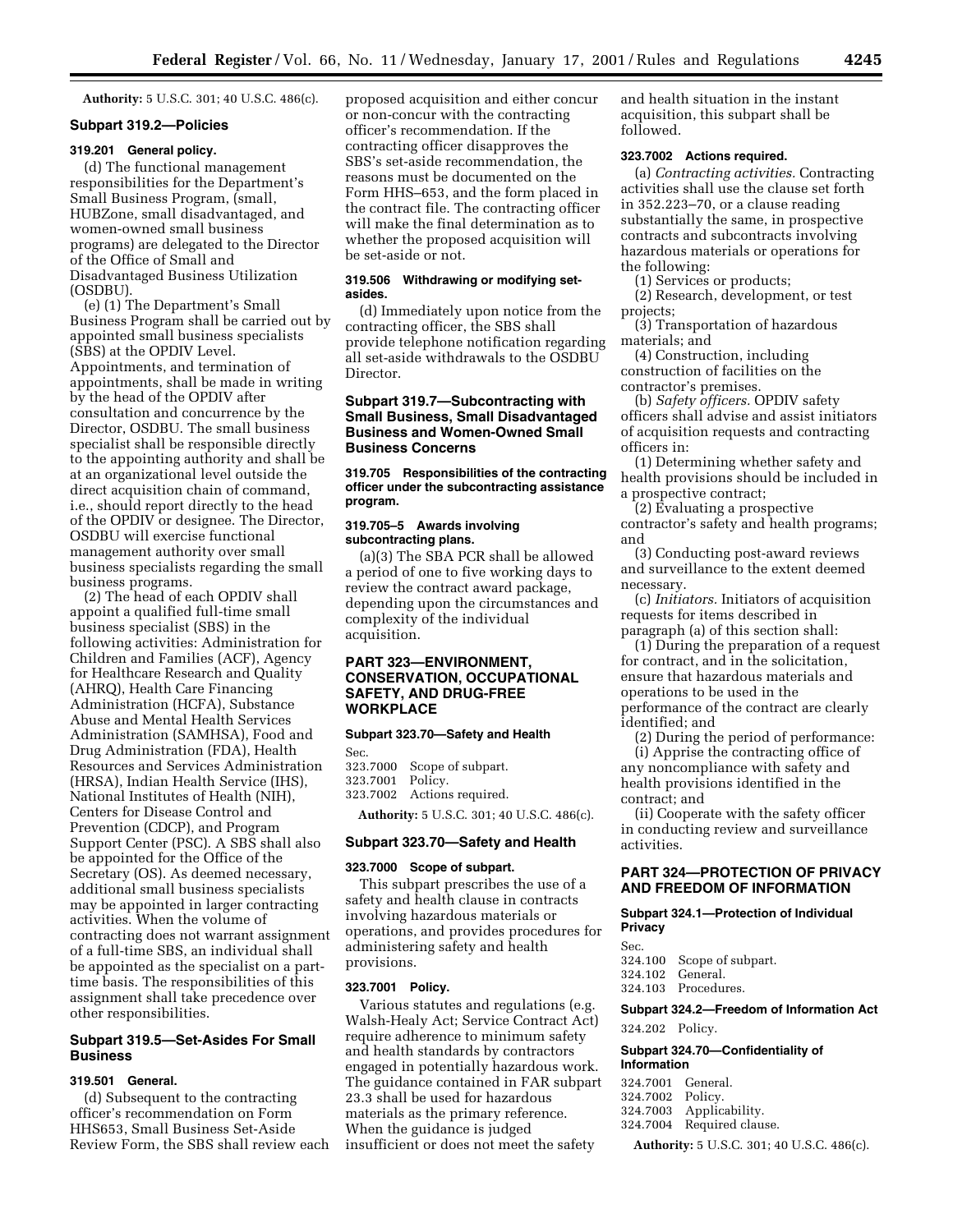**Authority:** 5 U.S.C. 301; 40 U.S.C. 486(c).

### Subpart 319.2—Policies

#### 319.201 General policy.

(d) The functional management responsibilities for the Department's Small Business Program, (small, HUBZone, small disadvantaged, and women-owned small business programs) are delegated to the Director of the Office of Small and Disadvantaged Business Utilization (OSDBU).

(e) (1) The Department's Small Business Program shall be carried out by appointed small business specialists (SBS) at the OPDIV Level. Appointments, and termination of appointments, shall be made in writing by the head of the OPDIV after consultation and concurrence by the Director, OSDBU. The small business specialist shall be responsible directly to the appointing authority and shall be at an organizational level outside the direct acquisition chain of command, i.e., should report directly to the head of the OPDIV or designee. The Director, OSDBU will exercise functional management authority over small business specialists regarding the small business programs.

(2) The head of each OPDIV shall appoint a qualified full-time small business specialist (SBS) in the following activities: Administration for Children and Families (ACF), Agency for Healthcare Research and Quality (AHRQ), Health Care Financing Administration (HCFA), Substance Abuse and Mental Health Services Administration (SAMHSA), Food and Drug Administration (FDA), Health Resources and Services Administration (HRSA), Indian Health Service (IHS), National Institutes of Health (NIH), Centers for Disease Control and Prevention (CDCP), and Program Support Center (PSC). A SBS shall also be appointed for the Office of the Secretary (OS). As deemed necessary, additional small business specialists may be appointed in larger contracting activities. When the volume of contracting does not warrant assignment of a full-time SBS, an individual shall be appointed as the specialist on a part-time basis. The responsibilities of this assignment shall take precedence over other responsibilities.

### Subpart 319.5—Set-Asides For Small Business

#### 319.501 General.

(d) Subsequent to the contracting officer's recommendation on Form HHS653, Small Business Set-Aside Review Form, the SBS shall review each proposed acquisition and either concur or non-concur with the contracting officer's recommendation. If the contracting officer disapproves the SBS's set-aside recommendation, the reasons must be documented on the Form HHS–653, and the form placed in the contract file. The contracting officer will make the final determination as to whether the proposed acquisition will be set-aside or not.

#### 319.506 Withdrawing or modifying set-asides.

(d) Immediately upon notice from the contracting officer, the SBS shall provide telephone notification regarding all set-aside withdrawals to the OSDBU Director.

### Subpart 319.7—Subcontracting with Small Business, Small Disadvantaged Business and Women-Owned Small Business Concerns

#### 319.705 Responsibilities of the contracting officer under the subcontracting assistance program.

#### 319.705–5 Awards involving subcontracting plans.

(a)(3) The SBA PCR shall be allowed a period of one to five working days to review the contract award package, depending upon the circumstances and complexity of the individual acquisition.

## PART 323—ENVIRONMENT, CONSERVATION, OCCUPATIONAL SAFETY, AND DRUG-FREE WORKPLACE

### Subpart 323.70—Safety and Health

Sec.
323.7000 Scope of subpart.
323.7001 Policy.
323.7002 Actions required.

**Authority:** 5 U.S.C. 301; 40 U.S.C. 486(c).

### Subpart 323.70—Safety and Health

#### 323.7000 Scope of subpart.

This subpart prescribes the use of a safety and health clause in contracts involving hazardous materials or operations, and provides procedures for administering safety and health provisions.

#### 323.7001 Policy.

Various statutes and regulations (e.g. Walsh-Healy Act; Service Contract Act) require adherence to minimum safety and health standards by contractors engaged in potentially hazardous work. The guidance contained in FAR subpart 23.3 shall be used for hazardous materials as the primary reference. When the guidance is judged insufficient or does not meet the safety and health situation in the instant acquisition, this subpart shall be followed.

#### 323.7002 Actions required.

(a) *Contracting activities.* Contracting activities shall use the clause set forth in 352.223–70, or a clause reading substantially the same, in prospective contracts and subcontracts involving hazardous materials or operations for the following:

(1) Services or products;

(2) Research, development, or test projects;

(3) Transportation of hazardous materials; and

(4) Construction, including construction of facilities on the contractor's premises.

(b) *Safety officers.* OPDIV safety officers shall advise and assist initiators of acquisition requests and contracting officers in:

(1) Determining whether safety and health provisions should be included in a prospective contract;

(2) Evaluating a prospective contractor's safety and health programs; and

(3) Conducting post-award reviews and surveillance to the extent deemed necessary.

(c) *Initiators.* Initiators of acquisition requests for items described in paragraph (a) of this section shall:

(1) During the preparation of a request for contract, and in the solicitation, ensure that hazardous materials and operations to be used in the performance of the contract are clearly identified; and

(2) During the period of performance:

(i) Apprise the contracting office of any noncompliance with safety and health provisions identified in the contract; and

(ii) Cooperate with the safety officer in conducting review and surveillance activities.

## PART 324—PROTECTION OF PRIVACY AND FREEDOM OF INFORMATION

### Subpart 324.1—Protection of Individual Privacy

Sec.
324.100 Scope of subpart.
324.102 General.
324.103 Procedures.

### Subpart 324.2—Freedom of Information Act

324.202 Policy.

### Subpart 324.70—Confidentiality of Information

324.7001 General.
324.7002 Policy.
324.7003 Applicability.
324.7004 Required clause.

**Authority:** 5 U.S.C. 301; 40 U.S.C. 486(c).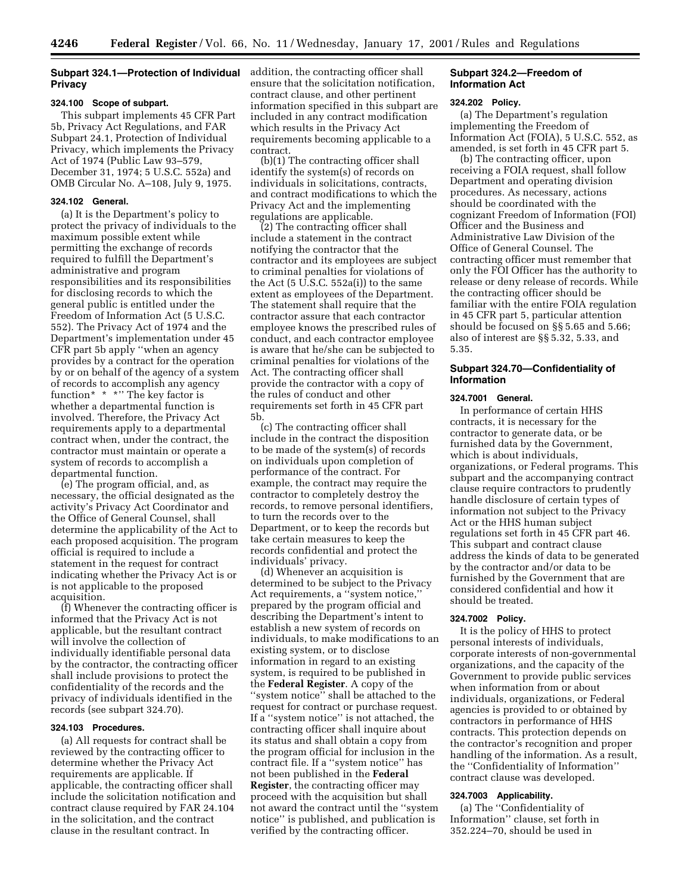## Subpart 324.1—Protection of Individual Privacy

### 324.100 Scope of subpart.

This subpart implements 45 CFR Part 5b, Privacy Act Regulations, and FAR Subpart 24.1, Protection of Individual Privacy, which implements the Privacy Act of 1974 (Public Law 93–579, December 31, 1974; 5 U.S.C. 552a) and OMB Circular No. A–108, July 9, 1975.

### 324.102 General.

(a) It is the Department's policy to protect the privacy of individuals to the maximum possible extent while permitting the exchange of records required to fulfill the Department's administrative and program responsibilities and its responsibilities for disclosing records to which the general public is entitled under the Freedom of Information Act (5 U.S.C. 552). The Privacy Act of 1974 and the Department's implementation under 45 CFR part 5b apply ''when an agency provides by a contract for the operation by or on behalf of the agency of a system of records to accomplish any agency function* * *'' The key factor is whether a departmental function is involved. Therefore, the Privacy Act requirements apply to a departmental contract when, under the contract, the contractor must maintain or operate a system of records to accomplish a departmental function.

(e) The program official, and, as necessary, the official designated as the activity's Privacy Act Coordinator and the Office of General Counsel, shall determine the applicability of the Act to each proposed acquisition. The program official is required to include a statement in the request for contract indicating whether the Privacy Act is or is not applicable to the proposed acquisition.

(f) Whenever the contracting officer is informed that the Privacy Act is not applicable, but the resultant contract will involve the collection of individually identifiable personal data by the contractor, the contracting officer shall include provisions to protect the confidentiality of the records and the privacy of individuals identified in the records (see subpart 324.70).

### 324.103 Procedures.

(a) All requests for contract shall be reviewed by the contracting officer to determine whether the Privacy Act requirements are applicable. If applicable, the contracting officer shall include the solicitation notification and contract clause required by FAR 24.104 in the solicitation, and the contract clause in the resultant contract. In addition, the contracting officer shall ensure that the solicitation notification, contract clause, and other pertinent information specified in this subpart are included in any contract modification which results in the Privacy Act requirements becoming applicable to a contract.

(b)(1) The contracting officer shall identify the system(s) of records on individuals in solicitations, contracts, and contract modifications to which the Privacy Act and the implementing regulations are applicable.

(2) The contracting officer shall include a statement in the contract notifying the contractor that the contractor and its employees are subject to criminal penalties for violations of the Act (5 U.S.C. 552a(i)) to the same extent as employees of the Department. The statement shall require that the contractor assure that each contractor employee knows the prescribed rules of conduct, and each contractor employee is aware that he/she can be subjected to criminal penalties for violations of the Act. The contracting officer shall provide the contractor with a copy of the rules of conduct and other requirements set forth in 45 CFR part 5b.

(c) The contracting officer shall include in the contract the disposition to be made of the system(s) of records on individuals upon completion of performance of the contract. For example, the contract may require the contractor to completely destroy the records, to remove personal identifiers, to turn the records over to the Department, or to keep the records but take certain measures to keep the records confidential and protect the individuals' privacy.

(d) Whenever an acquisition is determined to be subject to the Privacy Act requirements, a ''system notice,'' prepared by the program official and describing the Department's intent to establish a new system of records on individuals, to make modifications to an existing system, or to disclose information in regard to an existing system, is required to be published in the **Federal Register**. A copy of the ''system notice'' shall be attached to the request for contract or purchase request. If a ''system notice'' is not attached, the contracting officer shall inquire about its status and shall obtain a copy from the program official for inclusion in the contract file. If a ''system notice'' has not been published in the **Federal Register**, the contracting officer may proceed with the acquisition but shall not award the contract until the ''system notice'' is published, and publication is verified by the contracting officer.

## Subpart 324.2—Freedom of Information Act

### 324.202 Policy.

(a) The Department's regulation implementing the Freedom of Information Act (FOIA), 5 U.S.C. 552, as amended, is set forth in 45 CFR part 5.

(b) The contracting officer, upon receiving a FOIA request, shall follow Department and operating division procedures. As necessary, actions should be coordinated with the cognizant Freedom of Information (FOI) Officer and the Business and Administrative Law Division of the Office of General Counsel. The contracting officer must remember that only the FOI Officer has the authority to release or deny release of records. While the contracting officer should be familiar with the entire FOIA regulation in 45 CFR part 5, particular attention should be focused on §§ 5.65 and 5.66; also of interest are §§ 5.32, 5.33, and 5.35.

## Subpart 324.70—Confidentiality of Information

### 324.7001 General.

In performance of certain HHS contracts, it is necessary for the contractor to generate data, or be furnished data by the Government, which is about individuals, organizations, or Federal programs. This subpart and the accompanying contract clause require contractors to prudently handle disclosure of certain types of information not subject to the Privacy Act or the HHS human subject regulations set forth in 45 CFR part 46. This subpart and contract clause address the kinds of data to be generated by the contractor and/or data to be furnished by the Government that are considered confidential and how it should be treated.

### 324.7002 Policy.

It is the policy of HHS to protect personal interests of individuals, corporate interests of non-governmental organizations, and the capacity of the Government to provide public services when information from or about individuals, organizations, or Federal agencies is provided to or obtained by contractors in performance of HHS contracts. This protection depends on the contractor's recognition and proper handling of the information. As a result, the ''Confidentiality of Information'' contract clause was developed.

### 324.7003 Applicability.

(a) The ''Confidentiality of Information'' clause, set forth in 352.224–70, should be used in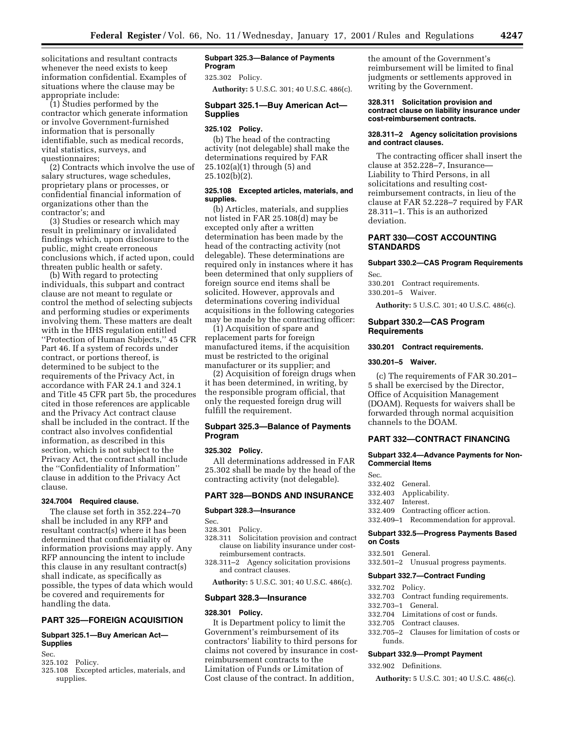solicitations and resultant contracts whenever the need exists to keep information confidential. Examples of situations where the clause may be appropriate include:

(1) Studies performed by the contractor which generate information or involve Government-furnished information that is personally identifiable, such as medical records, vital statistics, surveys, and questionnaires;

(2) Contracts which involve the use of salary structures, wage schedules, proprietary plans or processes, or confidential financial information of organizations other than the contractor's; and

(3) Studies or research which may result in preliminary or invalidated findings which, upon disclosure to the public, might create erroneous conclusions which, if acted upon, could threaten public health or safety.

(b) With regard to protecting individuals, this subpart and contract clause are not meant to regulate or control the method of selecting subjects and performing studies or experiments involving them. These matters are dealt with in the HHS regulation entitled ''Protection of Human Subjects,'' 45 CFR Part 46. If a system of records under contract, or portions thereof, is determined to be subject to the requirements of the Privacy Act, in accordance with FAR 24.1 and 324.1 and Title 45 CFR part 5b, the procedures cited in those references are applicable and the Privacy Act contract clause shall be included in the contract. If the contract also involves confidential information, as described in this section, which is not subject to the Privacy Act, the contract shall include the ''Confidentiality of Information'' clause in addition to the Privacy Act clause.

#### 324.7004 Required clause.

The clause set forth in 352.224–70 shall be included in any RFP and resultant contract(s) where it has been determined that confidentiality of information provisions may apply. Any RFP announcing the intent to include this clause in any resultant contract(s) shall indicate, as specifically as possible, the types of data which would be covered and requirements for handling the data.

## PART 325—FOREIGN ACQUISITION

### Subpart 325.1—Buy American Act—Supplies

Sec.
325.102 Policy.
325.108 Excepted articles, materials, and supplies.

### Subpart 325.3—Balance of Payments Program

325.302 Policy.

**Authority:** 5 U.S.C. 301; 40 U.S.C. 486(c).

### Subpart 325.1—Buy American Act—Supplies

#### 325.102 Policy.

(b) The head of the contracting activity (not delegable) shall make the determinations required by FAR 25.102(a)(1) through (5) and 25.102(b)(2).

#### 325.108 Excepted articles, materials, and supplies.

(b) Articles, materials, and supplies not listed in FAR 25.108(d) may be excepted only after a written determination has been made by the head of the contracting activity (not delegable). These determinations are required only in instances where it has been determined that only suppliers of foreign source end items shall be solicited. However, approvals and determinations covering individual acquisitions in the following categories may be made by the contracting officer:

(1) Acquisition of spare and replacement parts for foreign manufactured items, if the acquisition must be restricted to the original manufacturer or its supplier; and

(2) Acquisition of foreign drugs when it has been determined, in writing, by the responsible program official, that only the requested foreign drug will fulfill the requirement.

### Subpart 325.3—Balance of Payments Program

#### 325.302 Policy.

All determinations addressed in FAR 25.302 shall be made by the head of the contracting activity (not delegable).

## PART 328—BONDS AND INSURANCE

### Subpart 328.3—Insurance

Sec.
328.301 Policy.
328.311 Solicitation provision and contract clause on liability insurance under cost-reimbursement contracts.
328.311–2 Agency solicitation provisions and contract clauses.

**Authority:** 5 U.S.C. 301; 40 U.S.C. 486(c).

### Subpart 328.3—Insurance

#### 328.301 Policy.

It is Department policy to limit the Government's reimbursement of its contractors' liability to third persons for claims not covered by insurance in cost-reimbursement contracts to the Limitation of Funds or Limitation of Cost clause of the contract. In addition, the amount of the Government's reimbursement will be limited to final judgments or settlements approved in writing by the Government.

#### 328.311 Solicitation provision and contract clause on liability insurance under cost-reimbursement contracts.

#### 328.311–2 Agency solicitation provisions and contract clauses.

The contracting officer shall insert the clause at 352.228–7, Insurance—Liability to Third Persons, in all solicitations and resulting cost-reimbursement contracts, in lieu of the clause at FAR 52.228–7 required by FAR 28.311–1. This is an authorized deviation.

## PART 330—COST ACCOUNTING STANDARDS

### Subpart 330.2—CAS Program Requirements

Sec.
330.201 Contract requirements.
330.201–5 Waiver.

**Authority:** 5 U.S.C. 301; 40 U.S.C. 486(c).

### Subpart 330.2—CAS Program Requirements

#### 330.201 Contract requirements.

#### 330.201–5 Waiver.

(c) The requirements of FAR 30.201–5 shall be exercised by the Director, Office of Acquisition Management (DOAM). Requests for waivers shall be forwarded through normal acquisition channels to the DOAM.

## PART 332—CONTRACT FINANCING

### Subpart 332.4—Advance Payments for Non-Commercial Items

Sec.
332.402 General.
332.403 Applicability.
332.407 Interest.
332.409 Contracting officer action.
332.409–1 Recommendation for approval.

### Subpart 332.5—Progress Payments Based on Costs

332.501 General.
332.501–2 Unusual progress payments.

### Subpart 332.7—Contract Funding

332.702 Policy.
332.703 Contract funding requirements.
332.703–1 General.
332.704 Limitations of cost or funds.
332.705 Contract clauses.
332.705–2 Clauses for limitation of costs or funds.

### Subpart 332.9—Prompt Payment

332.902 Definitions.

**Authority:** 5 U.S.C. 301; 40 U.S.C. 486(c).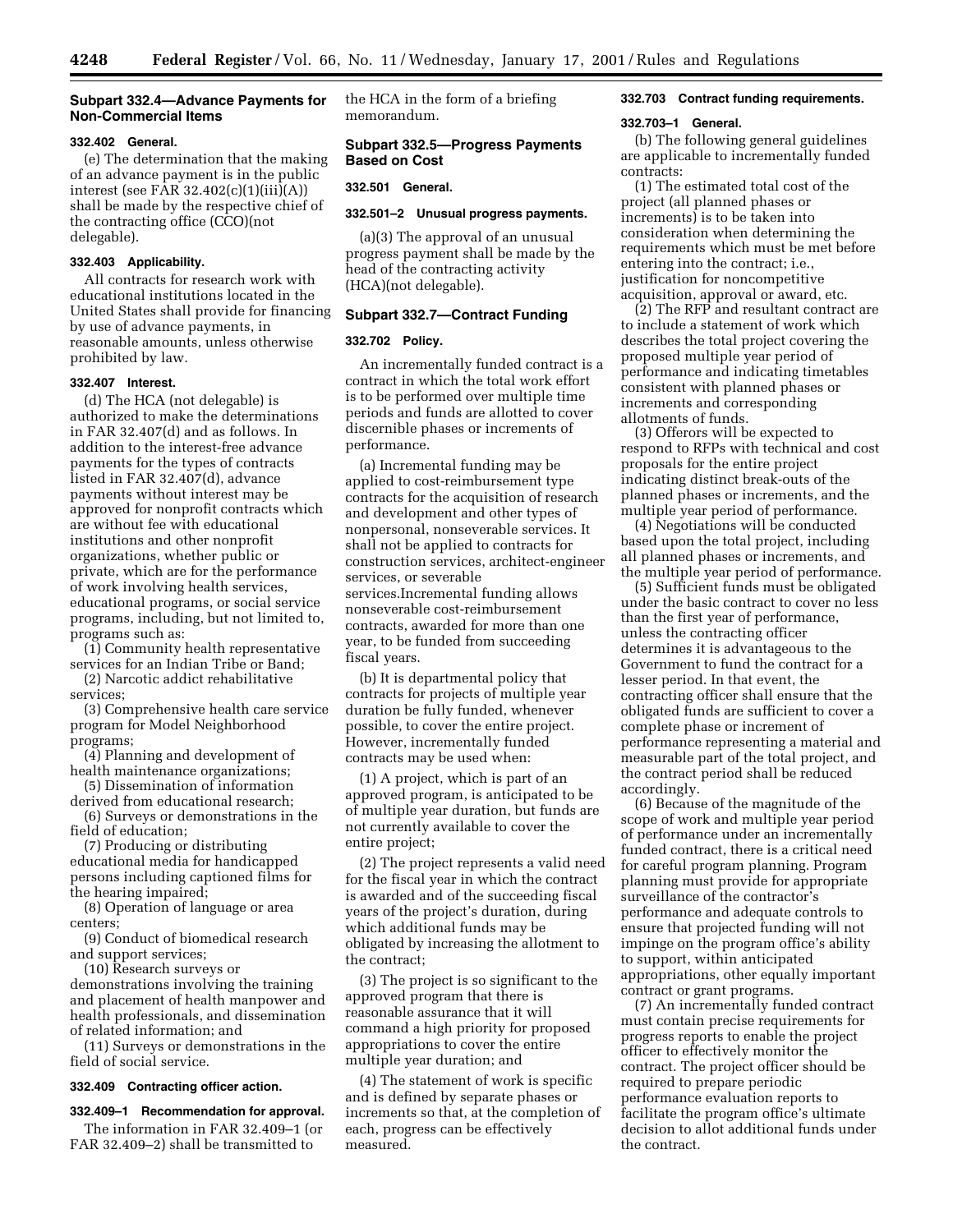## Subpart 332.4—Advance Payments for Non-Commercial Items

### 332.402 General.

(e) The determination that the making of an advance payment is in the public interest (see FAR 32.402(c)(1)(iii)(A)) shall be made by the respective chief of the contracting office (CCO)(not delegable).

### 332.403 Applicability.

All contracts for research work with educational institutions located in the United States shall provide for financing by use of advance payments, in reasonable amounts, unless otherwise prohibited by law.

### 332.407 Interest.

(d) The HCA (not delegable) is authorized to make the determinations in FAR 32.407(d) and as follows. In addition to the interest-free advance payments for the types of contracts listed in FAR 32.407(d), advance payments without interest may be approved for nonprofit contracts which are without fee with educational institutions and other nonprofit organizations, whether public or private, which are for the performance of work involving health services, educational programs, or social service programs, including, but not limited to, programs such as:

(1) Community health representative services for an Indian Tribe or Band;

(2) Narcotic addict rehabilitative services;

(3) Comprehensive health care service program for Model Neighborhood programs;

(4) Planning and development of health maintenance organizations;

(5) Dissemination of information derived from educational research;

(6) Surveys or demonstrations in the field of education;

(7) Producing or distributing educational media for handicapped persons including captioned films for the hearing impaired;

(8) Operation of language or area centers;

(9) Conduct of biomedical research and support services;

(10) Research surveys or demonstrations involving the training and placement of health manpower and health professionals, and dissemination of related information; and

(11) Surveys or demonstrations in the field of social service.

### 332.409 Contracting officer action.

### 332.409–1 Recommendation for approval.

The information in FAR 32.409–1 (or FAR 32.409–2) shall be transmitted to the HCA in the form of a briefing memorandum.

## Subpart 332.5—Progress Payments Based on Cost

### 332.501 General.

### 332.501–2 Unusual progress payments.

(a)(3) The approval of an unusual progress payment shall be made by the head of the contracting activity (HCA)(not delegable).

## Subpart 332.7—Contract Funding

### 332.702 Policy.

An incrementally funded contract is a contract in which the total work effort is to be performed over multiple time periods and funds are allotted to cover discernible phases or increments of performance.

(a) Incremental funding may be applied to cost-reimbursement type contracts for the acquisition of research and development and other types of nonpersonal, nonseverable services. It shall not be applied to contracts for construction services, architect-engineer services, or severable services.Incremental funding allows nonseverable cost-reimbursement contracts, awarded for more than one year, to be funded from succeeding fiscal years.

(b) It is departmental policy that contracts for projects of multiple year duration be fully funded, whenever possible, to cover the entire project. However, incrementally funded contracts may be used when:

(1) A project, which is part of an approved program, is anticipated to be of multiple year duration, but funds are not currently available to cover the entire project;

(2) The project represents a valid need for the fiscal year in which the contract is awarded and of the succeeding fiscal years of the project's duration, during which additional funds may be obligated by increasing the allotment to the contract;

(3) The project is so significant to the approved program that there is reasonable assurance that it will command a high priority for proposed appropriations to cover the entire multiple year duration; and

(4) The statement of work is specific and is defined by separate phases or increments so that, at the completion of each, progress can be effectively measured.

### 332.703 Contract funding requirements.

### 332.703–1 General.

(b) The following general guidelines are applicable to incrementally funded contracts:

(1) The estimated total cost of the project (all planned phases or increments) is to be taken into consideration when determining the requirements which must be met before entering into the contract; i.e., justification for noncompetitive acquisition, approval or award, etc.

(2) The RFP and resultant contract are to include a statement of work which describes the total project covering the proposed multiple year period of performance and indicating timetables consistent with planned phases or increments and corresponding allotments of funds.

(3) Offerors will be expected to respond to RFPs with technical and cost proposals for the entire project indicating distinct break-outs of the planned phases or increments, and the multiple year period of performance.

(4) Negotiations will be conducted based upon the total project, including all planned phases or increments, and the multiple year period of performance.

(5) Sufficient funds must be obligated under the basic contract to cover no less than the first year of performance, unless the contracting officer determines it is advantageous to the Government to fund the contract for a lesser period. In that event, the contracting officer shall ensure that the obligated funds are sufficient to cover a complete phase or increment of performance representing a material and measurable part of the total project, and the contract period shall be reduced accordingly.

(6) Because of the magnitude of the scope of work and multiple year period of performance under an incrementally funded contract, there is a critical need for careful program planning. Program planning must provide for appropriate surveillance of the contractor's performance and adequate controls to ensure that projected funding will not impinge on the program office's ability to support, within anticipated appropriations, other equally important contract or grant programs.

(7) An incrementally funded contract must contain precise requirements for progress reports to enable the project officer to effectively monitor the contract. The project officer should be required to prepare periodic performance evaluation reports to facilitate the program office's ultimate decision to allot additional funds under the contract.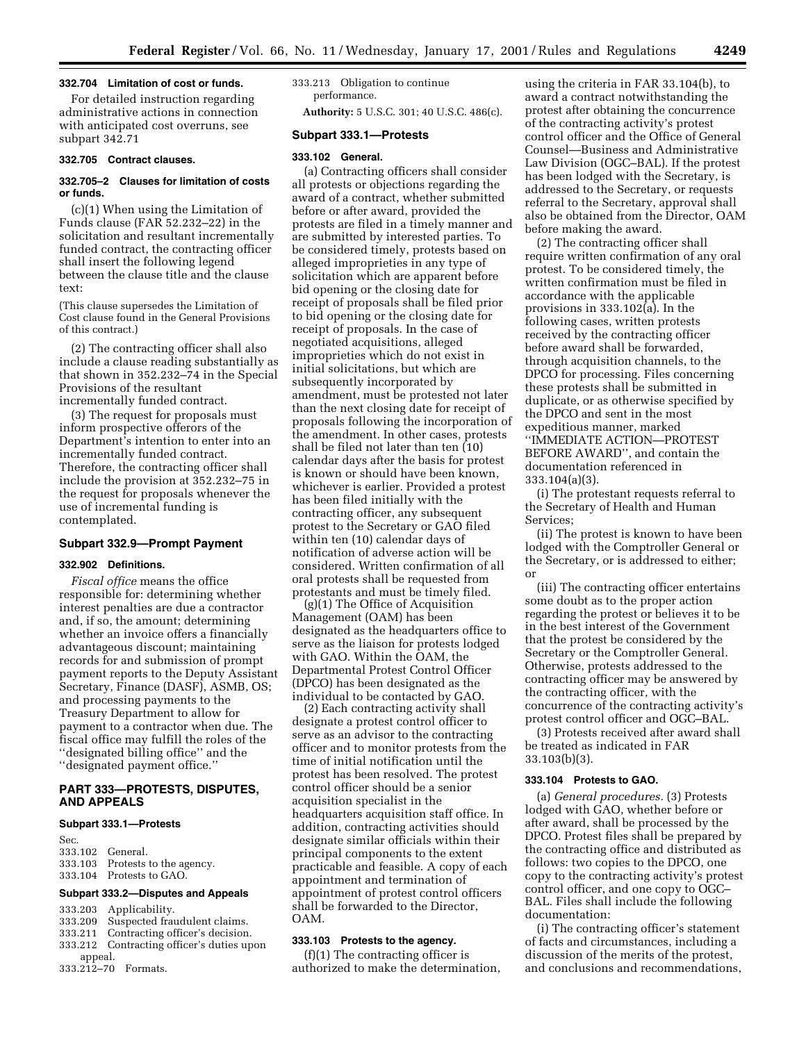**332.704 Limitation of cost or funds.**

For detailed instruction regarding administrative actions in connection with anticipated cost overruns, see subpart 342.71

**332.705 Contract clauses.**

**332.705–2 Clauses for limitation of costs or funds.**

(c)(1) When using the Limitation of Funds clause (FAR 52.232–22) in the solicitation and resultant incrementally funded contract, the contracting officer shall insert the following legend between the clause title and the clause text:

(This clause supersedes the Limitation of Cost clause found in the General Provisions of this contract.)

(2) The contracting officer shall also include a clause reading substantially as that shown in 352.232–74 in the Special Provisions of the resultant incrementally funded contract.

(3) The request for proposals must inform prospective offerors of the Department's intention to enter into an incrementally funded contract. Therefore, the contracting officer shall include the provision at 352.232–75 in the request for proposals whenever the use of incremental funding is contemplated.

### Subpart 332.9—Prompt Payment

**332.902 Definitions.**

*Fiscal office* means the office responsible for: determining whether interest penalties are due a contractor and, if so, the amount; determining whether an invoice offers a financially advantageous discount; maintaining records for and submission of prompt payment reports to the Deputy Assistant Secretary, Finance (DASF), ASMB, OS; and processing payments to the Treasury Department to allow for payment to a contractor when due. The fiscal office may fulfill the roles of the ''designated billing office'' and the ''designated payment office.''

## PART 333—PROTESTS, DISPUTES, AND APPEALS

### Subpart 333.1—Protests

Sec.
333.102 General.
333.103 Protests to the agency.
333.104 Protests to GAO.

### Subpart 333.2—Disputes and Appeals

333.203 Applicability.
333.209 Suspected fraudulent claims.
333.211 Contracting officer's decision.
333.212 Contracting officer's duties upon appeal.
333.212–70 Formats.
333.213 Obligation to continue performance.

**Authority:** 5 U.S.C. 301; 40 U.S.C. 486(c).

### Subpart 333.1—Protests

**333.102 General.**

(a) Contracting officers shall consider all protests or objections regarding the award of a contract, whether submitted before or after award, provided the protests are filed in a timely manner and are submitted by interested parties. To be considered timely, protests based on alleged improprieties in any type of solicitation which are apparent before bid opening or the closing date for receipt of proposals shall be filed prior to bid opening or the closing date for receipt of proposals. In the case of negotiated acquisitions, alleged improprieties which do not exist in initial solicitations, but which are subsequently incorporated by amendment, must be protested not later than the next closing date for receipt of proposals following the incorporation of the amendment. In other cases, protests shall be filed not later than ten (10) calendar days after the basis for protest is known or should have been known, whichever is earlier. Provided a protest has been filed initially with the contracting officer, any subsequent protest to the Secretary or GAO filed within ten (10) calendar days of notification of adverse action will be considered. Written confirmation of all oral protests shall be requested from protestants and must be timely filed.

(g)(1) The Office of Acquisition Management (OAM) has been designated as the headquarters office to serve as the liaison for protests lodged with GAO. Within the OAM, the Departmental Protest Control Officer (DPCO) has been designated as the individual to be contacted by GAO.

(2) Each contracting activity shall designate a protest control officer to serve as an advisor to the contracting officer and to monitor protests from the time of initial notification until the protest has been resolved. The protest control officer should be a senior acquisition specialist in the headquarters acquisition staff office. In addition, contracting activities should designate similar officials within their principal components to the extent practicable and feasible. A copy of each appointment and termination of appointment of protest control officers shall be forwarded to the Director, OAM.

**333.103 Protests to the agency.**

(f)(1) The contracting officer is authorized to make the determination, using the criteria in FAR 33.104(b), to award a contract notwithstanding the protest after obtaining the concurrence of the contracting activity's protest control officer and the Office of General Counsel—Business and Administrative Law Division (OGC–BAL). If the protest has been lodged with the Secretary, is addressed to the Secretary, or requests referral to the Secretary, approval shall also be obtained from the Director, OAM before making the award.

(2) The contracting officer shall require written confirmation of any oral protest. To be considered timely, the written confirmation must be filed in accordance with the applicable provisions in 333.102(a). In the following cases, written protests received by the contracting officer before award shall be forwarded, through acquisition channels, to the DPCO for processing. Files concerning these protests shall be submitted in duplicate, or as otherwise specified by the DPCO and sent in the most expeditious manner, marked ''IMMEDIATE ACTION—PROTEST BEFORE AWARD'', and contain the documentation referenced in 333.104(a)(3).

(i) The protestant requests referral to the Secretary of Health and Human Services;

(ii) The protest is known to have been lodged with the Comptroller General or the Secretary, or is addressed to either; or

(iii) The contracting officer entertains some doubt as to the proper action regarding the protest or believes it to be in the best interest of the Government that the protest be considered by the Secretary or the Comptroller General. Otherwise, protests addressed to the contracting officer may be answered by the contracting officer, with the concurrence of the contracting activity's protest control officer and OGC–BAL.

(3) Protests received after award shall be treated as indicated in FAR 33.103(b)(3).

**333.104 Protests to GAO.**

(a) *General procedures.* (3) Protests lodged with GAO, whether before or after award, shall be processed by the DPCO. Protest files shall be prepared by the contracting office and distributed as follows: two copies to the DPCO, one copy to the contracting activity's protest control officer, and one copy to OGC–BAL. Files shall include the following documentation:

(i) The contracting officer's statement of facts and circumstances, including a discussion of the merits of the protest, and conclusions and recommendations,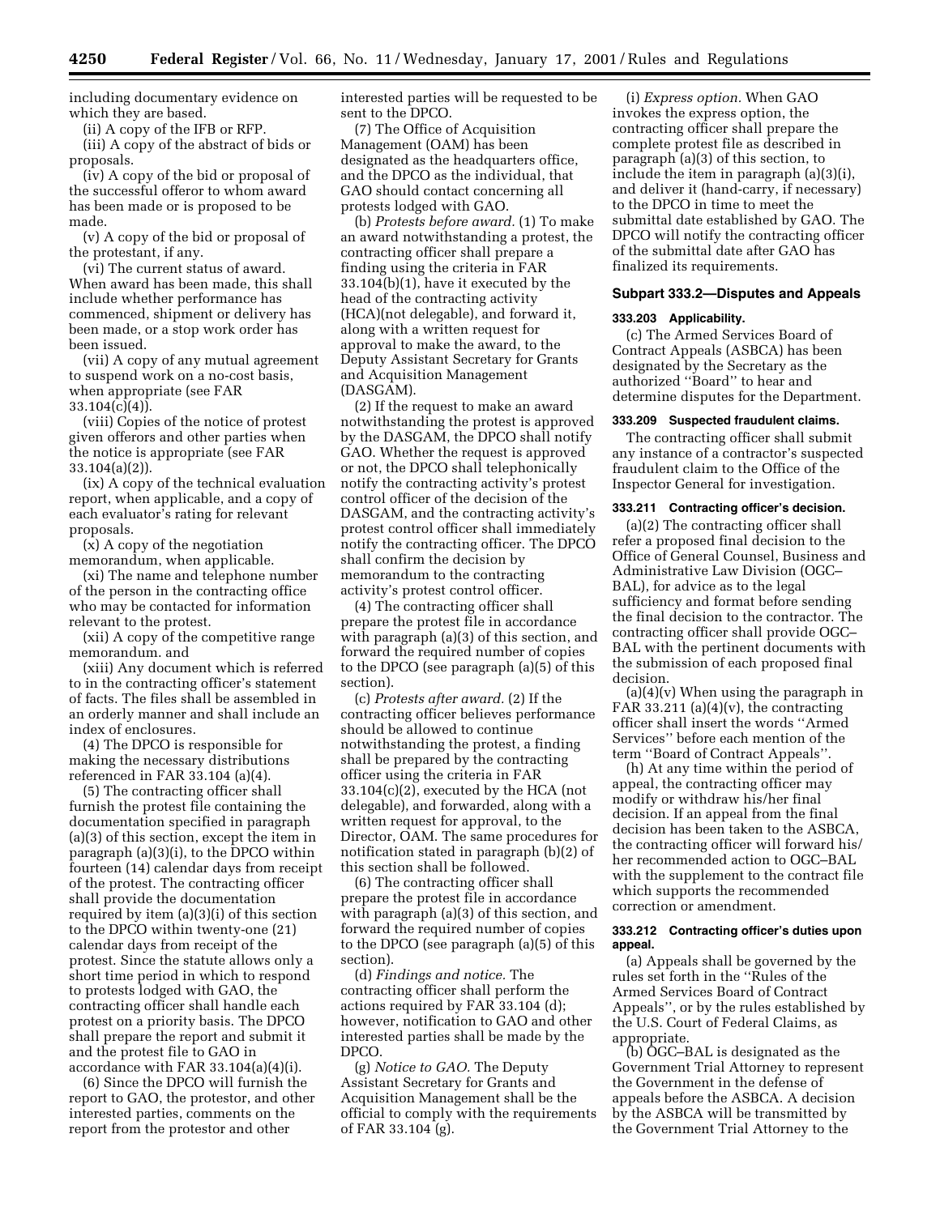including documentary evidence on which they are based.

(ii) A copy of the IFB or RFP.

(iii) A copy of the abstract of bids or proposals.

(iv) A copy of the bid or proposal of the successful offeror to whom award has been made or is proposed to be made.

(v) A copy of the bid or proposal of the protestant, if any.

(vi) The current status of award. When award has been made, this shall include whether performance has commenced, shipment or delivery has been made, or a stop work order has been issued.

(vii) A copy of any mutual agreement to suspend work on a no-cost basis, when appropriate (see FAR 33.104(c)(4)).

(viii) Copies of the notice of protest given offerors and other parties when the notice is appropriate (see FAR 33.104(a)(2)).

(ix) A copy of the technical evaluation report, when applicable, and a copy of each evaluator's rating for relevant proposals.

(x) A copy of the negotiation memorandum, when applicable.

(xi) The name and telephone number of the person in the contracting office who may be contacted for information relevant to the protest.

(xii) A copy of the competitive range memorandum. and

(xiii) Any document which is referred to in the contracting officer's statement of facts. The files shall be assembled in an orderly manner and shall include an index of enclosures.

(4) The DPCO is responsible for making the necessary distributions referenced in FAR 33.104 (a)(4).

(5) The contracting officer shall furnish the protest file containing the documentation specified in paragraph (a)(3) of this section, except the item in paragraph (a)(3)(i), to the DPCO within fourteen (14) calendar days from receipt of the protest. The contracting officer shall provide the documentation required by item (a)(3)(i) of this section to the DPCO within twenty-one (21) calendar days from receipt of the protest. Since the statute allows only a short time period in which to respond to protests lodged with GAO, the contracting officer shall handle each protest on a priority basis. The DPCO shall prepare the report and submit it and the protest file to GAO in accordance with FAR 33.104(a)(4)(i).

(6) Since the DPCO will furnish the report to GAO, the protestor, and other interested parties, comments on the report from the protestor and other interested parties will be requested to be sent to the DPCO.

(7) The Office of Acquisition Management (OAM) has been designated as the headquarters office, and the DPCO as the individual, that GAO should contact concerning all protests lodged with GAO.

(b) *Protests before award.* (1) To make an award notwithstanding a protest, the contracting officer shall prepare a finding using the criteria in FAR 33.104(b)(1), have it executed by the head of the contracting activity (HCA)(not delegable), and forward it, along with a written request for approval to make the award, to the Deputy Assistant Secretary for Grants and Acquisition Management (DASGAM).

(2) If the request to make an award notwithstanding the protest is approved by the DASGAM, the DPCO shall notify GAO. Whether the request is approved or not, the DPCO shall telephonically notify the contracting activity's protest control officer of the decision of the DASGAM, and the contracting activity's protest control officer shall immediately notify the contracting officer. The DPCO shall confirm the decision by memorandum to the contracting activity's protest control officer.

(4) The contracting officer shall prepare the protest file in accordance with paragraph (a)(3) of this section, and forward the required number of copies to the DPCO (see paragraph (a)(5) of this section).

(c) *Protests after award.* (2) If the contracting officer believes performance should be allowed to continue notwithstanding the protest, a finding shall be prepared by the contracting officer using the criteria in FAR 33.104(c)(2), executed by the HCA (not delegable), and forwarded, along with a written request for approval, to the Director, OAM. The same procedures for notification stated in paragraph (b)(2) of this section shall be followed.

(6) The contracting officer shall prepare the protest file in accordance with paragraph (a)(3) of this section, and forward the required number of copies to the DPCO (see paragraph (a)(5) of this section).

(d) *Findings and notice.* The contracting officer shall perform the actions required by FAR 33.104 (d); however, notification to GAO and other interested parties shall be made by the DPCO.

(g) *Notice to GAO.* The Deputy Assistant Secretary for Grants and Acquisition Management shall be the official to comply with the requirements of FAR 33.104 (g).

(i) *Express option.* When GAO invokes the express option, the contracting officer shall prepare the complete protest file as described in paragraph (a)(3) of this section, to include the item in paragraph (a)(3)(i), and deliver it (hand-carry, if necessary) to the DPCO in time to meet the submittal date established by GAO. The DPCO will notify the contracting officer of the submittal date after GAO has finalized its requirements.

## Subpart 333.2—Disputes and Appeals

### 333.203 Applicability.

(c) The Armed Services Board of Contract Appeals (ASBCA) has been designated by the Secretary as the authorized ''Board'' to hear and determine disputes for the Department.

### 333.209 Suspected fraudulent claims.

The contracting officer shall submit any instance of a contractor's suspected fraudulent claim to the Office of the Inspector General for investigation.

### 333.211 Contracting officer's decision.

(a)(2) The contracting officer shall refer a proposed final decision to the Office of General Counsel, Business and Administrative Law Division (OGC–BAL), for advice as to the legal sufficiency and format before sending the final decision to the contractor. The contracting officer shall provide OGC–BAL with the pertinent documents with the submission of each proposed final decision.

(a)(4)(v) When using the paragraph in FAR 33.211 (a)(4)(v), the contracting officer shall insert the words ''Armed Services'' before each mention of the term ''Board of Contract Appeals''.

(h) At any time within the period of appeal, the contracting officer may modify or withdraw his/her final decision. If an appeal from the final decision has been taken to the ASBCA, the contracting officer will forward his/her recommended action to OGC–BAL with the supplement to the contract file which supports the recommended correction or amendment.

### 333.212 Contracting officer's duties upon appeal.

(a) Appeals shall be governed by the rules set forth in the ''Rules of the Armed Services Board of Contract Appeals'', or by the rules established by the U.S. Court of Federal Claims, as appropriate.

(b) OGC–BAL is designated as the Government Trial Attorney to represent the Government in the defense of appeals before the ASBCA. A decision by the ASBCA will be transmitted by the Government Trial Attorney to the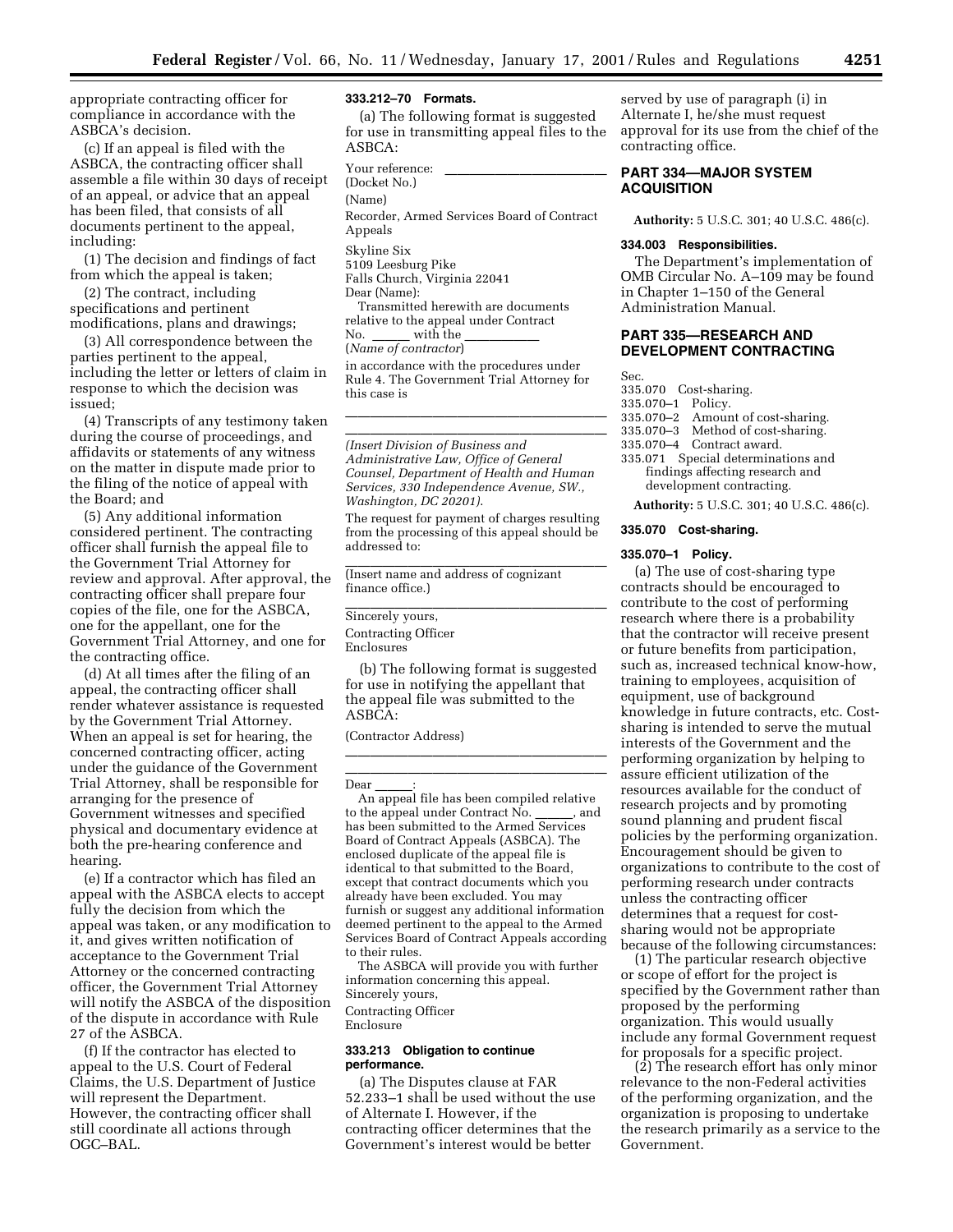appropriate contracting officer for compliance in accordance with the ASBCA's decision.

(c) If an appeal is filed with the ASBCA, the contracting officer shall assemble a file within 30 days of receipt of an appeal, or advice that an appeal has been filed, that consists of all documents pertinent to the appeal, including:

(1) The decision and findings of fact from which the appeal is taken;

(2) The contract, including specifications and pertinent modifications, plans and drawings;

(3) All correspondence between the parties pertinent to the appeal, including the letter or letters of claim in response to which the decision was issued;

(4) Transcripts of any testimony taken during the course of proceedings, and affidavits or statements of any witness on the matter in dispute made prior to the filing of the notice of appeal with the Board; and

(5) Any additional information considered pertinent. The contracting officer shall furnish the appeal file to the Government Trial Attorney for review and approval. After approval, the contracting officer shall prepare four copies of the file, one for the ASBCA, one for the appellant, one for the Government Trial Attorney, and one for the contracting office.

(d) At all times after the filing of an appeal, the contracting officer shall render whatever assistance is requested by the Government Trial Attorney. When an appeal is set for hearing, the concerned contracting officer, acting under the guidance of the Government Trial Attorney, shall be responsible for arranging for the presence of Government witnesses and specified physical and documentary evidence at both the pre-hearing conference and hearing.

(e) If a contractor which has filed an appeal with the ASBCA elects to accept fully the decision from which the appeal was taken, or any modification to it, and gives written notification of acceptance to the Government Trial Attorney or the concerned contracting officer, the Government Trial Attorney will notify the ASBCA of the disposition of the dispute in accordance with Rule 27 of the ASBCA.

(f) If the contractor has elected to appeal to the U.S. Court of Federal Claims, the U.S. Department of Justice will represent the Department. However, the contracting officer shall still coordinate all actions through OGC–BAL.

**333.212–70 Formats.**

(a) The following format is suggested for use in transmitting appeal files to the ASBCA:

Your reference: ______________________
(Docket No.)
(Name)
Recorder, Armed Services Board of Contract Appeals
Skyline Six
5109 Leesburg Pike
Falls Church, Virginia 22041
Dear (Name):

Transmitted herewith are documents relative to the appeal under Contract No. ______ with the ___________
(*Name of contractor*)
in accordance with the procedures under Rule 4. The Government Trial Attorney for this case is

______________________________________

______________________________________

*(Insert Division of Business and Administrative Law, Office of General Counsel, Department of Health and Human Services, 330 Independence Avenue, SW., Washington, DC 20201).*

The request for payment of charges resulting from the processing of this appeal should be addressed to:

______________________________________

(Insert name and address of cognizant finance office.)

______________________________________

Sincerely yours,
Contracting Officer
Enclosures

(b) The following format is suggested for use in notifying the appellant that the appeal file was submitted to the ASBCA:

(Contractor Address)

______________________________________

______________________________________

Dear ______:

An appeal file has been compiled relative to the appeal under Contract No. ______, and has been submitted to the Armed Services Board of Contract Appeals (ASBCA). The enclosed duplicate of the appeal file is identical to that submitted to the Board, except that contract documents which you already have been excluded. You may furnish or suggest any additional information deemed pertinent to the appeal to the Armed Services Board of Contract Appeals according to their rules.

The ASBCA will provide you with further information concerning this appeal.
Sincerely yours,
Contracting Officer
Enclosure

**333.213 Obligation to continue performance.**

(a) The Disputes clause at FAR 52.233–1 shall be used without the use of Alternate I. However, if the contracting officer determines that the Government's interest would be better served by use of paragraph (i) in Alternate I, he/she must request approval for its use from the chief of the contracting office.

## PART 334—MAJOR SYSTEM ACQUISITION

**Authority:** 5 U.S.C. 301; 40 U.S.C. 486(c).

**334.003 Responsibilities.**

The Department's implementation of OMB Circular No. A–109 may be found in Chapter 1–150 of the General Administration Manual.

## PART 335—RESEARCH AND DEVELOPMENT CONTRACTING

Sec.
335.070 Cost-sharing.
335.070–1 Policy.
335.070–2 Amount of cost-sharing.
335.070–3 Method of cost-sharing.
335.070–4 Contract award.
335.071 Special determinations and findings affecting research and development contracting.

**Authority:** 5 U.S.C. 301; 40 U.S.C. 486(c).

**335.070 Cost-sharing.**

**335.070–1 Policy.**

(a) The use of cost-sharing type contracts should be encouraged to contribute to the cost of performing research where there is a probability that the contractor will receive present or future benefits from participation, such as, increased technical know-how, training to employees, acquisition of equipment, use of background knowledge in future contracts, etc. Cost-sharing is intended to serve the mutual interests of the Government and the performing organization by helping to assure efficient utilization of the resources available for the conduct of research projects and by promoting sound planning and prudent fiscal policies by the performing organization. Encouragement should be given to organizations to contribute to the cost of performing research under contracts unless the contracting officer determines that a request for cost-sharing would not be appropriate because of the following circumstances:

(1) The particular research objective or scope of effort for the project is specified by the Government rather than proposed by the performing organization. This would usually include any formal Government request for proposals for a specific project.

(2) The research effort has only minor relevance to the non-Federal activities of the performing organization, and the organization is proposing to undertake the research primarily as a service to the Government.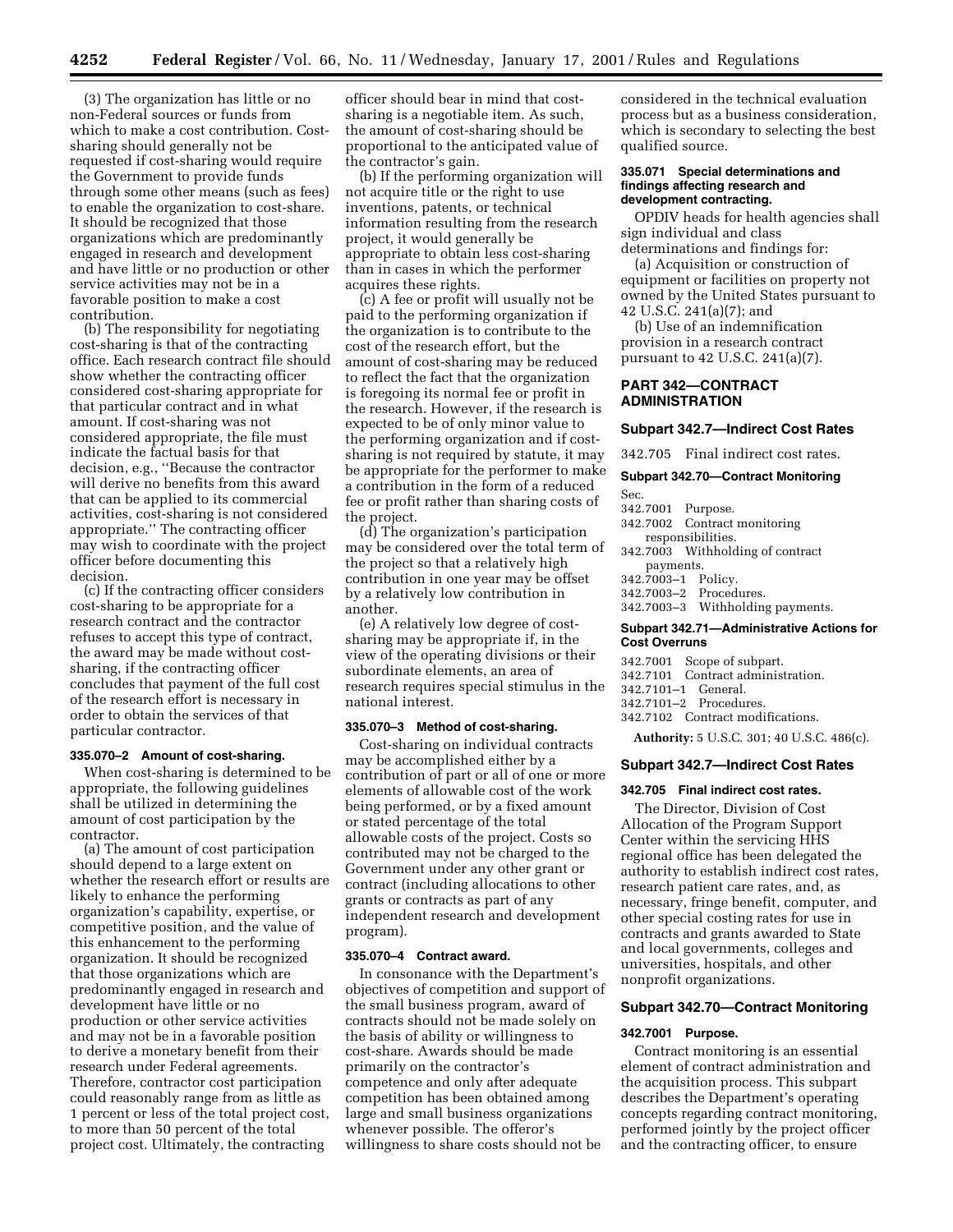(3) The organization has little or no non-Federal sources or funds from which to make a cost contribution. Cost-sharing should generally not be requested if cost-sharing would require the Government to provide funds through some other means (such as fees) to enable the organization to cost-share. It should be recognized that those organizations which are predominantly engaged in research and development and have little or no production or other service activities may not be in a favorable position to make a cost contribution.

(b) The responsibility for negotiating cost-sharing is that of the contracting office. Each research contract file should show whether the contracting officer considered cost-sharing appropriate for that particular contract and in what amount. If cost-sharing was not considered appropriate, the file must indicate the factual basis for that decision, e.g., ''Because the contractor will derive no benefits from this award that can be applied to its commercial activities, cost-sharing is not considered appropriate.'' The contracting officer may wish to coordinate with the project officer before documenting this decision.

(c) If the contracting officer considers cost-sharing to be appropriate for a research contract and the contractor refuses to accept this type of contract, the award may be made without cost-sharing, if the contracting officer concludes that payment of the full cost of the research effort is necessary in order to obtain the services of that particular contractor.

#### 335.070–2 Amount of cost-sharing.

When cost-sharing is determined to be appropriate, the following guidelines shall be utilized in determining the amount of cost participation by the contractor.

(a) The amount of cost participation should depend to a large extent on whether the research effort or results are likely to enhance the performing organization's capability, expertise, or competitive position, and the value of this enhancement to the performing organization. It should be recognized that those organizations which are predominantly engaged in research and development have little or no production or other service activities and may not be in a favorable position to derive a monetary benefit from their research under Federal agreements. Therefore, contractor cost participation could reasonably range from as little as 1 percent or less of the total project cost, to more than 50 percent of the total project cost. Ultimately, the contracting officer should bear in mind that cost-sharing is a negotiable item. As such, the amount of cost-sharing should be proportional to the anticipated value of the contractor's gain.

(b) If the performing organization will not acquire title or the right to use inventions, patents, or technical information resulting from the research project, it would generally be appropriate to obtain less cost-sharing than in cases in which the performer acquires these rights.

(c) A fee or profit will usually not be paid to the performing organization if the organization is to contribute to the cost of the research effort, but the amount of cost-sharing may be reduced to reflect the fact that the organization is foregoing its normal fee or profit in the research. However, if the research is expected to be of only minor value to the performing organization and if cost-sharing is not required by statute, it may be appropriate for the performer to make a contribution in the form of a reduced fee or profit rather than sharing costs of the project.

(d) The organization's participation may be considered over the total term of the project so that a relatively high contribution in one year may be offset by a relatively low contribution in another.

(e) A relatively low degree of cost-sharing may be appropriate if, in the view of the operating divisions or their subordinate elements, an area of research requires special stimulus in the national interest.

#### 335.070–3 Method of cost-sharing.

Cost-sharing on individual contracts may be accomplished either by a contribution of part or all of one or more elements of allowable cost of the work being performed, or by a fixed amount or stated percentage of the total allowable costs of the project. Costs so contributed may not be charged to the Government under any other grant or contract (including allocations to other grants or contracts as part of any independent research and development program).

#### 335.070–4 Contract award.

In consonance with the Department's objectives of competition and support of the small business program, award of contracts should not be made solely on the basis of ability or willingness to cost-share. Awards should be made primarily on the contractor's competence and only after adequate competition has been obtained among large and small business organizations whenever possible. The offeror's willingness to share costs should not be considered in the technical evaluation process but as a business consideration, which is secondary to selecting the best qualified source.

#### 335.071 Special determinations and findings affecting research and development contracting.

OPDIV heads for health agencies shall sign individual and class determinations and findings for:

(a) Acquisition or construction of equipment or facilities on property not owned by the United States pursuant to 42 U.S.C. 241(a)(7); and

(b) Use of an indemnification provision in a research contract pursuant to 42 U.S.C. 241(a)(7).

## PART 342—CONTRACT ADMINISTRATION

### Subpart 342.7—Indirect Cost Rates

342.705 Final indirect cost rates.

### Subpart 342.70—Contract Monitoring

Sec.
342.7001 Purpose.
342.7002 Contract monitoring responsibilities.
342.7003 Withholding of contract payments.
342.7003–1 Policy.
342.7003–2 Procedures.
342.7003–3 Withholding payments.

### Subpart 342.71—Administrative Actions for Cost Overruns

342.7001 Scope of subpart.
342.7101 Contract administration.
342.7101–1 General.
342.7101–2 Procedures.
342.7102 Contract modifications.

**Authority:** 5 U.S.C. 301; 40 U.S.C. 486(c).

### Subpart 342.7—Indirect Cost Rates

#### 342.705 Final indirect cost rates.

The Director, Division of Cost Allocation of the Program Support Center within the servicing HHS regional office has been delegated the authority to establish indirect cost rates, research patient care rates, and, as necessary, fringe benefit, computer, and other special costing rates for use in contracts and grants awarded to State and local governments, colleges and universities, hospitals, and other nonprofit organizations.

### Subpart 342.70—Contract Monitoring

#### 342.7001 Purpose.

Contract monitoring is an essential element of contract administration and the acquisition process. This subpart describes the Department's operating concepts regarding contract monitoring, performed jointly by the project officer and the contracting officer, to ensure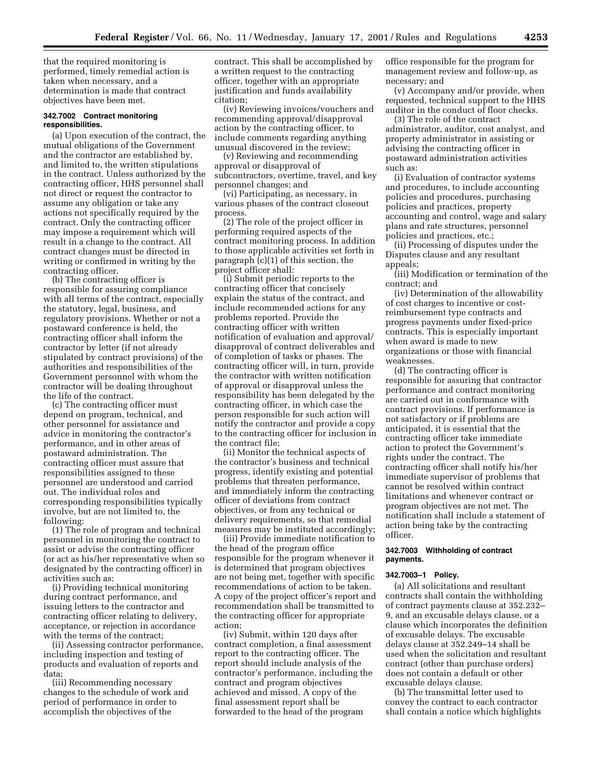that the required monitoring is performed, timely remedial action is taken when necessary, and a determination is made that contract objectives have been met.

**342.7002 Contract monitoring responsibilities.**

(a) Upon execution of the contract, the mutual obligations of the Government and the contractor are established by, and limited to, the written stipulations in the contract. Unless authorized by the contracting officer, HHS personnel shall not direct or request the contractor to assume any obligation or take any actions not specifically required by the contract. Only the contracting officer may impose a requirement which will result in a change to the contract. All contract changes must be directed in writing or confirmed in writing by the contracting officer.

(b) The contracting officer is responsible for assuring compliance with all terms of the contract, especially the statutory, legal, business, and regulatory provisions. Whether or not a postaward conference is held, the contracting officer shall inform the contractor by letter (if not already stipulated by contract provisions) of the authorities and responsibilities of the Government personnel with whom the contractor will be dealing throughout the life of the contract.

(c) The contracting officer must depend on program, technical, and other personnel for assistance and advice in monitoring the contractor's performance, and in other areas of postaward administration. The contracting officer must assure that responsibilities assigned to these personnel are understood and carried out. The individual roles and corresponding responsibilities typically involve, but are not limited to, the following:

(1) The role of program and technical personnel in monitoring the contract to assist or advise the contracting officer (or act as his/her representative when so designated by the contracting officer) in activities such as:

(i) Providing technical monitoring during contract performance, and issuing letters to the contractor and contracting officer relating to delivery, acceptance, or rejection in accordance with the terms of the contract;

(ii) Assessing contractor performance, including inspection and testing of products and evaluation of reports and data;

(iii) Recommending necessary changes to the schedule of work and period of performance in order to accomplish the objectives of the contract. This shall be accomplished by a written request to the contracting officer, together with an appropriate justification and funds availability citation;

(iv) Reviewing invoices/vouchers and recommending approval/disapproval action by the contracting officer, to include comments regarding anything unusual discovered in the review;

(v) Reviewing and recommending approval or disapproval of subcontractors, overtime, travel, and key personnel changes; and

(vi) Participating, as necessary, in various phases of the contract closeout process.

(2) The role of the project officer in performing required aspects of the contract monitoring process. In addition to those applicable activities set forth in paragraph (c)(1) of this section, the project officer shall:

(i) Submit periodic reports to the contracting officer that concisely explain the status of the contract, and include recommended actions for any problems reported. Provide the contracting officer with written notification of evaluation and approval/disapproval of contract deliverables and of completion of tasks or phases. The contracting officer will, in turn, provide the contractor with written notification of approval or disapproval unless the responsibility has been delegated by the contracting officer, in which case the person responsible for such action will notify the contractor and provide a copy to the contracting officer for inclusion in the contract file;

(ii) Monitor the technical aspects of the contractor's business and technical progress, identify existing and potential problems that threaten performance, and immediately inform the contracting officer of deviations from contract objectives, or from any technical or delivery requirements, so that remedial measures may be instituted accordingly;

(iii) Provide immediate notification to the head of the program office responsible for the program whenever it is determined that program objectives are not being met, together with specific recommendations of action to be taken. A copy of the project officer's report and recommendation shall be transmitted to the contracting officer for appropriate action;

(iv) Submit, within 120 days after contract completion, a final assessment report to the contracting officer. The report should include analysis of the contractor's performance, including the contract and program objectives achieved and missed. A copy of the final assessment report shall be forwarded to the head of the program office responsible for the program for management review and follow-up, as necessary; and

(v) Accompany and/or provide, when requested, technical support to the HHS auditor in the conduct of floor checks.

(3) The role of the contract administrator, auditor, cost analyst, and property administrator in assisting or advising the contracting officer in postaward administration activities such as:

(i) Evaluation of contractor systems and procedures, to include accounting policies and procedures, purchasing policies and practices, property accounting and control, wage and salary plans and rate structures, personnel policies and practices, etc.;

(ii) Processing of disputes under the Disputes clause and any resultant appeals;

(iii) Modification or termination of the contract; and

(iv) Determination of the allowability of cost charges to incentive or cost-reimbursement type contracts and progress payments under fixed-price contracts. This is especially important when award is made to new organizations or those with financial weaknesses.

(d) The contracting officer is responsible for assuring that contractor performance and contract monitoring are carried out in conformance with contract provisions. If performance is not satisfactory or if problems are anticipated, it is essential that the contracting officer take immediate action to protect the Government's rights under the contract. The contracting officer shall notify his/her immediate supervisor of problems that cannot be resolved within contract limitations and whenever contract or program objectives are not met. The notification shall include a statement of action being take by the contracting officer.

**342.7003 Withholding of contract payments.**

**342.7003–1 Policy.**

(a) All solicitations and resultant contracts shall contain the withholding of contract payments clause at 352.232–9, and an excusable delays clause, or a clause which incorporates the definition of excusable delays. The excusable delays clause at 352.249–14 shall be used when the solicitation and resultant contract (other than purchase orders) does not contain a default or other excusable delays clause.

(b) The transmittal letter used to convey the contract to each contractor shall contain a notice which highlights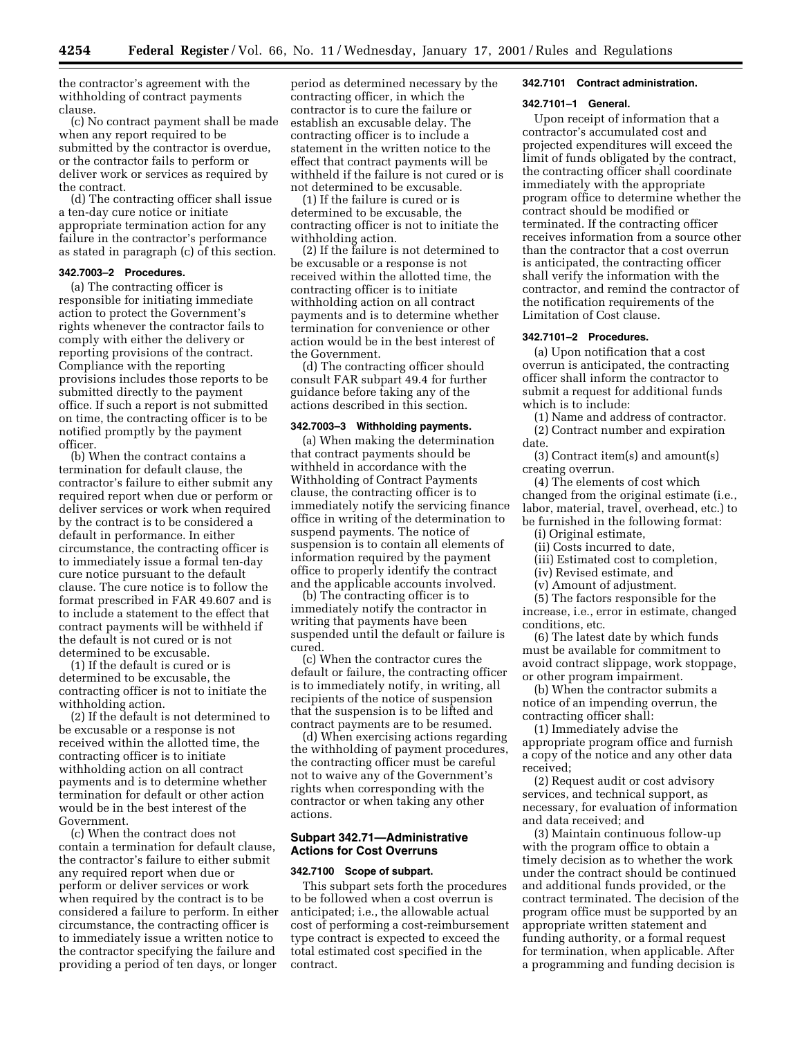the contractor's agreement with the withholding of contract payments clause.

(c) No contract payment shall be made when any report required to be submitted by the contractor is overdue, or the contractor fails to perform or deliver work or services as required by the contract.

(d) The contracting officer shall issue a ten-day cure notice or initiate appropriate termination action for any failure in the contractor's performance as stated in paragraph (c) of this section.

**342.7003–2 Procedures.**

(a) The contracting officer is responsible for initiating immediate action to protect the Government's rights whenever the contractor fails to comply with either the delivery or reporting provisions of the contract. Compliance with the reporting provisions includes those reports to be submitted directly to the payment office. If such a report is not submitted on time, the contracting officer is to be notified promptly by the payment officer.

(b) When the contract contains a termination for default clause, the contractor's failure to either submit any required report when due or perform or deliver services or work when required by the contract is to be considered a default in performance. In either circumstance, the contracting officer is to immediately issue a formal ten-day cure notice pursuant to the default clause. The cure notice is to follow the format prescribed in FAR 49.607 and is to include a statement to the effect that contract payments will be withheld if the default is not cured or is not determined to be excusable.

(1) If the default is cured or is determined to be excusable, the contracting officer is not to initiate the withholding action.

(2) If the default is not determined to be excusable or a response is not received within the allotted time, the contracting officer is to initiate withholding action on all contract payments and is to determine whether termination for default or other action would be in the best interest of the Government.

(c) When the contract does not contain a termination for default clause, the contractor's failure to either submit any required report when due or perform or deliver services or work when required by the contract is to be considered a failure to perform. In either circumstance, the contracting officer is to immediately issue a written notice to the contractor specifying the failure and providing a period of ten days, or longer period as determined necessary by the contracting officer, in which the contractor is to cure the failure or establish an excusable delay. The contracting officer is to include a statement in the written notice to the effect that contract payments will be withheld if the failure is not cured or is not determined to be excusable.

(1) If the failure is cured or is determined to be excusable, the contracting officer is not to initiate the withholding action.

(2) If the failure is not determined to be excusable or a response is not received within the allotted time, the contracting officer is to initiate withholding action on all contract payments and is to determine whether termination for convenience or other action would be in the best interest of the Government.

(d) The contracting officer should consult FAR subpart 49.4 for further guidance before taking any of the actions described in this section.

**342.7003–3 Withholding payments.**

(a) When making the determination that contract payments should be withheld in accordance with the Withholding of Contract Payments clause, the contracting officer is to immediately notify the servicing finance office in writing of the determination to suspend payments. The notice of suspension is to contain all elements of information required by the payment office to properly identify the contract and the applicable accounts involved.

(b) The contracting officer is to immediately notify the contractor in writing that payments have been suspended until the default or failure is cured.

(c) When the contractor cures the default or failure, the contracting officer is to immediately notify, in writing, all recipients of the notice of suspension that the suspension is to be lifted and contract payments are to be resumed.

(d) When exercising actions regarding the withholding of payment procedures, the contracting officer must be careful not to waive any of the Government's rights when corresponding with the contractor or when taking any other actions.

## Subpart 342.71—Administrative Actions for Cost Overruns

**342.7100 Scope of subpart.**

This subpart sets forth the procedures to be followed when a cost overrun is anticipated; i.e., the allowable actual cost of performing a cost-reimbursement type contract is expected to exceed the total estimated cost specified in the contract.

**342.7101 Contract administration.**

**342.7101–1 General.**

Upon receipt of information that a contractor's accumulated cost and projected expenditures will exceed the limit of funds obligated by the contract, the contracting officer shall coordinate immediately with the appropriate program office to determine whether the contract should be modified or terminated. If the contracting officer receives information from a source other than the contractor that a cost overrun is anticipated, the contracting officer shall verify the information with the contractor, and remind the contractor of the notification requirements of the Limitation of Cost clause.

**342.7101–2 Procedures.**

(a) Upon notification that a cost overrun is anticipated, the contracting officer shall inform the contractor to submit a request for additional funds which is to include:

(1) Name and address of contractor.

(2) Contract number and expiration date.

(3) Contract item(s) and amount(s) creating overrun.

(4) The elements of cost which changed from the original estimate (i.e., labor, material, travel, overhead, etc.) to be furnished in the following format:

(i) Original estimate,

(ii) Costs incurred to date,

(iii) Estimated cost to completion,

(iv) Revised estimate, and

(v) Amount of adjustment.

(5) The factors responsible for the increase, i.e., error in estimate, changed conditions, etc.

(6) The latest date by which funds must be available for commitment to avoid contract slippage, work stoppage, or other program impairment.

(b) When the contractor submits a notice of an impending overrun, the contracting officer shall:

(1) Immediately advise the appropriate program office and furnish a copy of the notice and any other data received;

(2) Request audit or cost advisory services, and technical support, as necessary, for evaluation of information and data received; and

(3) Maintain continuous follow-up with the program office to obtain a timely decision as to whether the work under the contract should be continued and additional funds provided, or the contract terminated. The decision of the program office must be supported by an appropriate written statement and funding authority, or a formal request for termination, when applicable. After a programming and funding decision is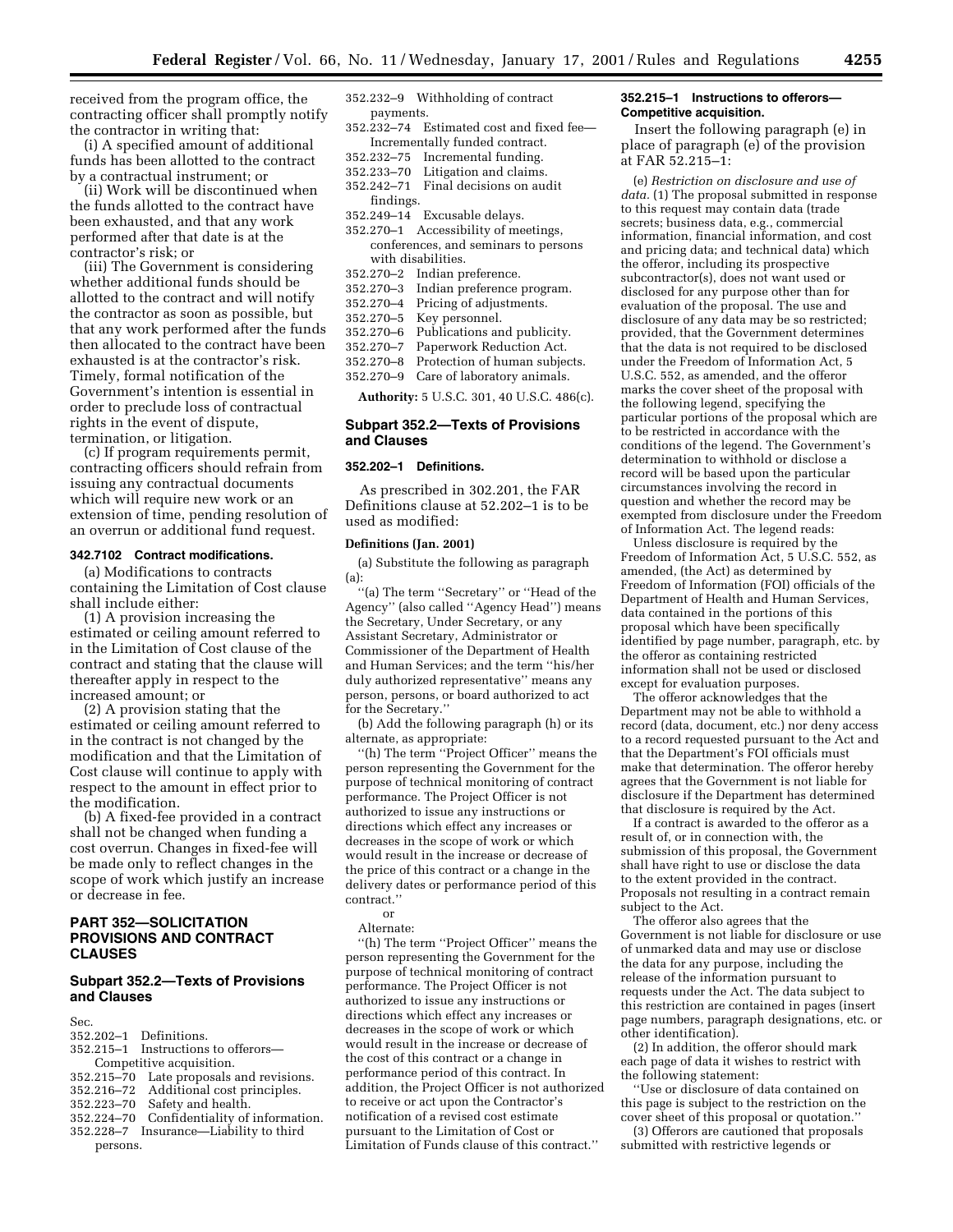received from the program office, the contracting officer shall promptly notify the contractor in writing that:

(i) A specified amount of additional funds has been allotted to the contract by a contractual instrument; or

(ii) Work will be discontinued when the funds allotted to the contract have been exhausted, and that any work performed after that date is at the contractor's risk; or

(iii) The Government is considering whether additional funds should be allotted to the contract and will notify the contractor as soon as possible, but that any work performed after the funds then allocated to the contract have been exhausted is at the contractor's risk. Timely, formal notification of the Government's intention is essential in order to preclude loss of contractual rights in the event of dispute, termination, or litigation.

(c) If program requirements permit, contracting officers should refrain from issuing any contractual documents which will require new work or an extension of time, pending resolution of an overrun or additional fund request.

#### 342.7102 Contract modifications.

(a) Modifications to contracts containing the Limitation of Cost clause shall include either:

(1) A provision increasing the estimated or ceiling amount referred to in the Limitation of Cost clause of the contract and stating that the clause will thereafter apply in respect to the increased amount; or

(2) A provision stating that the estimated or ceiling amount referred to in the contract is not changed by the modification and that the Limitation of Cost clause will continue to apply with respect to the amount in effect prior to the modification.

(b) A fixed-fee provided in a contract shall not be changed when funding a cost overrun. Changes in fixed-fee will be made only to reflect changes in the scope of work which justify an increase or decrease in fee.

## PART 352—SOLICITATION PROVISIONS AND CONTRACT CLAUSES

### Subpart 352.2—Texts of Provisions and Clauses

Sec.
352.202–1 Definitions.
352.215–1 Instructions to offerors—Competitive acquisition.
352.215–70 Late proposals and revisions.
352.216–72 Additional cost principles.
352.223–70 Safety and health.
352.224–70 Confidentiality of information.
352.228–7 Insurance—Liability to third persons.
352.232–9 Withholding of contract payments.
352.232–74 Estimated cost and fixed fee—Incrementally funded contract.
352.232–75 Incremental funding.
352.233–70 Litigation and claims.
352.242–71 Final decisions on audit findings.
352.249–14 Excusable delays.
352.270–1 Accessibility of meetings, conferences, and seminars to persons with disabilities.
352.270–2 Indian preference.
352.270–3 Indian preference program.
352.270–4 Pricing of adjustments.
352.270–5 Key personnel.
352.270–6 Publications and publicity.
352.270–7 Paperwork Reduction Act.
352.270–8 Protection of human subjects.
352.270–9 Care of laboratory animals.

**Authority:** 5 U.S.C. 301, 40 U.S.C. 486(c).

### Subpart 352.2—Texts of Provisions and Clauses

#### 352.202–1 Definitions.

As prescribed in 302.201, the FAR Definitions clause at 52.202–1 is to be used as modified:

**Definitions (Jan. 2001)**

(a) Substitute the following as paragraph (a):

"(a) The term "Secretary" or "Head of the Agency" (also called "Agency Head") means the Secretary, Under Secretary, or any Assistant Secretary, Administrator or Commissioner of the Department of Health and Human Services; and the term "his/her duly authorized representative" means any person, persons, or board authorized to act for the Secretary."

(b) Add the following paragraph (h) or its alternate, as appropriate:

"(h) The term "Project Officer" means the person representing the Government for the purpose of technical monitoring of contract performance. The Project Officer is not authorized to issue any instructions or directions which effect any increases or decreases in the scope of work or which would result in the increase or decrease of the price of this contract or a change in the delivery dates or performance period of this contract."

or

Alternate:

"(h) The term "Project Officer" means the person representing the Government for the purpose of technical monitoring of contract performance. The Project Officer is not authorized to issue any instructions or directions which effect any increases or decreases in the scope of work or which would result in the increase or decrease of the cost of this contract or a change in performance period of this contract. In addition, the Project Officer is not authorized to receive or act upon the Contractor's notification of a revised cost estimate pursuant to the Limitation of Cost or Limitation of Funds clause of this contract."

#### 352.215–1 Instructions to offerors—Competitive acquisition.

Insert the following paragraph (e) in place of paragraph (e) of the provision at FAR 52.215–1:

(e) *Restriction on disclosure and use of data.* (1) The proposal submitted in response to this request may contain data (trade secrets; business data, e.g., commercial information, financial information, and cost and pricing data; and technical data) which the offeror, including its prospective subcontractor(s), does not want used or disclosed for any purpose other than for evaluation of the proposal. The use and disclosure of any data may be so restricted; provided, that the Government determines that the data is not required to be disclosed under the Freedom of Information Act, 5 U.S.C. 552, as amended, and the offeror marks the cover sheet of the proposal with the following legend, specifying the particular portions of the proposal which are to be restricted in accordance with the conditions of the legend. The Government's determination to withhold or disclose a record will be based upon the particular circumstances involving the record in question and whether the record may be exempted from disclosure under the Freedom of Information Act. The legend reads:

Unless disclosure is required by the Freedom of Information Act, 5 U.S.C. 552, as amended, (the Act) as determined by Freedom of Information (FOI) officials of the Department of Health and Human Services, data contained in the portions of this proposal which have been specifically identified by page number, paragraph, etc. by the offeror as containing restricted information shall not be used or disclosed except for evaluation purposes.

The offeror acknowledges that the Department may not be able to withhold a record (data, document, etc.) nor deny access to a record requested pursuant to the Act and that the Department's FOI officials must make that determination. The offeror hereby agrees that the Government is not liable for disclosure if the Department has determined that disclosure is required by the Act.

If a contract is awarded to the offeror as a result of, or in connection with, the submission of this proposal, the Government shall have right to use or disclose the data to the extent provided in the contract. Proposals not resulting in a contract remain subject to the Act.

The offeror also agrees that the Government is not liable for disclosure or use of unmarked data and may use or disclose the data for any purpose, including the release of the information pursuant to requests under the Act. The data subject to this restriction are contained in pages (insert page numbers, paragraph designations, etc. or other identification).

(2) In addition, the offeror should mark each page of data it wishes to restrict with the following statement:

"Use or disclosure of data contained on this page is subject to the restriction on the cover sheet of this proposal or quotation."

(3) Offerors are cautioned that proposals submitted with restrictive legends or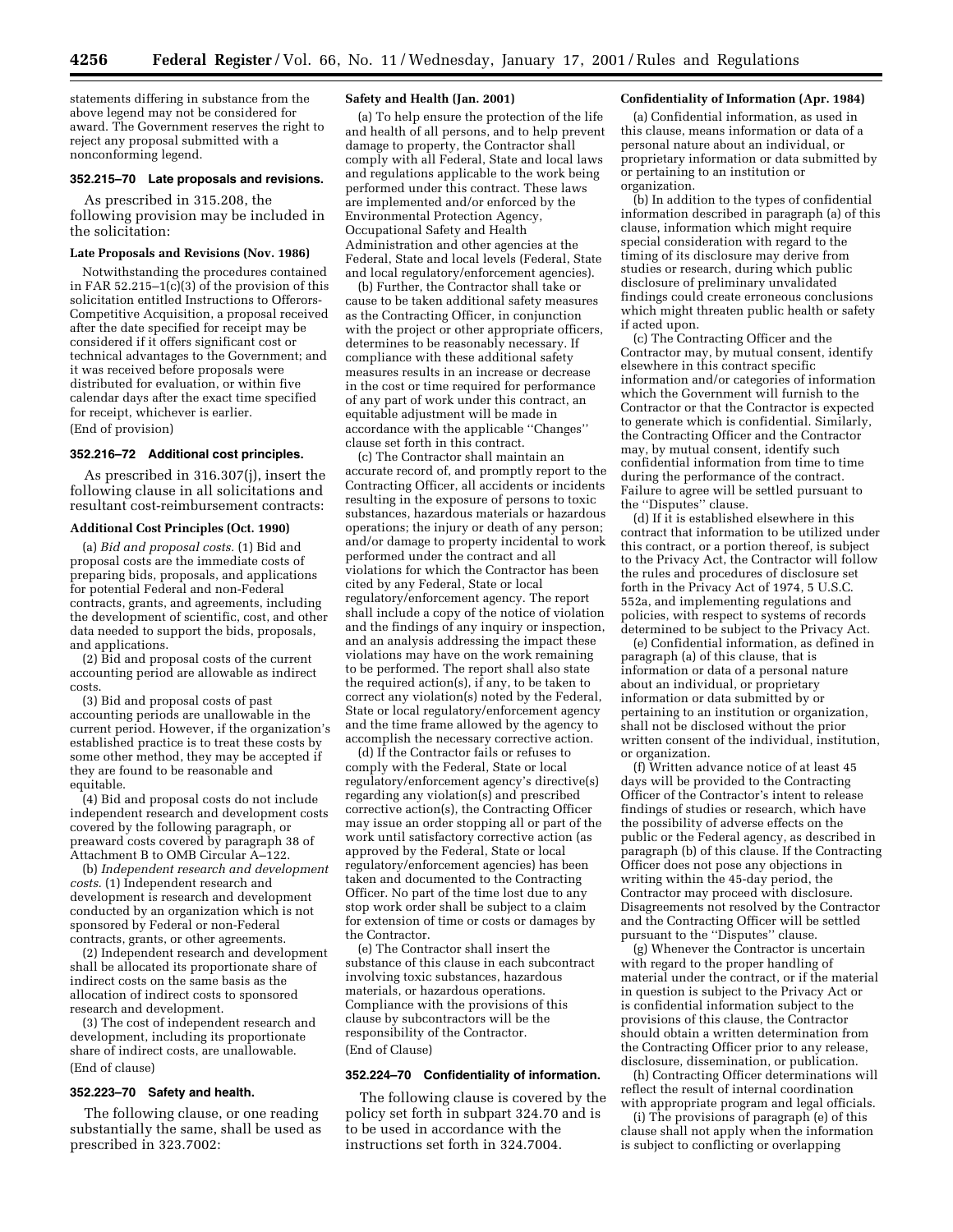statements differing in substance from the above legend may not be considered for award. The Government reserves the right to reject any proposal submitted with a nonconforming legend.

### 352.215–70 Late proposals and revisions.

As prescribed in 315.208, the following provision may be included in the solicitation:

**Late Proposals and Revisions (Nov. 1986)**

Notwithstanding the procedures contained in FAR 52.215–1(c)(3) of the provision of this solicitation entitled Instructions to Offerors-Competitive Acquisition, a proposal received after the date specified for receipt may be considered if it offers significant cost or technical advantages to the Government; and it was received before proposals were distributed for evaluation, or within five calendar days after the exact time specified for receipt, whichever is earlier.

(End of provision)

### 352.216–72 Additional cost principles.

As prescribed in 316.307(j), insert the following clause in all solicitations and resultant cost-reimbursement contracts:

**Additional Cost Principles (Oct. 1990)**

(a) *Bid and proposal costs.* (1) Bid and proposal costs are the immediate costs of preparing bids, proposals, and applications for potential Federal and non-Federal contracts, grants, and agreements, including the development of scientific, cost, and other data needed to support the bids, proposals, and applications.

(2) Bid and proposal costs of the current accounting period are allowable as indirect costs.

(3) Bid and proposal costs of past accounting periods are unallowable in the current period. However, if the organization's established practice is to treat these costs by some other method, they may be accepted if they are found to be reasonable and equitable.

(4) Bid and proposal costs do not include independent research and development costs covered by the following paragraph, or preaward costs covered by paragraph 38 of Attachment B to OMB Circular A–122.

(b) *Independent research and development costs.* (1) Independent research and development is research and development conducted by an organization which is not sponsored by Federal or non-Federal contracts, grants, or other agreements.

(2) Independent research and development shall be allocated its proportionate share of indirect costs on the same basis as the allocation of indirect costs to sponsored research and development.

(3) The cost of independent research and development, including its proportionate share of indirect costs, are unallowable.

(End of clause)

### 352.223–70 Safety and health.

The following clause, or one reading substantially the same, shall be used as prescribed in 323.7002:

**Safety and Health (Jan. 2001)**

(a) To help ensure the protection of the life and health of all persons, and to help prevent damage to property, the Contractor shall comply with all Federal, State and local laws and regulations applicable to the work being performed under this contract. These laws are implemented and/or enforced by the Environmental Protection Agency, Occupational Safety and Health Administration and other agencies at the Federal, State and local levels (Federal, State and local regulatory/enforcement agencies).

(b) Further, the Contractor shall take or cause to be taken additional safety measures as the Contracting Officer, in conjunction with the project or other appropriate officers, determines to be reasonably necessary. If compliance with these additional safety measures results in an increase or decrease in the cost or time required for performance of any part of work under this contract, an equitable adjustment will be made in accordance with the applicable "Changes" clause set forth in this contract.

(c) The Contractor shall maintain an accurate record of, and promptly report to the Contracting Officer, all accidents or incidents resulting in the exposure of persons to toxic substances, hazardous materials or hazardous operations; the injury or death of any person; and/or damage to property incidental to work performed under the contract and all violations for which the Contractor has been cited by any Federal, State or local regulatory/enforcement agency. The report shall include a copy of the notice of violation and the findings of any inquiry or inspection, and an analysis addressing the impact these violations may have on the work remaining to be performed. The report shall also state the required action(s), if any, to be taken to correct any violation(s) noted by the Federal, State or local regulatory/enforcement agency and the time frame allowed by the agency to accomplish the necessary corrective action.

(d) If the Contractor fails or refuses to comply with the Federal, State or local regulatory/enforcement agency's directive(s) regarding any violation(s) and prescribed corrective action(s), the Contracting Officer may issue an order stopping all or part of the work until satisfactory corrective action (as approved by the Federal, State or local regulatory/enforcement agencies) has been taken and documented to the Contracting Officer. No part of the time lost due to any stop work order shall be subject to a claim for extension of time or costs or damages by the Contractor.

(e) The Contractor shall insert the substance of this clause in each subcontract involving toxic substances, hazardous materials, or hazardous operations. Compliance with the provisions of this clause by subcontractors will be the responsibility of the Contractor.

(End of Clause)

### 352.224–70 Confidentiality of information.

The following clause is covered by the policy set forth in subpart 324.70 and is to be used in accordance with the instructions set forth in 324.7004.

**Confidentiality of Information (Apr. 1984)**

(a) Confidential information, as used in this clause, means information or data of a personal nature about an individual, or proprietary information or data submitted by or pertaining to an institution or organization.

(b) In addition to the types of confidential information described in paragraph (a) of this clause, information which might require special consideration with regard to the timing of its disclosure may derive from studies or research, during which public disclosure of preliminary unvalidated findings could create erroneous conclusions which might threaten public health or safety if acted upon.

(c) The Contracting Officer and the Contractor may, by mutual consent, identify elsewhere in this contract specific information and/or categories of information which the Government will furnish to the Contractor or that the Contractor is expected to generate which is confidential. Similarly, the Contracting Officer and the Contractor may, by mutual consent, identify such confidential information from time to time during the performance of the contract. Failure to agree will be settled pursuant to the "Disputes" clause.

(d) If it is established elsewhere in this contract that information to be utilized under this contract, or a portion thereof, is subject to the Privacy Act, the Contractor will follow the rules and procedures of disclosure set forth in the Privacy Act of 1974, 5 U.S.C. 552a, and implementing regulations and policies, with respect to systems of records determined to be subject to the Privacy Act.

(e) Confidential information, as defined in paragraph (a) of this clause, that is information or data of a personal nature about an individual, or proprietary information or data submitted by or pertaining to an institution or organization, shall not be disclosed without the prior written consent of the individual, institution, or organization.

(f) Written advance notice of at least 45 days will be provided to the Contracting Officer of the Contractor's intent to release findings of studies or research, which have the possibility of adverse effects on the public or the Federal agency, as described in paragraph (b) of this clause. If the Contracting Officer does not pose any objections in writing within the 45-day period, the Contractor may proceed with disclosure. Disagreements not resolved by the Contractor and the Contracting Officer will be settled pursuant to the "Disputes" clause.

(g) Whenever the Contractor is uncertain with regard to the proper handling of material under the contract, or if the material in question is subject to the Privacy Act or is confidential information subject to the provisions of this clause, the Contractor should obtain a written determination from the Contracting Officer prior to any release, disclosure, dissemination, or publication.

(h) Contracting Officer determinations will reflect the result of internal coordination with appropriate program and legal officials.

(i) The provisions of paragraph (e) of this clause shall not apply when the information is subject to conflicting or overlapping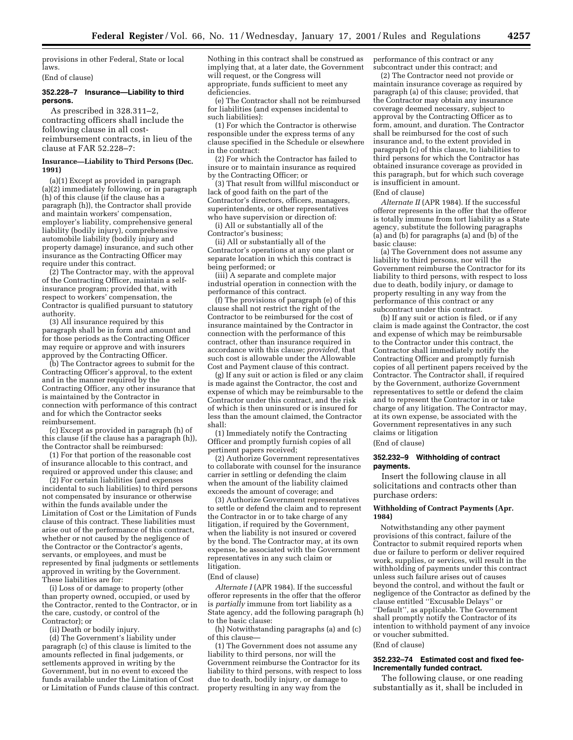provisions in other Federal, State or local laws.

(End of clause)

### 352.228–7 Insurance—Liability to third persons.

As prescribed in 328.311–2, contracting officers shall include the following clause in all cost-reimbursement contracts, in lieu of the clause at FAR 52.228–7:

**Insurance—Liability to Third Persons (Dec. 1991)**

(a)(1) Except as provided in paragraph (a)(2) immediately following, or in paragraph (h) of this clause (if the clause has a paragraph (h)), the Contractor shall provide and maintain workers' compensation, employer's liability, comprehensive general liability (bodily injury), comprehensive automobile liability (bodily injury and property damage) insurance, and such other insurance as the Contracting Officer may require under this contract.

(2) The Contractor may, with the approval of the Contracting Officer, maintain a self-insurance program; provided that, with respect to workers' compensation, the Contractor is qualified pursuant to statutory authority.

(3) All insurance required by this paragraph shall be in form and amount and for those periods as the Contracting Officer may require or approve and with insurers approved by the Contracting Officer.

(b) The Contractor agrees to submit for the Contracting Officer's approval, to the extent and in the manner required by the Contracting Officer, any other insurance that is maintained by the Contractor in connection with performance of this contract and for which the Contractor seeks reimbursement.

(c) Except as provided in paragraph (h) of this clause (if the clause has a paragraph (h)), the Contractor shall be reimbursed:

(1) For that portion of the reasonable cost of insurance allocable to this contract, and required or approved under this clause; and

(2) For certain liabilities (and expenses incidental to such liabilities) to third persons not compensated by insurance or otherwise within the funds available under the Limitation of Cost or the Limitation of Funds clause of this contract. These liabilities must arise out of the performance of this contract, whether or not caused by the negligence of the Contractor or the Contractor's agents, servants, or employees, and must be represented by final judgments or settlements approved in writing by the Government. These liabilities are for:

(i) Loss of or damage to property (other than property owned, occupied, or used by the Contractor, rented to the Contractor, or in the care, custody, or control of the Contractor); or

(ii) Death or bodily injury.

(d) The Government's liability under paragraph (c) of this clause is limited to the amounts reflected in final judgements, or settlements approved in writing by the Government, but in no event to exceed the funds available under the Limitation of Cost or Limitation of Funds clause of this contract. Nothing in this contract shall be construed as implying that, at a later date, the Government will request, or the Congress will appropriate, funds sufficient to meet any deficiencies.

(e) The Contractor shall not be reimbursed for liabilities (and expenses incidental to such liabilities):

(1) For which the Contractor is otherwise responsible under the express terms of any clause specified in the Schedule or elsewhere in the contract:

(2) For which the Contractor has failed to insure or to maintain insurance as required by the Contracting Officer; or

(3) That result from willful misconduct or lack of good faith on the part of the Contractor's directors, officers, managers, superintendents, or other representatives who have supervision or direction of:

(i) All or substantially all of the Contractor's business;

(ii) All or substantially all of the Contractor's operations at any one plant or separate location in which this contract is being performed; or

(iii) A separate and complete major industrial operation in connection with the performance of this contract.

(f) The provisions of paragraph (e) of this clause shall not restrict the right of the Contractor to be reimbursed for the cost of insurance maintained by the Contractor in connection with the performance of this contract, other than insurance required in accordance with this clause; *provided,* that such cost is allowable under the Allowable Cost and Payment clause of this contract.

(g) If any suit or action is filed or any claim is made against the Contractor, the cost and expense of which may be reimbursable to the Contractor under this contract, and the risk of which is then uninsured or is insured for less than the amount claimed, the Contractor shall:

(1) Immediately notify the Contracting Officer and promptly furnish copies of all pertinent papers received;

(2) Authorize Government representatives to collaborate with counsel for the insurance carrier in settling or defending the claim when the amount of the liability claimed exceeds the amount of coverage; and

(3) Authorize Government representatives to settle or defend the claim and to represent the Contractor in or to take charge of any litigation, if required by the Government, when the liability is not insured or covered by the bond. The Contractor may, at its own expense, be associated with the Government representatives in any such claim or litigation.

(End of clause)

*Alternate I* (APR 1984). If the successful offeror represents in the offer that the offeror is *partially* immune from tort liability as a State agency, add the following paragraph (h) to the basic clause:

(h) Notwithstanding paragraphs (a) and (c) of this clause—

(1) The Government does not assume any liability to third persons, nor will the Government reimburse the Contractor for its liability to third persons, with respect to loss due to death, bodily injury, or damage to property resulting in any way from the performance of this contract or any subcontract under this contract; and

(2) The Contractor need not provide or maintain insurance coverage as required by paragraph (a) of this clause; provided, that the Contractor may obtain any insurance coverage deemed necessary, subject to approval by the Contracting Officer as to form, amount, and duration. The Contractor shall be reimbursed for the cost of such insurance and, to the extent provided in paragraph (c) of this clause, to liabilities to third persons for which the Contractor has obtained insurance coverage as provided in this paragraph, but for which such coverage is insufficient in amount.

(End of clause)

*Alternate II* (APR 1984). If the successful offeror represents in the offer that the offeror is totally immune from tort liability as a State agency, substitute the following paragraphs (a) and (b) for paragraphs (a) and (b) of the basic clause:

(a) The Government does not assume any liability to third persons, nor will the Government reimburse the Contractor for its liability to third persons, with respect to loss due to death, bodily injury, or damage to property resulting in any way from the performance of this contract or any subcontract under this contract.

(b) If any suit or action is filed, or if any claim is made against the Contractor, the cost and expense of which may be reimbursable to the Contractor under this contract, the Contractor shall immediately notify the Contracting Officer and promptly furnish copies of all pertinent papers received by the Contractor. The Contractor shall, if required by the Government, authorize Government representatives to settle or defend the claim and to represent the Contractor in or take charge of any litigation. The Contractor may, at its own expense, be associated with the Government representatives in any such claims or litigation

(End of clause)

### 352.232–9 Withholding of contract payments.

Insert the following clause in all solicitations and contracts other than purchase orders:

**Withholding of Contract Payments (Apr. 1984)**

Notwithstanding any other payment provisions of this contract, failure of the Contractor to submit required reports when due or failure to perform or deliver required work, supplies, or services, will result in the withholding of payments under this contract unless such failure arises out of causes beyond the control, and without the fault or negligence of the Contractor as defined by the clause entitled ''Excusable Delays'' or ''Default'', as applicable. The Government shall promptly notify the Contractor of its intention to withhold payment of any invoice or voucher submitted.

(End of clause)

### 352.232–74 Estimated cost and fixed fee-Incrementally funded contract.

The following clause, or one reading substantially as it, shall be included in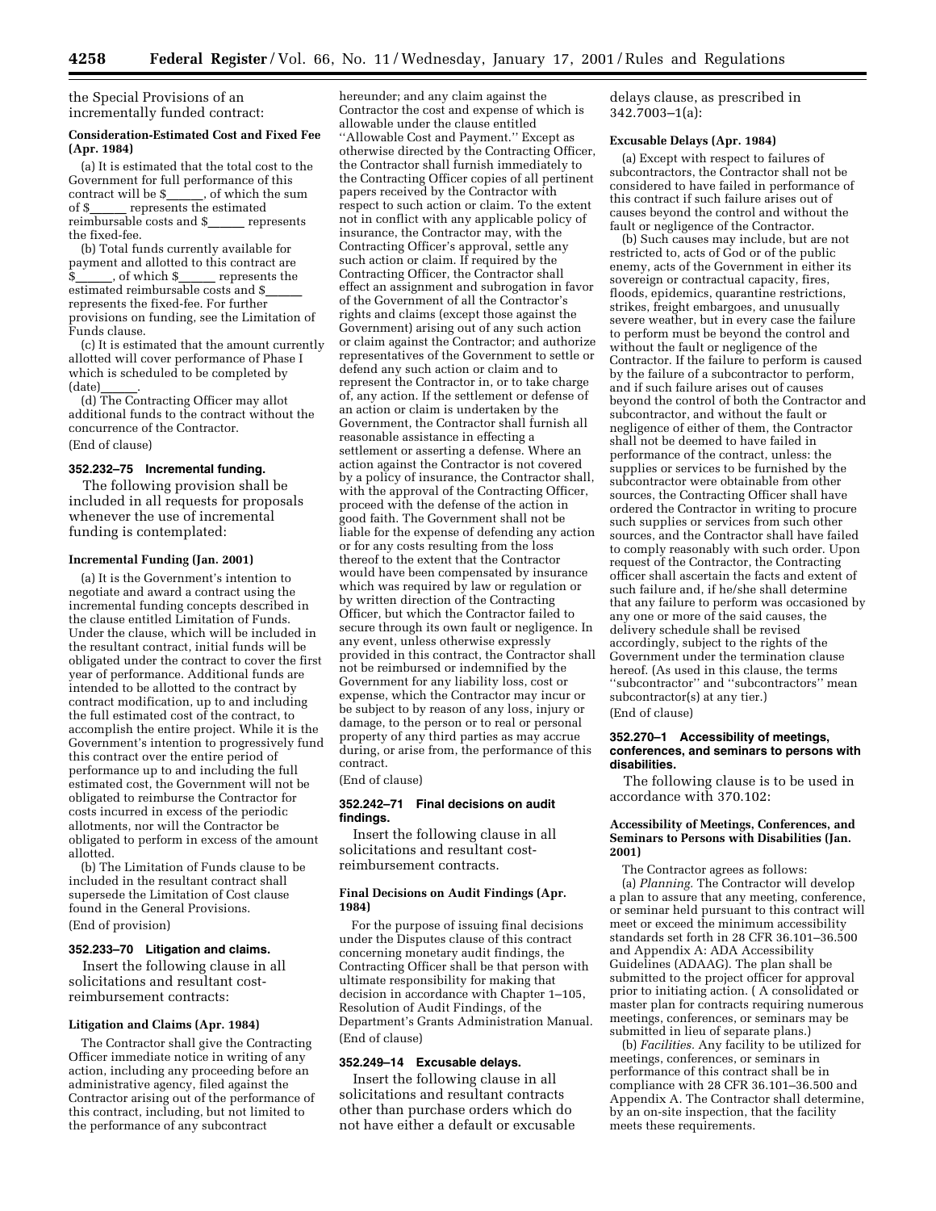the Special Provisions of an incrementally funded contract:

**Consideration-Estimated Cost and Fixed Fee (Apr. 1984)**

(a) It is estimated that the total cost to the Government for full performance of this contract will be $\_\_\_\_\_\_, of which the sum of $\_\_\_\_\_\_ represents the estimated reimbursable costs and $\_\_\_\_\_\_ represents the fixed-fee.

(b) Total funds currently available for payment and allotted to this contract are $\_\_\_\_\_\_, of which $\_\_\_\_\_\_ represents the estimated reimbursable costs and $\_\_\_\_\_\_ represents the fixed-fee. For further provisions on funding, see the Limitation of Funds clause.

(c) It is estimated that the amount currently allotted will cover performance of Phase I which is scheduled to be completed by (date)\_\_\_\_\_\_.

(d) The Contracting Officer may allot additional funds to the contract without the concurrence of the Contractor.

(End of clause)

### 352.232–75 Incremental funding.

The following provision shall be included in all requests for proposals whenever the use of incremental funding is contemplated:

**Incremental Funding (Jan. 2001)**

(a) It is the Government's intention to negotiate and award a contract using the incremental funding concepts described in the clause entitled Limitation of Funds. Under the clause, which will be included in the resultant contract, initial funds will be obligated under the contract to cover the first year of performance. Additional funds are intended to be allotted to the contract by contract modification, up to and including the full estimated cost of the contract, to accomplish the entire project. While it is the Government's intention to progressively fund this contract over the entire period of performance up to and including the full estimated cost, the Government will not be obligated to reimburse the Contractor for costs incurred in excess of the periodic allotments, nor will the Contractor be obligated to perform in excess of the amount allotted.

(b) The Limitation of Funds clause to be included in the resultant contract shall supersede the Limitation of Cost clause found in the General Provisions.

(End of provision)

### 352.233–70 Litigation and claims.

Insert the following clause in all solicitations and resultant cost-reimbursement contracts:

**Litigation and Claims (Apr. 1984)**

The Contractor shall give the Contracting Officer immediate notice in writing of any action, including any proceeding before an administrative agency, filed against the Contractor arising out of the performance of this contract, including, but not limited to the performance of any subcontract hereunder; and any claim against the Contractor the cost and expense of which is allowable under the clause entitled ''Allowable Cost and Payment.'' Except as otherwise directed by the Contracting Officer, the Contractor shall furnish immediately to the Contracting Officer copies of all pertinent papers received by the Contractor with respect to such action or claim. To the extent not in conflict with any applicable policy of insurance, the Contractor may, with the Contracting Officer's approval, settle any such action or claim. If required by the Contracting Officer, the Contractor shall effect an assignment and subrogation in favor of the Government of all the Contractor's rights and claims (except those against the Government) arising out of any such action or claim against the Contractor; and authorize representatives of the Government to settle or defend any such action or claim and to represent the Contractor in, or to take charge of, any action. If the settlement or defense of an action or claim is undertaken by the Government, the Contractor shall furnish all reasonable assistance in effecting a settlement or asserting a defense. Where an action against the Contractor is not covered by a policy of insurance, the Contractor shall, with the approval of the Contracting Officer, proceed with the defense of the action in good faith. The Government shall not be liable for the expense of defending any action or for any costs resulting from the loss thereof to the extent that the Contractor would have been compensated by insurance which was required by law or regulation or by written direction of the Contracting Officer, but which the Contractor failed to secure through its own fault or negligence. In any event, unless otherwise expressly provided in this contract, the Contractor shall not be reimbursed or indemnified by the Government for any liability loss, cost or expense, which the Contractor may incur or be subject to by reason of any loss, injury or damage, to the person or to real or personal property of any third parties as may accrue during, or arise from, the performance of this contract.

(End of clause)

### 352.242–71 Final decisions on audit findings.

Insert the following clause in all solicitations and resultant cost-reimbursement contracts.

**Final Decisions on Audit Findings (Apr. 1984)**

For the purpose of issuing final decisions under the Disputes clause of this contract concerning monetary audit findings, the Contracting Officer shall be that person with ultimate responsibility for making that decision in accordance with Chapter 1–105, Resolution of Audit Findings, of the Department's Grants Administration Manual.

(End of clause)

### 352.249–14 Excusable delays.

Insert the following clause in all solicitations and resultant contracts other than purchase orders which do not have either a default or excusable delays clause, as prescribed in 342.7003–1(a):

**Excusable Delays (Apr. 1984)**

(a) Except with respect to failures of subcontractors, the Contractor shall not be considered to have failed in performance of this contract if such failure arises out of causes beyond the control and without the fault or negligence of the Contractor.

(b) Such causes may include, but are not restricted to, acts of God or of the public enemy, acts of the Government in either its sovereign or contractual capacity, fires, floods, epidemics, quarantine restrictions, strikes, freight embargoes, and unusually severe weather, but in every case the failure to perform must be beyond the control and without the fault or negligence of the Contractor. If the failure to perform is caused by the failure of a subcontractor to perform, and if such failure arises out of causes beyond the control of both the Contractor and subcontractor, and without the fault or negligence of either of them, the Contractor shall not be deemed to have failed in performance of the contract, unless: the supplies or services to be furnished by the subcontractor were obtainable from other sources, the Contracting Officer shall have ordered the Contractor in writing to procure such supplies or services from such other sources, and the Contractor shall have failed to comply reasonably with such order. Upon request of the Contractor, the Contracting officer shall ascertain the facts and extent of such failure and, if he/she shall determine that any failure to perform was occasioned by any one or more of the said causes, the delivery schedule shall be revised accordingly, subject to the rights of the Government under the termination clause hereof. (As used in this clause, the terms ''subcontractor'' and ''subcontractors'' mean subcontractor(s) at any tier.)

(End of clause)

### 352.270–1 Accessibility of meetings, conferences, and seminars to persons with disabilities.

The following clause is to be used in accordance with 370.102:

**Accessibility of Meetings, Conferences, and Seminars to Persons with Disabilities (Jan. 2001)**

The Contractor agrees as follows:

(a) *Planning.* The Contractor will develop a plan to assure that any meeting, conference, or seminar held pursuant to this contract will meet or exceed the minimum accessibility standards set forth in 28 CFR 36.101–36.500 and Appendix A: ADA Accessibility Guidelines (ADAAG). The plan shall be submitted to the project officer for approval prior to initiating action. ( A consolidated or master plan for contracts requiring numerous meetings, conferences, or seminars may be submitted in lieu of separate plans.)

(b) *Facilities.* Any facility to be utilized for meetings, conferences, or seminars in performance of this contract shall be in compliance with 28 CFR 36.101–36.500 and Appendix A. The Contractor shall determine, by an on-site inspection, that the facility meets these requirements.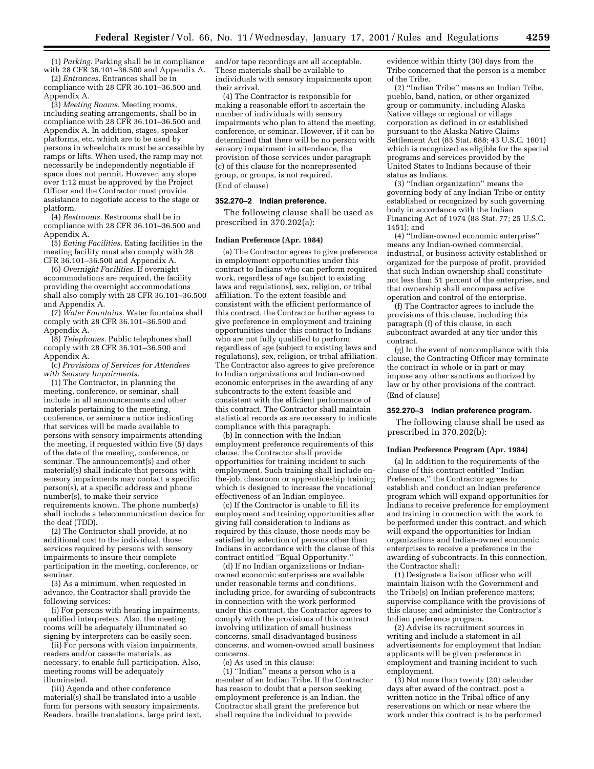(1) *Parking.* Parking shall be in compliance with 28 CFR 36.101–36.500 and Appendix A.

(2) *Entrances.* Entrances shall be in compliance with 28 CFR 36.101–36.500 and Appendix A.

(3) *Meeting Rooms.* Meeting rooms, including seating arrangements, shall be in compliance with 28 CFR 36.101–36.500 and Appendix A. In addition, stages, speaker platforms, etc. which are to be used by persons in wheelchairs must be accessible by ramps or lifts. When used, the ramp may not necessarily be independently negotiable if space does not permit. However, any slope over 1:12 must be approved by the Project Officer and the Contractor must provide assistance to negotiate access to the stage or platform.

(4) *Restrooms.* Restrooms shall be in compliance with 28 CFR 36.101–36.500 and Appendix A.

(5) *Eating Facilities.* Eating facilities in the meeting facility must also comply with 28 CFR 36.101–36.500 and Appendix A.

(6) *Overnight Facilities.* If overnight accommodations are required, the facility providing the overnight accommodations shall also comply with 28 CFR 36.101–36.500 and Appendix A.

(7) *Water Fountains.* Water fountains shall comply with 28 CFR 36.101–36.500 and Appendix A.

(8) *Telephones.* Public telephones shall comply with 28 CFR 36.101–36.500 and Appendix A.

(c) *Provisions of Services for Attendees with Sensory Impairments.*

(1) The Contractor, in planning the meeting, conference, or seminar, shall include in all announcements and other materials pertaining to the meeting, conference, or seminar a notice indicating that services will be made available to persons with sensory impairments attending the meeting, if requested within five (5) days of the date of the meeting, conference, or seminar. The announcement(s) and other material(s) shall indicate that persons with sensory impairments may contact a specific person(s), at a specific address and phone number(s), to make their service requirements known. The phone number(s) shall include a telecommunication device for the deaf (TDD).

(2) The Contractor shall provide, at no additional cost to the individual, those services required by persons with sensory impairments to insure their complete participation in the meeting, conference, or seminar.

(3) As a minimum, when requested in advance, the Contractor shall provide the following services:

(i) For persons with hearing impairments, qualified interpreters. Also, the meeting rooms will be adequately illuminated so signing by interpreters can be easily seen.

(ii) For persons with vision impairments, readers and/or cassette materials, as necessary, to enable full participation. Also, meeting rooms will be adequately illuminated.

(iii) Agenda and other conference material(s) shall be translated into a usable form for persons with sensory impairments. Readers, braille translations, large print text, and/or tape recordings are all acceptable. These materials shall be available to individuals with sensory impairments upon their arrival.

(4) The Contractor is responsible for making a reasonable effort to ascertain the number of individuals with sensory impairments who plan to attend the meeting, conference, or seminar. However, if it can be determined that there will be no person with sensory impairment in attendance, the provision of those services under paragraph (c) of this clause for the nonrepresented group, or groups, is not required.

(End of clause)

### 352.270–2 Indian preference.

The following clause shall be used as prescribed in 370.202(a):

**Indian Preference (Apr. 1984)**

(a) The Contractor agrees to give preference in employment opportunities under this contract to Indians who can perform required work, regardless of age (subject to existing laws and regulations), sex, religion, or tribal affiliation. To the extent feasible and consistent with the efficient performance of this contract, the Contractor further agrees to give preference in employment and training opportunities under this contract to Indians who are not fully qualified to perform regardless of age (subject to existing laws and regulations), sex, religion, or tribal affiliation. The Contractor also agrees to give preference to Indian organizations and Indian-owned economic enterprises in the awarding of any subcontracts to the extent feasible and consistent with the efficient performance of this contract. The Contractor shall maintain statistical records as are necessary to indicate compliance with this paragraph.

(b) In connection with the Indian employment preference requirements of this clause, the Contractor shall provide opportunities for training incident to such employment. Such training shall include on-the-job, classroom or apprenticeship training which is designed to increase the vocational effectiveness of an Indian employee.

(c) If the Contractor is unable to fill its employment and training opportunities after giving full consideration to Indians as required by this clause, those needs may be satisfied by selection of persons other than Indians in accordance with the clause of this contract entitled ''Equal Opportunity.''

(d) If no Indian organizations or Indian-owned economic enterprises are available under reasonable terms and conditions, including price, for awarding of subcontracts in connection with the work performed under this contract, the Contractor agrees to comply with the provisions of this contract involving utilization of small business concerns, small disadvantaged business concerns, and women-owned small business concerns.

(e) As used in this clause:

(1) ''Indian'' means a person who is a member of an Indian Tribe. If the Contractor has reason to doubt that a person seeking employment preference is an Indian, the Contractor shall grant the preference but shall require the individual to provide evidence within thirty (30) days from the Tribe concerned that the person is a member of the Tribe.

(2) ''Indian Tribe'' means an Indian Tribe, pueblo, band, nation, or other organized group or community, including Alaska Native village or regional or village corporation as defined in or established pursuant to the Alaska Native Claims Settlement Act (85 Stat. 688; 43 U.S.C. 1601) which is recognized as eligible for the special programs and services provided by the United States to Indians because of their status as Indians.

(3) ''Indian organization'' means the governing body of any Indian Tribe or entity established or recognized by such governing body in accordance with the Indian Financing Act of 1974 (88 Stat. 77; 25 U.S.C. 1451); and

(4) ''Indian-owned economic enterprise'' means any Indian-owned commercial, industrial, or business activity established or organized for the purpose of profit, provided that such Indian ownership shall constitute not less than 51 percent of the enterprise, and that ownership shall encompass active operation and control of the enterprise.

(f) The Contractor agrees to include the provisions of this clause, including this paragraph (f) of this clause, in each subcontract awarded at any tier under this contract.

(g) In the event of noncompliance with this clause, the Contracting Officer may terminate the contract in whole or in part or may impose any other sanctions authorized by law or by other provisions of the contract.

(End of clause)

### 352.270–3 Indian preference program.

The following clause shall be used as prescribed in 370.202(b):

**Indian Preference Program (Apr. 1984)**

(a) In addition to the requirements of the clause of this contract entitled ''Indian Preference,'' the Contractor agrees to establish and conduct an Indian preference program which will expand opportunities for Indians to receive preference for employment and training in connection with the work to be performed under this contract, and which will expand the opportunities for Indian organizations and Indian-owned economic enterprises to receive a preference in the awarding of subcontracts. In this connection, the Contractor shall:

(1) Designate a liaison officer who will maintain liaison with the Government and the Tribe(s) on Indian preference matters; supervise compliance with the provisions of this clause; and administer the Contractor's Indian preference program.

(2) Advise its recruitment sources in writing and include a statement in all advertisements for employment that Indian applicants will be given preference in employment and training incident to such employment.

(3) Not more than twenty (20) calendar days after award of the contract, post a written notice in the Tribal office of any reservations on which or near where the work under this contract is to be performed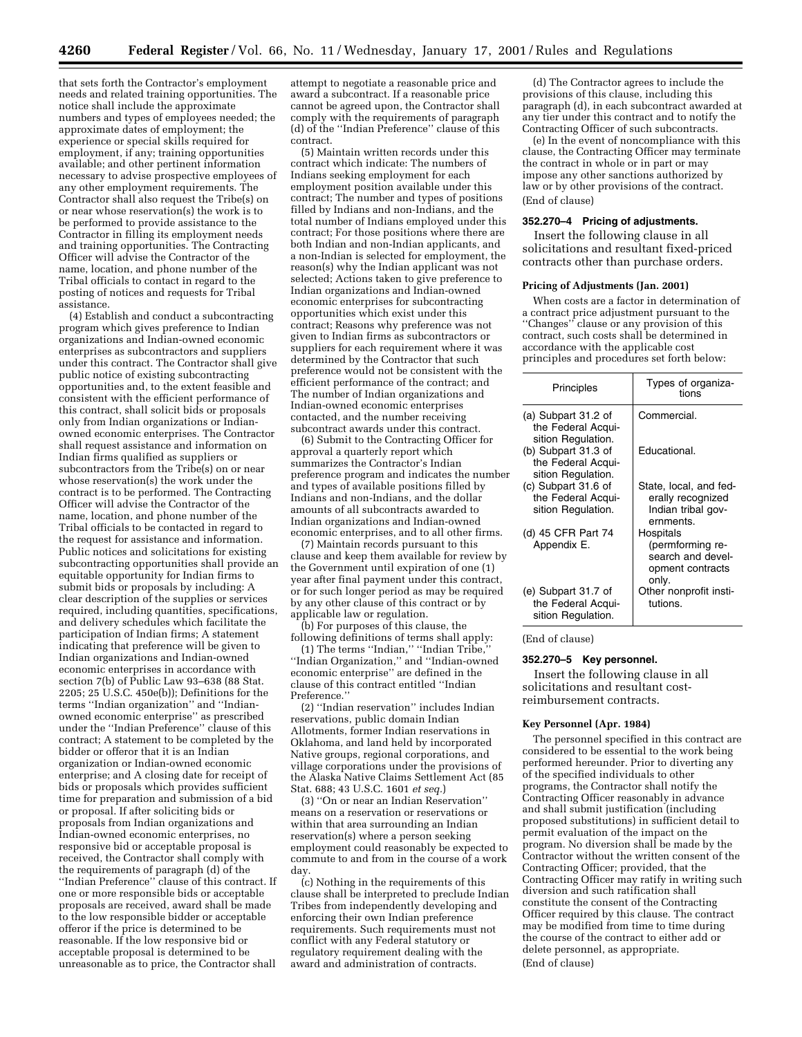that sets forth the Contractor's employment needs and related training opportunities. The notice shall include the approximate numbers and types of employees needed; the approximate dates of employment; the experience or special skills required for employment, if any; training opportunities available; and other pertinent information necessary to advise prospective employees of any other employment requirements. The Contractor shall also request the Tribe(s) on or near whose reservation(s) the work is to be performed to provide assistance to the Contractor in filling its employment needs and training opportunities. The Contracting Officer will advise the Contractor of the name, location, and phone number of the Tribal officials to contact in regard to the posting of notices and requests for Tribal assistance.

(4) Establish and conduct a subcontracting program which gives preference to Indian organizations and Indian-owned economic enterprises as subcontractors and suppliers under this contract. The Contractor shall give public notice of existing subcontracting opportunities and, to the extent feasible and consistent with the efficient performance of this contract, shall solicit bids or proposals only from Indian organizations or Indian-owned economic enterprises. The Contractor shall request assistance and information on Indian firms qualified as suppliers or subcontractors from the Tribe(s) on or near whose reservation(s) the work under the contract is to be performed. The Contracting Officer will advise the Contractor of the name, location, and phone number of the Tribal officials to be contacted in regard to the request for assistance and information. Public notices and solicitations for existing subcontracting opportunities shall provide an equitable opportunity for Indian firms to submit bids or proposals by including: A clear description of the supplies or services required, including quantities, specifications, and delivery schedules which facilitate the participation of Indian firms; A statement indicating that preference will be given to Indian organizations and Indian-owned economic enterprises in accordance with section 7(b) of Public Law 93–638 (88 Stat. 2205; 25 U.S.C. 450e(b)); Definitions for the terms ''Indian organization'' and ''Indian-owned economic enterprise'' as prescribed under the ''Indian Preference'' clause of this contract; A statement to be completed by the bidder or offeror that it is an Indian organization or Indian-owned economic enterprise; and A closing date for receipt of bids or proposals which provides sufficient time for preparation and submission of a bid or proposal. If after soliciting bids or proposals from Indian organizations and Indian-owned economic enterprises, no responsive bid or acceptable proposal is received, the Contractor shall comply with the requirements of paragraph (d) of the ''Indian Preference'' clause of this contract. If one or more responsible bids or acceptable proposals are received, award shall be made to the low responsible bidder or acceptable offeror if the price is determined to be reasonable. If the low responsive bid or acceptable proposal is determined to be unreasonable as to price, the Contractor shall attempt to negotiate a reasonable price and award a subcontract. If a reasonable price cannot be agreed upon, the Contractor shall comply with the requirements of paragraph (d) of the ''Indian Preference'' clause of this contract.

(5) Maintain written records under this contract which indicate: The numbers of Indians seeking employment for each employment position available under this contract; The number and types of positions filled by Indians and non-Indians, and the total number of Indians employed under this contract; For those positions where there are both Indian and non-Indian applicants, and a non-Indian is selected for employment, the reason(s) why the Indian applicant was not selected; Actions taken to give preference to Indian organizations and Indian-owned economic enterprises for subcontracting opportunities which exist under this contract; Reasons why preference was not given to Indian firms as subcontractors or suppliers for each requirement where it was determined by the Contractor that such preference would not be consistent with the efficient performance of the contract; and The number of Indian organizations and Indian-owned economic enterprises contacted, and the number receiving subcontract awards under this contract.

(6) Submit to the Contracting Officer for approval a quarterly report which summarizes the Contractor's Indian preference program and indicates the number and types of available positions filled by Indians and non-Indians, and the dollar amounts of all subcontracts awarded to Indian organizations and Indian-owned economic enterprises, and to all other firms.

(7) Maintain records pursuant to this clause and keep them available for review by the Government until expiration of one (1) year after final payment under this contract, or for such longer period as may be required by any other clause of this contract or by applicable law or regulation.

(b) For purposes of this clause, the following definitions of terms shall apply:

(1) The terms ''Indian,'' ''Indian Tribe,'' ''Indian Organization,'' and ''Indian-owned economic enterprise'' are defined in the clause of this contract entitled ''Indian Preference.''

(2) ''Indian reservation'' includes Indian reservations, public domain Indian Allotments, former Indian reservations in Oklahoma, and land held by incorporated Native groups, regional corporations, and village corporations under the provisions of the Alaska Native Claims Settlement Act (85 Stat. 688; 43 U.S.C. 1601 *et seq.*)

(3) ''On or near an Indian Reservation'' means on a reservation or reservations or within that area surrounding an Indian reservation(s) where a person seeking employment could reasonably be expected to commute to and from in the course of a work day.

(c) Nothing in the requirements of this clause shall be interpreted to preclude Indian Tribes from independently developing and enforcing their own Indian preference requirements. Such requirements must not conflict with any Federal statutory or regulatory requirement dealing with the award and administration of contracts.

(d) The Contractor agrees to include the provisions of this clause, including this paragraph (d), in each subcontract awarded at any tier under this contract and to notify the Contracting Officer of such subcontracts.

(e) In the event of noncompliance with this clause, the Contracting Officer may terminate the contract in whole or in part or may impose any other sanctions authorized by law or by other provisions of the contract.

(End of clause)

### 352.270–4 Pricing of adjustments.

Insert the following clause in all solicitations and resultant fixed-priced contracts other than purchase orders.

#### Pricing of Adjustments (Jan. 2001)

When costs are a factor in determination of a contract price adjustment pursuant to the ''Changes'' clause or any provision of this contract, such costs shall be determined in accordance with the applicable cost principles and procedures set forth below:

| Principles | Types of organizations |
|---|---|
| (a) Subpart 31.2 of the Federal Acquisition Regulation. | Commercial. |
| (b) Subpart 31.3 of the Federal Acquisition Regulation. | Educational. |
| (c) Subpart 31.6 of the Federal Acquisition Regulation. | State, local, and federally recognized Indian tribal governments. |
| (d) 45 CFR Part 74 Appendix E. | Hospitals (permforming research and development contracts only. |
| (e) Subpart 31.7 of the Federal Acquisition Regulation. | Other nonprofit institutions. |

(End of clause)

### 352.270–5 Key personnel.

Insert the following clause in all solicitations and resultant cost-reimbursement contracts.

#### Key Personnel (Apr. 1984)

The personnel specified in this contract are considered to be essential to the work being performed hereunder. Prior to diverting any of the specified individuals to other programs, the Contractor shall notify the Contracting Officer reasonably in advance and shall submit justification (including proposed substitutions) in sufficient detail to permit evaluation of the impact on the program. No diversion shall be made by the Contractor without the written consent of the Contracting Officer; provided, that the Contracting Officer may ratify in writing such diversion and such ratification shall constitute the consent of the Contracting Officer required by this clause. The contract may be modified from time to time during the course of the contract to either add or delete personnel, as appropriate.

(End of clause)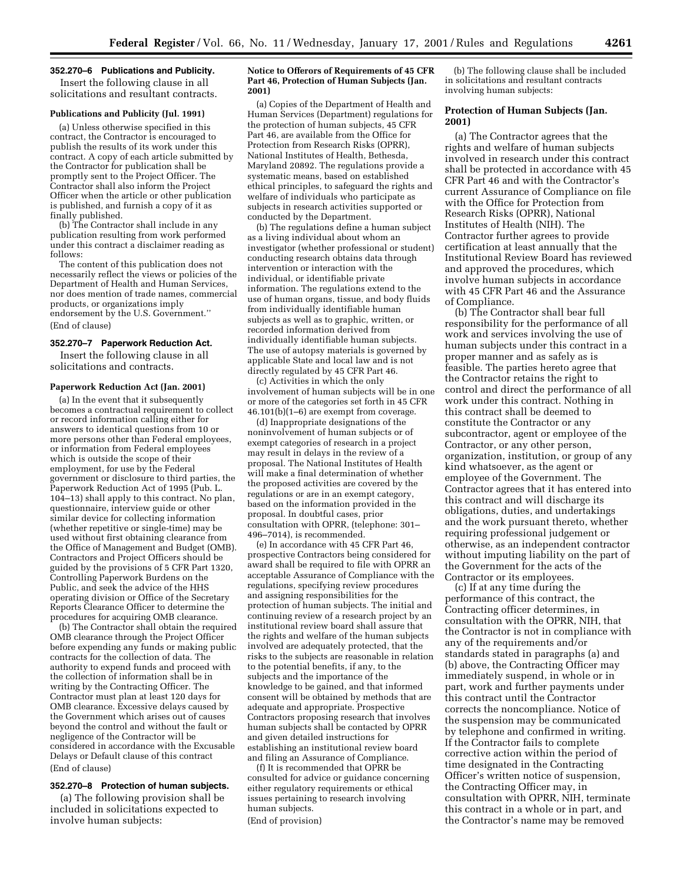**352.270–6 Publications and Publicity.**

Insert the following clause in all solicitations and resultant contracts.

**Publications and Publicity (Jul. 1991)**

(a) Unless otherwise specified in this contract, the Contractor is encouraged to publish the results of its work under this contract. A copy of each article submitted by the Contractor for publication shall be promptly sent to the Project Officer. The Contractor shall also inform the Project Officer when the article or other publication is published, and furnish a copy of it as finally published.

(b) The Contractor shall include in any publication resulting from work performed under this contract a disclaimer reading as follows:

The content of this publication does not necessarily reflect the views or policies of the Department of Health and Human Services, nor does mention of trade names, commercial products, or organizations imply endorsement by the U.S. Government.''

(End of clause)

**352.270–7 Paperwork Reduction Act.**

Insert the following clause in all solicitations and contracts.

**Paperwork Reduction Act (Jan. 2001)**

(a) In the event that it subsequently becomes a contractual requirement to collect or record information calling either for answers to identical questions from 10 or more persons other than Federal employees, or information from Federal employees which is outside the scope of their employment, for use by the Federal government or disclosure to third parties, the Paperwork Reduction Act of 1995 (Pub. L. 104–13) shall apply to this contract. No plan, questionnaire, interview guide or other similar device for collecting information (whether repetitive or single-time) may be used without first obtaining clearance from the Office of Management and Budget (OMB). Contractors and Project Officers should be guided by the provisions of 5 CFR Part 1320, Controlling Paperwork Burdens on the Public, and seek the advice of the HHS operating division or Office of the Secretary Reports Clearance Officer to determine the procedures for acquiring OMB clearance.

(b) The Contractor shall obtain the required OMB clearance through the Project Officer before expending any funds or making public contracts for the collection of data. The authority to expend funds and proceed with the collection of information shall be in writing by the Contracting Officer. The Contractor must plan at least 120 days for OMB clearance. Excessive delays caused by the Government which arises out of causes beyond the control and without the fault or negligence of the Contractor will be considered in accordance with the Excusable Delays or Default clause of this contract

(End of clause)

**352.270–8 Protection of human subjects.**

(a) The following provision shall be included in solicitations expected to involve human subjects:

**Notice to Offerors of Requirements of 45 CFR Part 46, Protection of Human Subjects (Jan. 2001)**

(a) Copies of the Department of Health and Human Services (Department) regulations for the protection of human subjects, 45 CFR Part 46, are available from the Office for Protection from Research Risks (OPRR), National Institutes of Health, Bethesda, Maryland 20892. The regulations provide a systematic means, based on established ethical principles, to safeguard the rights and welfare of individuals who participate as subjects in research activities supported or conducted by the Department.

(b) The regulations define a human subject as a living individual about whom an investigator (whether professional or student) conducting research obtains data through intervention or interaction with the individual, or identifiable private information. The regulations extend to the use of human organs, tissue, and body fluids from individually identifiable human subjects as well as to graphic, written, or recorded information derived from individually identifiable human subjects. The use of autopsy materials is governed by applicable State and local law and is not directly regulated by 45 CFR Part 46.

(c) Activities in which the only involvement of human subjects will be in one or more of the categories set forth in 45 CFR 46.101(b)(1–6) are exempt from coverage.

(d) Inappropriate designations of the noninvolvement of human subjects or of exempt categories of research in a project may result in delays in the review of a proposal. The National Institutes of Health will make a final determination of whether the proposed activities are covered by the regulations or are in an exempt category, based on the information provided in the proposal. In doubtful cases, prior consultation with OPRR, (telephone: 301–496–7014), is recommended.

(e) In accordance with 45 CFR Part 46, prospective Contractors being considered for award shall be required to file with OPRR an acceptable Assurance of Compliance with the regulations, specifying review procedures and assigning responsibilities for the protection of human subjects. The initial and continuing review of a research project by an institutional review board shall assure that the rights and welfare of the human subjects involved are adequately protected, that the risks to the subjects are reasonable in relation to the potential benefits, if any, to the subjects and the importance of the knowledge to be gained, and that informed consent will be obtained by methods that are adequate and appropriate. Prospective Contractors proposing research that involves human subjects shall be contacted by OPRR and given detailed instructions for establishing an institutional review board and filing an Assurance of Compliance.

(f) It is recommended that OPRR be consulted for advice or guidance concerning either regulatory requirements or ethical issues pertaining to research involving human subjects.

(End of provision)

(b) The following clause shall be included in solicitations and resultant contracts involving human subjects:

**Protection of Human Subjects (Jan. 2001)**

(a) The Contractor agrees that the rights and welfare of human subjects involved in research under this contract shall be protected in accordance with 45 CFR Part 46 and with the Contractor's current Assurance of Compliance on file with the Office for Protection from Research Risks (OPRR), National Institutes of Health (NIH). The Contractor further agrees to provide certification at least annually that the Institutional Review Board has reviewed and approved the procedures, which involve human subjects in accordance with 45 CFR Part 46 and the Assurance of Compliance.

(b) The Contractor shall bear full responsibility for the performance of all work and services involving the use of human subjects under this contract in a proper manner and as safely as is feasible. The parties hereto agree that the Contractor retains the right to control and direct the performance of all work under this contract. Nothing in this contract shall be deemed to constitute the Contractor or any subcontractor, agent or employee of the Contractor, or any other person, organization, institution, or group of any kind whatsoever, as the agent or employee of the Government. The Contractor agrees that it has entered into this contract and will discharge its obligations, duties, and undertakings and the work pursuant thereto, whether requiring professional judgement or otherwise, as an independent contractor without imputing liability on the part of the Government for the acts of the Contractor or its employees.

(c) If at any time during the performance of this contract, the Contracting officer determines, in consultation with the OPRR, NIH, that the Contractor is not in compliance with any of the requirements and/or standards stated in paragraphs (a) and (b) above, the Contracting Officer may immediately suspend, in whole or in part, work and further payments under this contract until the Contractor corrects the noncompliance. Notice of the suspension may be communicated by telephone and confirmed in writing. If the Contractor fails to complete corrective action within the period of time designated in the Contracting Officer's written notice of suspension, the Contracting Officer may, in consultation with OPRR, NIH, terminate this contract in a whole or in part, and the Contractor's name may be removed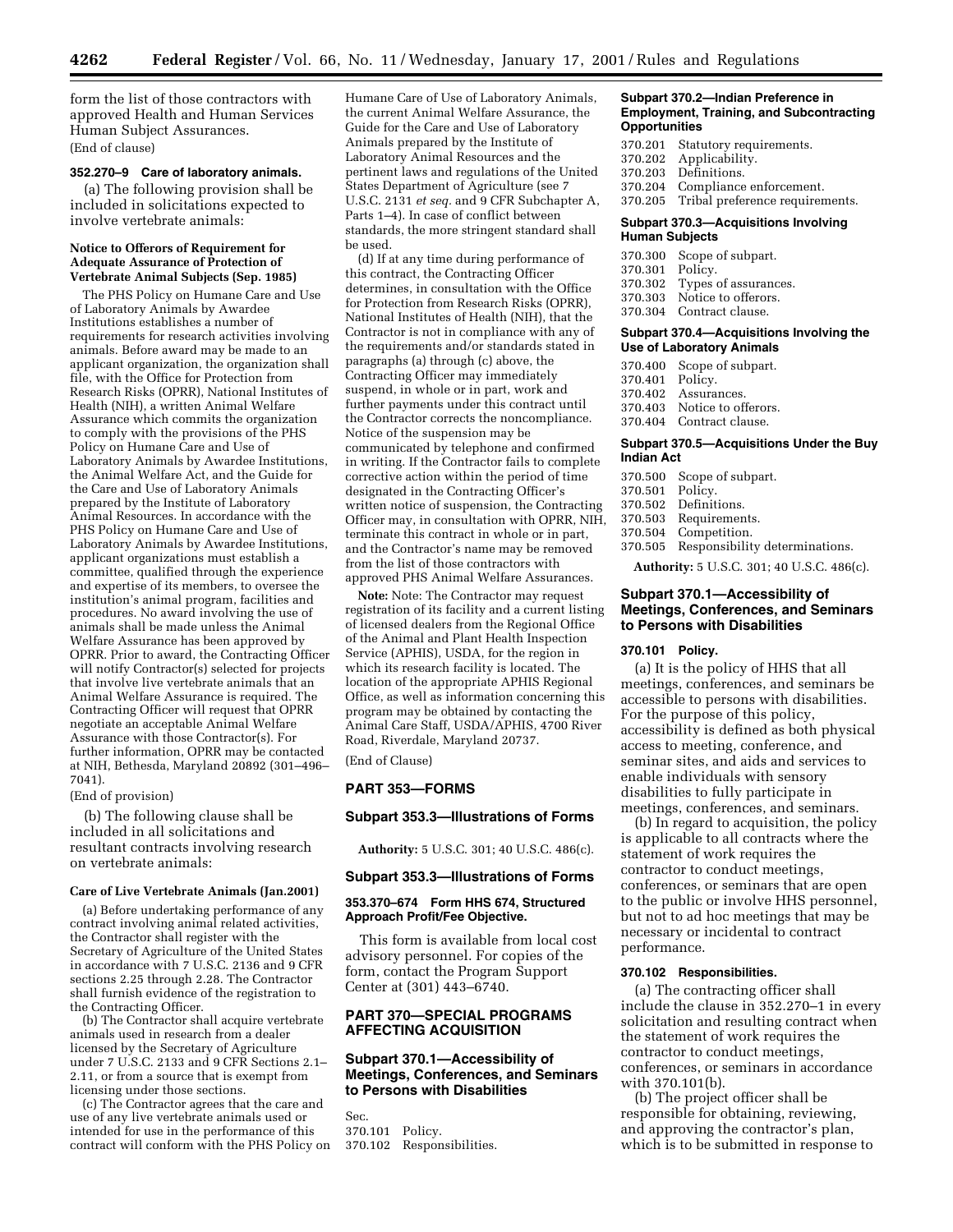form the list of those contractors with approved Health and Human Services Human Subject Assurances.

(End of clause)

#### 352.270–9 Care of laboratory animals.

(a) The following provision shall be included in solicitations expected to involve vertebrate animals:

**Notice to Offerors of Requirement for Adequate Assurance of Protection of Vertebrate Animal Subjects (Sep. 1985)**

The PHS Policy on Humane Care and Use of Laboratory Animals by Awardee Institutions establishes a number of requirements for research activities involving animals. Before award may be made to an applicant organization, the organization shall file, with the Office for Protection from Research Risks (OPRR), National Institutes of Health (NIH), a written Animal Welfare Assurance which commits the organization to comply with the provisions of the PHS Policy on Humane Care and Use of Laboratory Animals by Awardee Institutions, the Animal Welfare Act, and the Guide for the Care and Use of Laboratory Animals prepared by the Institute of Laboratory Animal Resources. In accordance with the PHS Policy on Humane Care and Use of Laboratory Animals by Awardee Institutions, applicant organizations must establish a committee, qualified through the experience and expertise of its members, to oversee the institution's animal program, facilities and procedures. No award involving the use of animals shall be made unless the Animal Welfare Assurance has been approved by OPRR. Prior to award, the Contracting Officer will notify Contractor(s) selected for projects that involve live vertebrate animals that an Animal Welfare Assurance is required. The Contracting Officer will request that OPRR negotiate an acceptable Animal Welfare Assurance with those Contractor(s). For further information, OPRR may be contacted at NIH, Bethesda, Maryland 20892 (301–496–7041).

(End of provision)

(b) The following clause shall be included in all solicitations and resultant contracts involving research on vertebrate animals:

**Care of Live Vertebrate Animals (Jan.2001)**

(a) Before undertaking performance of any contract involving animal related activities, the Contractor shall register with the Secretary of Agriculture of the United States in accordance with 7 U.S.C. 2136 and 9 CFR sections 2.25 through 2.28. The Contractor shall furnish evidence of the registration to the Contracting Officer.

(b) The Contractor shall acquire vertebrate animals used in research from a dealer licensed by the Secretary of Agriculture under 7 U.S.C. 2133 and 9 CFR Sections 2.1–2.11, or from a source that is exempt from licensing under those sections.

(c) The Contractor agrees that the care and use of any live vertebrate animals used or intended for use in the performance of this contract will conform with the PHS Policy on Humane Care of Use of Laboratory Animals, the current Animal Welfare Assurance, the Guide for the Care and Use of Laboratory Animals prepared by the Institute of Laboratory Animal Resources and the pertinent laws and regulations of the United States Department of Agriculture (see 7 U.S.C. 2131 *et seq.* and 9 CFR Subchapter A, Parts 1–4). In case of conflict between standards, the more stringent standard shall be used.

(d) If at any time during performance of this contract, the Contracting Officer determines, in consultation with the Office for Protection from Research Risks (OPRR), National Institutes of Health (NIH), that the Contractor is not in compliance with any of the requirements and/or standards stated in paragraphs (a) through (c) above, the Contracting Officer may immediately suspend, in whole or in part, work and further payments under this contract until the Contractor corrects the noncompliance. Notice of the suspension may be communicated by telephone and confirmed in writing. If the Contractor fails to complete corrective action within the period of time designated in the Contracting Officer's written notice of suspension, the Contracting Officer may, in consultation with OPRR, NIH, terminate this contract in whole or in part, and the Contractor's name may be removed from the list of those contractors with approved PHS Animal Welfare Assurances.

**Note:** Note: The Contractor may request registration of its facility and a current listing of licensed dealers from the Regional Office of the Animal and Plant Health Inspection Service (APHIS), USDA, for the region in which its research facility is located. The location of the appropriate APHIS Regional Office, as well as information concerning this program may be obtained by contacting the Animal Care Staff, USDA/APHIS, 4700 River Road, Riverdale, Maryland 20737.

(End of Clause)

## PART 353—FORMS

### Subpart 353.3—Illustrations of Forms

**Authority:** 5 U.S.C. 301; 40 U.S.C. 486(c).

### Subpart 353.3—Illustrations of Forms

#### 353.370–674 Form HHS 674, Structured Approach Profit/Fee Objective.

This form is available from local cost advisory personnel. For copies of the form, contact the Program Support Center at (301) 443–6740.

## PART 370—SPECIAL PROGRAMS AFFECTING ACQUISITION

### Subpart 370.1—Accessibility of Meetings, Conferences, and Seminars to Persons with Disabilities

Sec.
370.101 Policy.
370.102 Responsibilities.

### Subpart 370.2—Indian Preference in Employment, Training, and Subcontracting Opportunities

370.201 Statutory requirements.
370.202 Applicability.
370.203 Definitions.
370.204 Compliance enforcement.
370.205 Tribal preference requirements.

### Subpart 370.3—Acquisitions Involving Human Subjects

370.300 Scope of subpart.
370.301 Policy.
370.302 Types of assurances.
370.303 Notice to offerors.
370.304 Contract clause.

### Subpart 370.4—Acquisitions Involving the Use of Laboratory Animals

370.400 Scope of subpart.
370.401 Policy.
370.402 Assurances.
370.403 Notice to offerors.
370.404 Contract clause.

### Subpart 370.5—Acquisitions Under the Buy Indian Act

370.500 Scope of subpart.
370.501 Policy.
370.502 Definitions.
370.503 Requirements.
370.504 Competition.
370.505 Responsibility determinations.

**Authority:** 5 U.S.C. 301; 40 U.S.C. 486(c).

### Subpart 370.1—Accessibility of Meetings, Conferences, and Seminars to Persons with Disabilities

#### 370.101 Policy.

(a) It is the policy of HHS that all meetings, conferences, and seminars be accessible to persons with disabilities. For the purpose of this policy, accessibility is defined as both physical access to meeting, conference, and seminar sites, and aids and services to enable individuals with sensory disabilities to fully participate in meetings, conferences, and seminars.

(b) In regard to acquisition, the policy is applicable to all contracts where the statement of work requires the contractor to conduct meetings, conferences, or seminars that are open to the public or involve HHS personnel, but not to ad hoc meetings that may be necessary or incidental to contract performance.

#### 370.102 Responsibilities.

(a) The contracting officer shall include the clause in 352.270–1 in every solicitation and resulting contract when the statement of work requires the contractor to conduct meetings, conferences, or seminars in accordance with 370.101(b).

(b) The project officer shall be responsible for obtaining, reviewing, and approving the contractor's plan, which is to be submitted in response to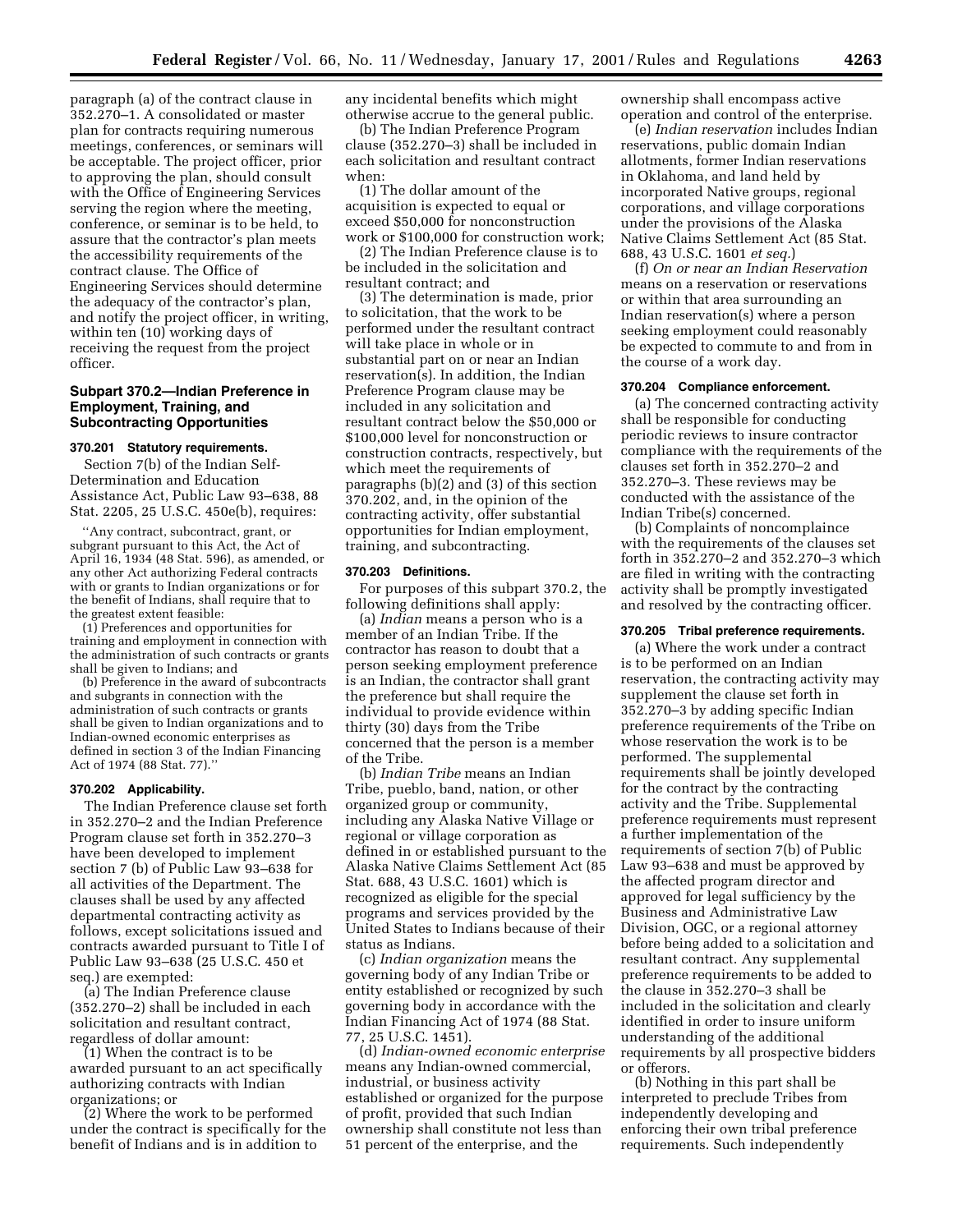paragraph (a) of the contract clause in 352.270–1. A consolidated or master plan for contracts requiring numerous meetings, conferences, or seminars will be acceptable. The project officer, prior to approving the plan, should consult with the Office of Engineering Services serving the region where the meeting, conference, or seminar is to be held, to assure that the contractor's plan meets the accessibility requirements of the contract clause. The Office of Engineering Services should determine the adequacy of the contractor's plan, and notify the project officer, in writing, within ten (10) working days of receiving the request from the project officer.

## Subpart 370.2—Indian Preference in Employment, Training, and Subcontracting Opportunities

### 370.201 Statutory requirements.

Section 7(b) of the Indian Self-Determination and Education Assistance Act, Public Law 93–638, 88 Stat. 2205, 25 U.S.C. 450e(b), requires:

''Any contract, subcontract, grant, or subgrant pursuant to this Act, the Act of April 16, 1934 (48 Stat. 596), as amended, or any other Act authorizing Federal contracts with or grants to Indian organizations or for the benefit of Indians, shall require that to the greatest extent feasible:

(1) Preferences and opportunities for training and employment in connection with the administration of such contracts or grants shall be given to Indians; and

(b) Preference in the award of subcontracts and subgrants in connection with the administration of such contracts or grants shall be given to Indian organizations and to Indian-owned economic enterprises as defined in section 3 of the Indian Financing Act of 1974 (88 Stat. 77).''

### 370.202 Applicability.

The Indian Preference clause set forth in 352.270–2 and the Indian Preference Program clause set forth in 352.270–3 have been developed to implement section 7 (b) of Public Law 93–638 for all activities of the Department. The clauses shall be used by any affected departmental contracting activity as follows, except solicitations issued and contracts awarded pursuant to Title I of Public Law 93–638 (25 U.S.C. 450 et seq.) are exempted:

(a) The Indian Preference clause (352.270–2) shall be included in each solicitation and resultant contract, regardless of dollar amount:

(1) When the contract is to be awarded pursuant to an act specifically authorizing contracts with Indian organizations; or

(2) Where the work to be performed under the contract is specifically for the benefit of Indians and is in addition to any incidental benefits which might otherwise accrue to the general public.

(b) The Indian Preference Program clause (352.270–3) shall be included in each solicitation and resultant contract when:

(1) The dollar amount of the acquisition is expected to equal or exceed $50,000 for nonconstruction work or $100,000 for construction work;

(2) The Indian Preference clause is to be included in the solicitation and resultant contract; and

(3) The determination is made, prior to solicitation, that the work to be performed under the resultant contract will take place in whole or in substantial part on or near an Indian reservation(s). In addition, the Indian Preference Program clause may be included in any solicitation and resultant contract below the $50,000 or $100,000 level for nonconstruction or construction contracts, respectively, but which meet the requirements of paragraphs (b)(2) and (3) of this section 370.202, and, in the opinion of the contracting activity, offer substantial opportunities for Indian employment, training, and subcontracting.

### 370.203 Definitions.

For purposes of this subpart 370.2, the following definitions shall apply:

(a) *Indian* means a person who is a member of an Indian Tribe. If the contractor has reason to doubt that a person seeking employment preference is an Indian, the contractor shall grant the preference but shall require the individual to provide evidence within thirty (30) days from the Tribe concerned that the person is a member of the Tribe.

(b) *Indian Tribe* means an Indian Tribe, pueblo, band, nation, or other organized group or community, including any Alaska Native Village or regional or village corporation as defined in or established pursuant to the Alaska Native Claims Settlement Act (85 Stat. 688, 43 U.S.C. 1601) which is recognized as eligible for the special programs and services provided by the United States to Indians because of their status as Indians.

(c) *Indian organization* means the governing body of any Indian Tribe or entity established or recognized by such governing body in accordance with the Indian Financing Act of 1974 (88 Stat. 77, 25 U.S.C. 1451).

(d) *Indian-owned economic enterprise* means any Indian-owned commercial, industrial, or business activity established or organized for the purpose of profit, provided that such Indian ownership shall constitute not less than 51 percent of the enterprise, and the ownership shall encompass active operation and control of the enterprise.

(e) *Indian reservation* includes Indian reservations, public domain Indian allotments, former Indian reservations in Oklahoma, and land held by incorporated Native groups, regional corporations, and village corporations under the provisions of the Alaska Native Claims Settlement Act (85 Stat. 688, 43 U.S.C. 1601 *et seq.*)

(f) *On or near an Indian Reservation* means on a reservation or reservations or within that area surrounding an Indian reservation(s) where a person seeking employment could reasonably be expected to commute to and from in the course of a work day.

### 370.204 Compliance enforcement.

(a) The concerned contracting activity shall be responsible for conducting periodic reviews to insure contractor compliance with the requirements of the clauses set forth in 352.270–2 and 352.270–3. These reviews may be conducted with the assistance of the Indian Tribe(s) concerned.

(b) Complaints of noncomplaince with the requirements of the clauses set forth in 352.270–2 and 352.270–3 which are filed in writing with the contracting activity shall be promptly investigated and resolved by the contracting officer.

### 370.205 Tribal preference requirements.

(a) Where the work under a contract is to be performed on an Indian reservation, the contracting activity may supplement the clause set forth in 352.270–3 by adding specific Indian preference requirements of the Tribe on whose reservation the work is to be performed. The supplemental requirements shall be jointly developed for the contract by the contracting activity and the Tribe. Supplemental preference requirements must represent a further implementation of the requirements of section 7(b) of Public Law 93–638 and must be approved by the affected program director and approved for legal sufficiency by the Business and Administrative Law Division, OGC, or a regional attorney before being added to a solicitation and resultant contract. Any supplemental preference requirements to be added to the clause in 352.270–3 shall be included in the solicitation and clearly identified in order to insure uniform understanding of the additional requirements by all prospective bidders or offerors.

(b) Nothing in this part shall be interpreted to preclude Tribes from independently developing and enforcing their own tribal preference requirements. Such independently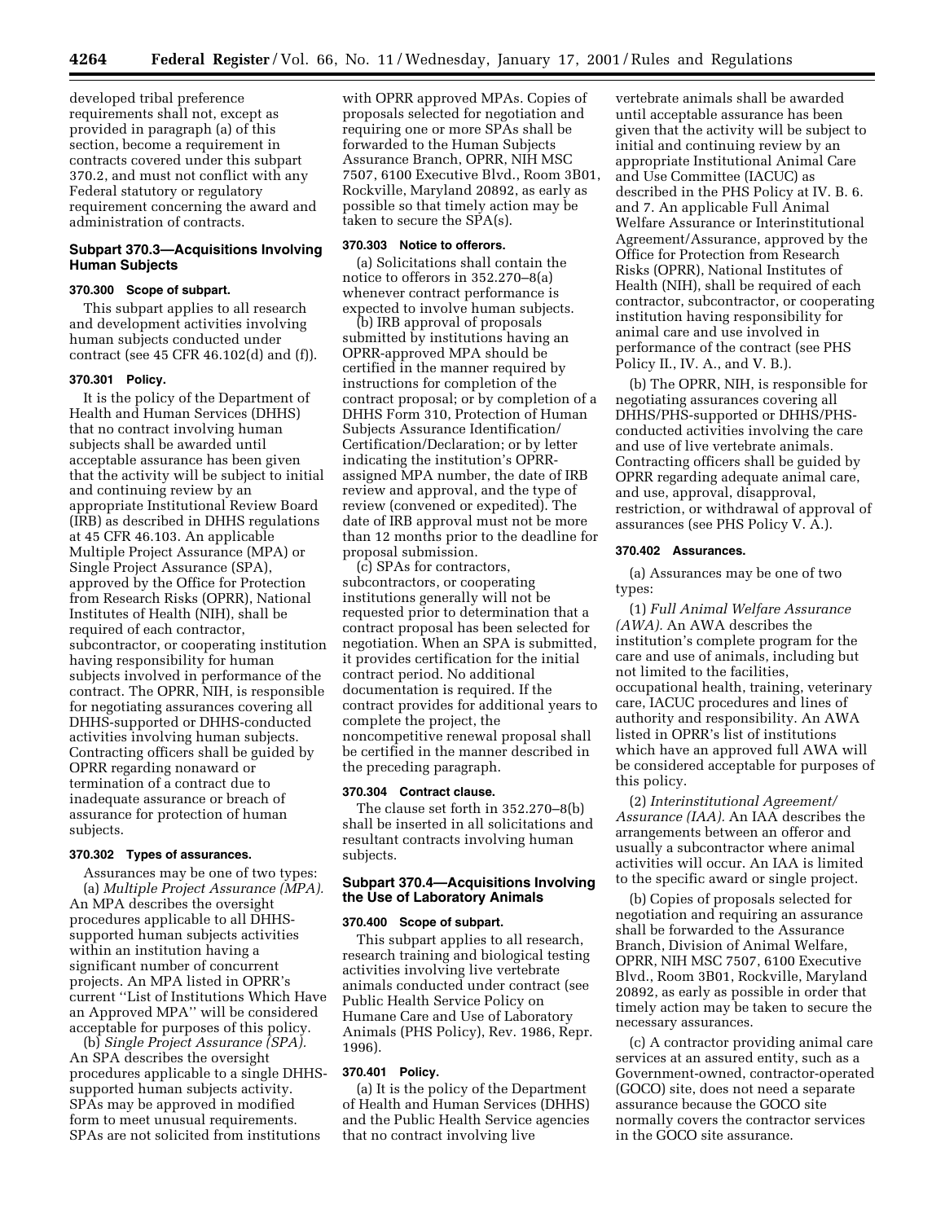developed tribal preference requirements shall not, except as provided in paragraph (a) of this section, become a requirement in contracts covered under this subpart 370.2, and must not conflict with any Federal statutory or regulatory requirement concerning the award and administration of contracts.

## Subpart 370.3—Acquisitions Involving Human Subjects

### 370.300 Scope of subpart.

This subpart applies to all research and development activities involving human subjects conducted under contract (see 45 CFR 46.102(d) and (f)).

### 370.301 Policy.

It is the policy of the Department of Health and Human Services (DHHS) that no contract involving human subjects shall be awarded until acceptable assurance has been given that the activity will be subject to initial and continuing review by an appropriate Institutional Review Board (IRB) as described in DHHS regulations at 45 CFR 46.103. An applicable Multiple Project Assurance (MPA) or Single Project Assurance (SPA), approved by the Office for Protection from Research Risks (OPRR), National Institutes of Health (NIH), shall be required of each contractor, subcontractor, or cooperating institution having responsibility for human subjects involved in performance of the contract. The OPRR, NIH, is responsible for negotiating assurances covering all DHHS-supported or DHHS-conducted activities involving human subjects. Contracting officers shall be guided by OPRR regarding nonaward or termination of a contract due to inadequate assurance or breach of assurance for protection of human subjects.

### 370.302 Types of assurances.

Assurances may be one of two types:

(a) *Multiple Project Assurance (MPA).* An MPA describes the oversight procedures applicable to all DHHS-supported human subjects activities within an institution having a significant number of concurrent projects. An MPA listed in OPRR's current "List of Institutions Which Have an Approved MPA" will be considered acceptable for purposes of this policy.

(b) *Single Project Assurance (SPA).* An SPA describes the oversight procedures applicable to a single DHHS-supported human subjects activity. SPAs may be approved in modified form to meet unusual requirements. SPAs are not solicited from institutions with OPRR approved MPAs. Copies of proposals selected for negotiation and requiring one or more SPAs shall be forwarded to the Human Subjects Assurance Branch, OPRR, NIH MSC 7507, 6100 Executive Blvd., Room 3B01, Rockville, Maryland 20892, as early as possible so that timely action may be taken to secure the SPA(s).

### 370.303 Notice to offerors.

(a) Solicitations shall contain the notice to offerors in 352.270–8(a) whenever contract performance is expected to involve human subjects.

(b) IRB approval of proposals submitted by institutions having an OPRR-approved MPA should be certified in the manner required by instructions for completion of the contract proposal; or by completion of a DHHS Form 310, Protection of Human Subjects Assurance Identification/Certification/Declaration; or by letter indicating the institution's OPRR-assigned MPA number, the date of IRB review and approval, and the type of review (convened or expedited). The date of IRB approval must not be more than 12 months prior to the deadline for proposal submission.

(c) SPAs for contractors, subcontractors, or cooperating institutions generally will not be requested prior to determination that a contract proposal has been selected for negotiation. When an SPA is submitted, it provides certification for the initial contract period. No additional documentation is required. If the contract provides for additional years to complete the project, the noncompetitive renewal proposal shall be certified in the manner described in the preceding paragraph.

### 370.304 Contract clause.

The clause set forth in 352.270–8(b) shall be inserted in all solicitations and resultant contracts involving human subjects.

## Subpart 370.4—Acquisitions Involving the Use of Laboratory Animals

### 370.400 Scope of subpart.

This subpart applies to all research, research training and biological testing activities involving live vertebrate animals conducted under contract (see Public Health Service Policy on Humane Care and Use of Laboratory Animals (PHS Policy), Rev. 1986, Repr. 1996).

### 370.401 Policy.

(a) It is the policy of the Department of Health and Human Services (DHHS) and the Public Health Service agencies that no contract involving live vertebrate animals shall be awarded until acceptable assurance has been given that the activity will be subject to initial and continuing review by an appropriate Institutional Animal Care and Use Committee (IACUC) as described in the PHS Policy at IV. B. 6. and 7. An applicable Full Animal Welfare Assurance or Interinstitutional Agreement/Assurance, approved by the Office for Protection from Research Risks (OPRR), National Institutes of Health (NIH), shall be required of each contractor, subcontractor, or cooperating institution having responsibility for animal care and use involved in performance of the contract (see PHS Policy II., IV. A., and V. B.).

(b) The OPRR, NIH, is responsible for negotiating assurances covering all DHHS/PHS-supported or DHHS/PHS-conducted activities involving the care and use of live vertebrate animals. Contracting officers shall be guided by OPRR regarding adequate animal care, and use, approval, disapproval, restriction, or withdrawal of approval of assurances (see PHS Policy V. A.).

### 370.402 Assurances.

(a) Assurances may be one of two types:

(1) *Full Animal Welfare Assurance (AWA).* An AWA describes the institution's complete program for the care and use of animals, including but not limited to the facilities, occupational health, training, veterinary care, IACUC procedures and lines of authority and responsibility. An AWA listed in OPRR's list of institutions which have an approved full AWA will be considered acceptable for purposes of this policy.

(2) *Interinstitutional Agreement/Assurance (IAA).* An IAA describes the arrangements between an offeror and usually a subcontractor where animal activities will occur. An IAA is limited to the specific award or single project.

(b) Copies of proposals selected for negotiation and requiring an assurance shall be forwarded to the Assurance Branch, Division of Animal Welfare, OPRR, NIH MSC 7507, 6100 Executive Blvd., Room 3B01, Rockville, Maryland 20892, as early as possible in order that timely action may be taken to secure the necessary assurances.

(c) A contractor providing animal care services at an assured entity, such as a Government-owned, contractor-operated (GOCO) site, does not need a separate assurance because the GOCO site normally covers the contractor services in the GOCO site assurance.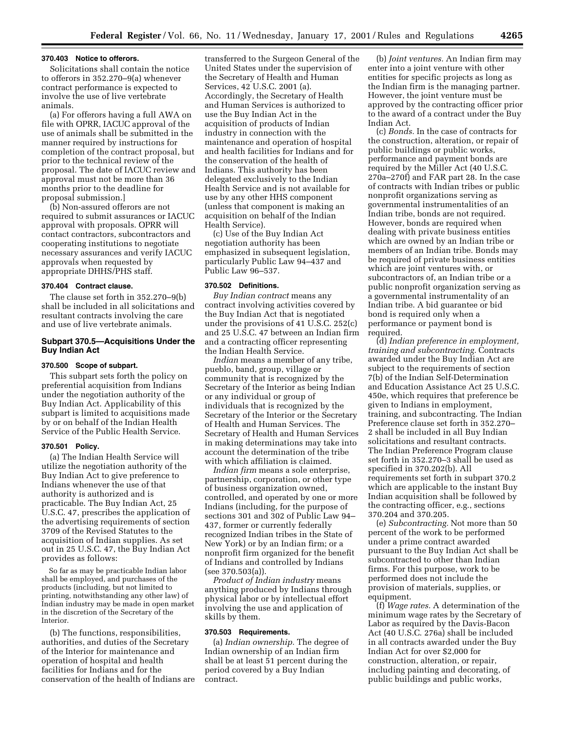### 370.403 Notice to offerors.

Solicitations shall contain the notice to offerors in 352.270–9(a) whenever contract performance is expected to involve the use of live vertebrate animals.

(a) For offerors having a full AWA on file with OPRR, IACUC approval of the use of animals shall be submitted in the manner required by instructions for completion of the contract proposal, but prior to the technical review of the proposal. The date of IACUC review and approval must not be more than 36 months prior to the deadline for proposal submission.]

(b) Non-assured offerors are not required to submit assurances or IACUC approval with proposals. OPRR will contact contractors, subcontractors and cooperating institutions to negotiate necessary assurances and verify IACUC approvals when requested by appropriate DHHS/PHS staff.

### 370.404 Contract clause.

The clause set forth in 352.270–9(b) shall be included in all solicitations and resultant contracts involving the care and use of live vertebrate animals.

## Subpart 370.5—Acquisitions Under the Buy Indian Act

### 370.500 Scope of subpart.

This subpart sets forth the policy on preferential acquisition from Indians under the negotiation authority of the Buy Indian Act. Applicability of this subpart is limited to acquisitions made by or on behalf of the Indian Health Service of the Public Health Service.

### 370.501 Policy.

(a) The Indian Health Service will utilize the negotiation authority of the Buy Indian Act to give preference to Indians whenever the use of that authority is authorized and is practicable. The Buy Indian Act, 25 U.S.C. 47, prescribes the application of the advertising requirements of section 3709 of the Revised Statutes to the acquisition of Indian supplies. As set out in 25 U.S.C. 47, the Buy Indian Act provides as follows:

> So far as may be practicable Indian labor shall be employed, and purchases of the products (including, but not limited to printing, notwithstanding any other law) of Indian industry may be made in open market in the discretion of the Secretary of the Interior.

(b) The functions, responsibilities, authorities, and duties of the Secretary of the Interior for maintenance and operation of hospital and health facilities for Indians and for the conservation of the health of Indians are transferred to the Surgeon General of the United States under the supervision of the Secretary of Health and Human Services, 42 U.S.C. 2001 (a). Accordingly, the Secretary of Health and Human Services is authorized to use the Buy Indian Act in the acquisition of products of Indian industry in connection with the maintenance and operation of hospital and health facilities for Indians and for the conservation of the health of Indians. This authority has been delegated exclusively to the Indian Health Service and is not available for use by any other HHS component (unless that component is making an acquisition on behalf of the Indian Health Service).

(c) Use of the Buy Indian Act negotiation authority has been emphasized in subsequent legislation, particularly Public Law 94–437 and Public Law 96–537.

### 370.502 Definitions.

*Buy Indian contract* means any contract involving activities covered by the Buy Indian Act that is negotiated under the provisions of 41 U.S.C. 252(c) and 25 U.S.C. 47 between an Indian firm and a contracting officer representing the Indian Health Service.

*Indian* means a member of any tribe, pueblo, band, group, village or community that is recognized by the Secretary of the Interior as being Indian or any individual or group of individuals that is recognized by the Secretary of the Interior or the Secretary of Health and Human Services. The Secretary of Health and Human Services in making determinations may take into account the determination of the tribe with which affiliation is claimed.

*Indian firm* means a sole enterprise, partnership, corporation, or other type of business organization owned, controlled, and operated by one or more Indians (including, for the purpose of sections 301 and 302 of Public Law 94–437, former or currently federally recognized Indian tribes in the State of New York) or by an Indian firm; or a nonprofit firm organized for the benefit of Indians and controlled by Indians (see 370.503(a)).

*Product of Indian industry* means anything produced by Indians through physical labor or by intellectual effort involving the use and application of skills by them.

### 370.503 Requirements.

(a) *Indian ownership.* The degree of Indian ownership of an Indian firm shall be at least 51 percent during the period covered by a Buy Indian contract.

(b) *Joint ventures.* An Indian firm may enter into a joint venture with other entities for specific projects as long as the Indian firm is the managing partner. However, the joint venture must be approved by the contracting officer prior to the award of a contract under the Buy Indian Act.

(c) *Bonds.* In the case of contracts for the construction, alteration, or repair of public buildings or public works, performance and payment bonds are required by the Miller Act (40 U.S.C. 270a–270f) and FAR part 28. In the case of contracts with Indian tribes or public nonprofit organizations serving as governmental instrumentalities of an Indian tribe, bonds are not required. However, bonds are required when dealing with private business entities which are owned by an Indian tribe or members of an Indian tribe. Bonds may be required of private business entities which are joint ventures with, or subcontractors of, an Indian tribe or a public nonprofit organization serving as a governmental instrumentality of an Indian tribe. A bid guarantee or bid bond is required only when a performance or payment bond is required.

(d) *Indian preference in employment, training and subcontracting.* Contracts awarded under the Buy Indian Act are subject to the requirements of section 7(b) of the Indian Self-Determination and Education Assistance Act 25 U.S.C. 450e, which requires that preference be given to Indians in employment, training, and subcontracting. The Indian Preference clause set forth in 352.270–2 shall be included in all Buy Indian solicitations and resultant contracts. The Indian Preference Program clause set forth in 352.270–3 shall be used as specified in 370.202(b). All requirements set forth in subpart 370.2 which are applicable to the instant Buy Indian acquisition shall be followed by the contracting officer, e.g., sections 370.204 and 370.205.

(e) *Subcontracting.* Not more than 50 percent of the work to be performed under a prime contract awarded pursuant to the Buy Indian Act shall be subcontracted to other than Indian firms. For this purpose, work to be performed does not include the provision of materials, supplies, or equipment.

(f) *Wage rates.* A determination of the minimum wage rates by the Secretary of Labor as required by the Davis-Bacon Act (40 U.S.C. 276a) shall be included in all contracts awarded under the Buy Indian Act for over $2,000 for construction, alteration, or repair, including painting and decorating, of public buildings and public works,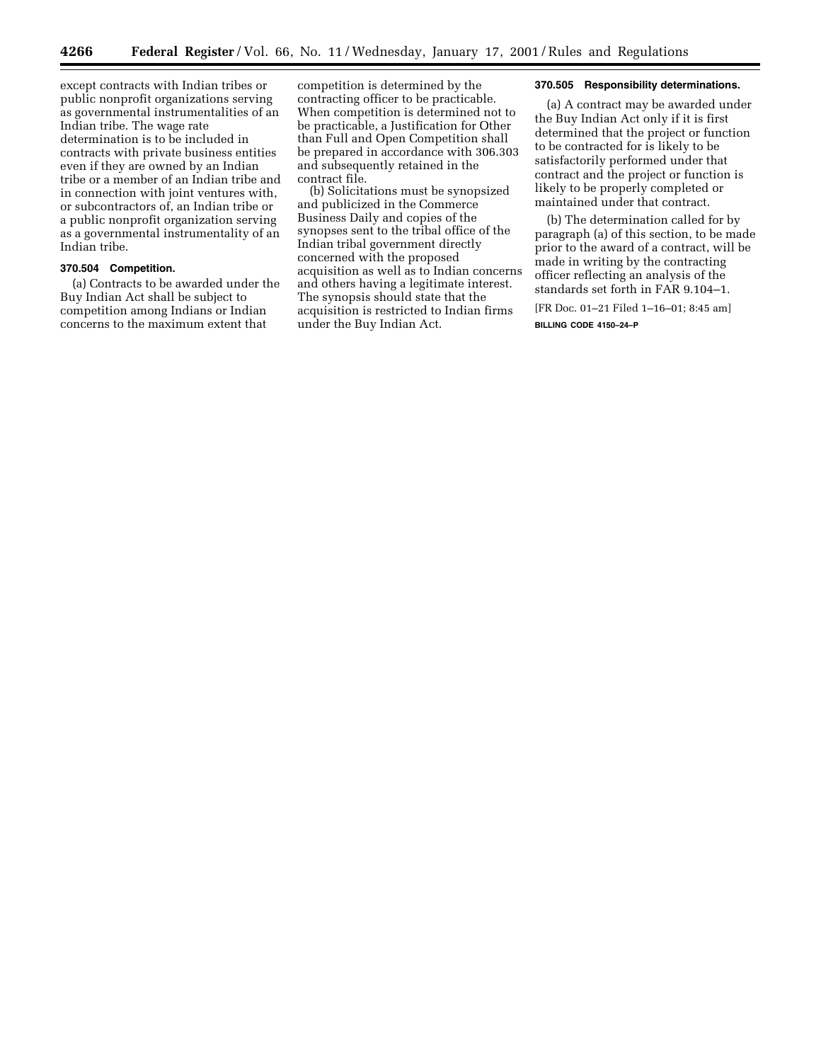except contracts with Indian tribes or public nonprofit organizations serving as governmental instrumentalities of an Indian tribe. The wage rate determination is to be included in contracts with private business entities even if they are owned by an Indian tribe or a member of an Indian tribe and in connection with joint ventures with, or subcontractors of, an Indian tribe or a public nonprofit organization serving as a governmental instrumentality of an Indian tribe.

**370.504 Competition.**

(a) Contracts to be awarded under the Buy Indian Act shall be subject to competition among Indians or Indian concerns to the maximum extent that competition is determined by the contracting officer to be practicable. When competition is determined not to be practicable, a Justification for Other than Full and Open Competition shall be prepared in accordance with 306.303 and subsequently retained in the contract file.

(b) Solicitations must be synopsized and publicized in the Commerce Business Daily and copies of the synopses sent to the tribal office of the Indian tribal government directly concerned with the proposed acquisition as well as to Indian concerns and others having a legitimate interest. The synopsis should state that the acquisition is restricted to Indian firms under the Buy Indian Act.

**370.505 Responsibility determinations.**

(a) A contract may be awarded under the Buy Indian Act only if it is first determined that the project or function to be contracted for is likely to be satisfactorily performed under that contract and the project or function is likely to be properly completed or maintained under that contract.

(b) The determination called for by paragraph (a) of this section, to be made prior to the award of a contract, will be made in writing by the contracting officer reflecting an analysis of the standards set forth in FAR 9.104–1.

[FR Doc. 01–21 Filed 1–16–01; 8:45 am]

**BILLING CODE 4150–24–P**